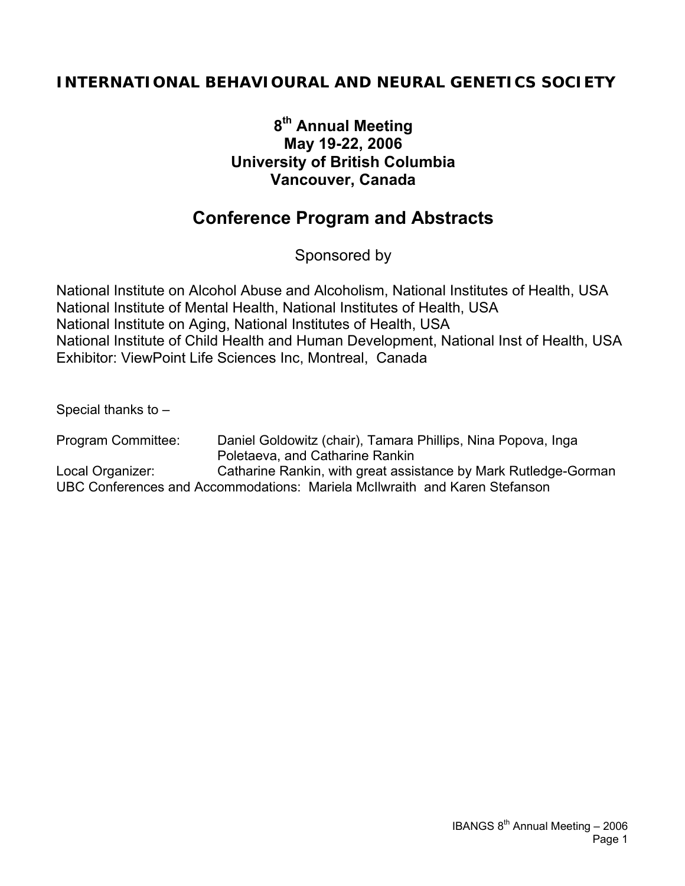# INTERNATIONAL BEHAVIOURAL AND NEURAL GENETICS SOCIETY

## 8th Annual Meeting
## May 19-22, 2006
## University of British Columbia
## Vancouver, Canada

# Conference Program and Abstracts

Sponsored by

National Institute on Alcohol Abuse and Alcoholism, National Institutes of Health, USA
National Institute of Mental Health, National Institutes of Health, USA
National Institute on Aging, National Institutes of Health, USA
National Institute of Child Health and Human Development, National Inst of Health, USA
Exhibitor: ViewPoint Life Sciences Inc, Montreal, Canada

Special thanks to –

Program Committee: Daniel Goldowitz (chair), Tamara Phillips, Nina Popova, Inga Poletaeva, and Catharine Rankin
Local Organizer: Catharine Rankin, with great assistance by Mark Rutledge-Gorman
UBC Conferences and Accommodations: Mariela McIlwraith and Karen Stefanson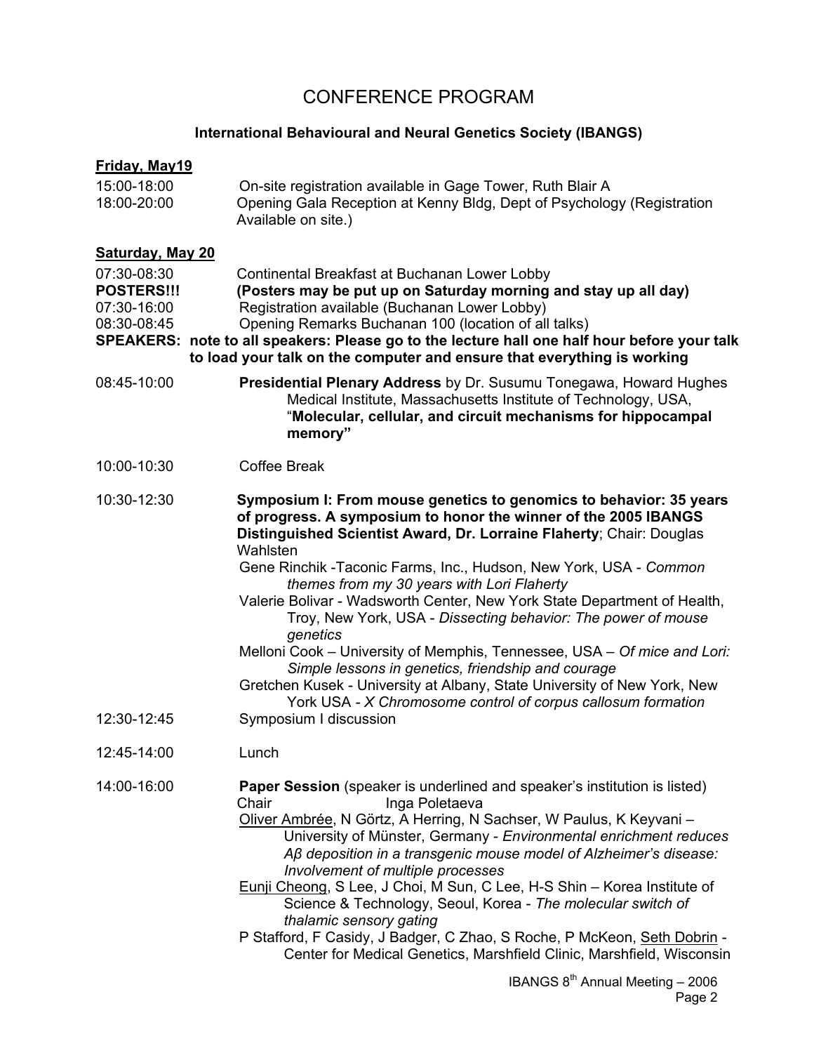# CONFERENCE PROGRAM

## International Behavioural and Neural Genetics Society (IBANGS)

### Friday, May19

15:00-18:00 On-site registration available in Gage Tower, Ruth Blair A

18:00-20:00 Opening Gala Reception at Kenny Bldg, Dept of Psychology (Registration Available on site.)

### Saturday, May 20

07:30-08:30 Continental Breakfast at Buchanan Lower Lobby

**POSTERS!!!** **(Posters may be put up on Saturday morning and stay up all day)**

07:30-16:00 Registration available (Buchanan Lower Lobby)

08:30-08:45 Opening Remarks Buchanan 100 (location of all talks)

**SPEAKERS: note to all speakers: Please go to the lecture hall one half hour before your talk to load your talk on the computer and ensure that everything is working**

08:45-10:00 **Presidential Plenary Address** by Dr. Susumu Tonegawa, Howard Hughes Medical Institute, Massachusetts Institute of Technology, USA, "**Molecular, cellular, and circuit mechanisms for hippocampal memory"**

10:00-10:30 Coffee Break

10:30-12:30 **Symposium I: From mouse genetics to genomics to behavior: 35 years of progress. A symposium to honor the winner of the 2005 IBANGS Distinguished Scientist Award, Dr. Lorraine Flaherty**; Chair: Douglas Wahlsten

- Gene Rinchik -Taconic Farms, Inc., Hudson, New York, USA - *Common themes from my 30 years with Lori Flaherty*
- Valerie Bolivar - Wadsworth Center, New York State Department of Health, Troy, New York, USA - *Dissecting behavior: The power of mouse genetics*
- Melloni Cook – University of Memphis, Tennessee, USA – *Of mice and Lori: Simple lessons in genetics, friendship and courage*
- Gretchen Kusek - University at Albany, State University of New York, New York USA - *X Chromosome control of corpus callosum formation*

12:30-12:45 Symposium I discussion

12:45-14:00 Lunch

14:00-16:00 **Paper Session** (speaker is underlined and speaker's institution is listed)
Chair Inga Poletaeva

- <u>Oliver Ambrée</u>, N Görtz, A Herring, N Sachser, W Paulus, K Keyvani – University of Münster, Germany - *Environmental enrichment reduces Aβ deposition in a transgenic mouse model of Alzheimer's disease: Involvement of multiple processes*
- <u>Eunji Cheong</u>, S Lee, J Choi, M Sun, C Lee, H-S Shin – Korea Institute of Science & Technology, Seoul, Korea - *The molecular switch of thalamic sensory gating*
- P Stafford, F Casidy, J Badger, C Zhao, S Roche, P McKeon, <u>Seth Dobrin</u> - Center for Medical Genetics, Marshfield Clinic, Marshfield, Wisconsin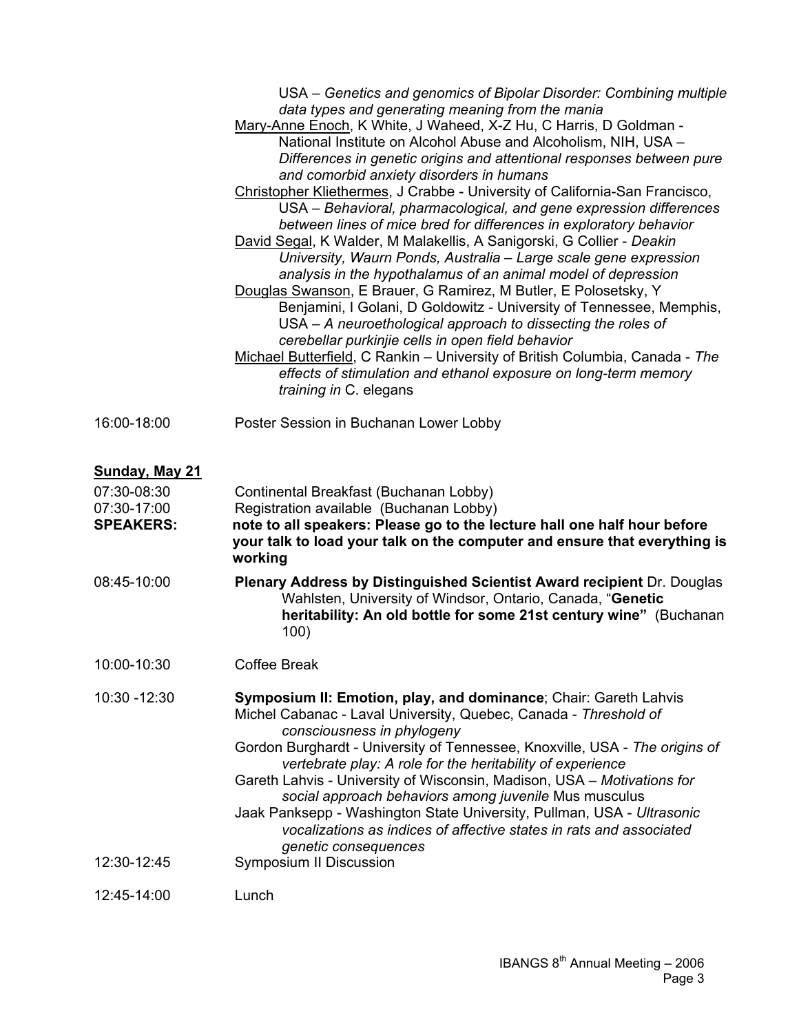USA – *Genetics and genomics of Bipolar Disorder: Combining multiple data types and generating meaning from the mania*

Mary-Anne Enoch, K White, J Waheed, X-Z Hu, C Harris, D Goldman - National Institute on Alcohol Abuse and Alcoholism, NIH, USA – *Differences in genetic origins and attentional responses between pure and comorbid anxiety disorders in humans*

Christopher Kliethermes, J Crabbe - University of California-San Francisco, USA – *Behavioral, pharmacological, and gene expression differences between lines of mice bred for differences in exploratory behavior*

David Segal, K Walder, M Malakellis, A Sanigorski, G Collier - *Deakin University, Waurn Ponds, Australia – Large scale gene expression analysis in the hypothalamus of an animal model of depression*

Douglas Swanson, E Brauer, G Ramirez, M Butler, E Polosetsky, Y Benjamini, I Golani, D Goldowitz - University of Tennessee, Memphis, USA – *A neuroethological approach to dissecting the roles of cerebellar purkinjie cells in open field behavior*

Michael Butterfield, C Rankin – University of British Columbia, Canada - *The effects of stimulation and ethanol exposure on long-term memory training in* C. elegans

16:00-18:00 Poster Session in Buchanan Lower Lobby

**Sunday, May 21**

07:30-08:30 Continental Breakfast (Buchanan Lobby)

07:30-17:00 Registration available (Buchanan Lobby)

**SPEAKERS:** **note to all speakers: Please go to the lecture hall one half hour before your talk to load your talk on the computer and ensure that everything is working**

08:45-10:00 **Plenary Address by Distinguished Scientist Award recipient** Dr. Douglas Wahlsten, University of Windsor, Ontario, Canada, "**Genetic heritability: An old bottle for some 21st century wine"** (Buchanan 100)

10:00-10:30 Coffee Break

10:30 -12:30 **Symposium II: Emotion, play, and dominance**; Chair: Gareth Lahvis

Michel Cabanac - Laval University, Quebec, Canada - *Threshold of consciousness in phylogeny*

Gordon Burghardt - University of Tennessee, Knoxville, USA - *The origins of vertebrate play: A role for the heritability of experience*

Gareth Lahvis - University of Wisconsin, Madison, USA – *Motivations for social approach behaviors among juvenile* Mus musculus

Jaak Panksepp - Washington State University, Pullman, USA - *Ultrasonic vocalizations as indices of affective states in rats and associated genetic consequences*

12:30-12:45 Symposium II Discussion

12:45-14:00 Lunch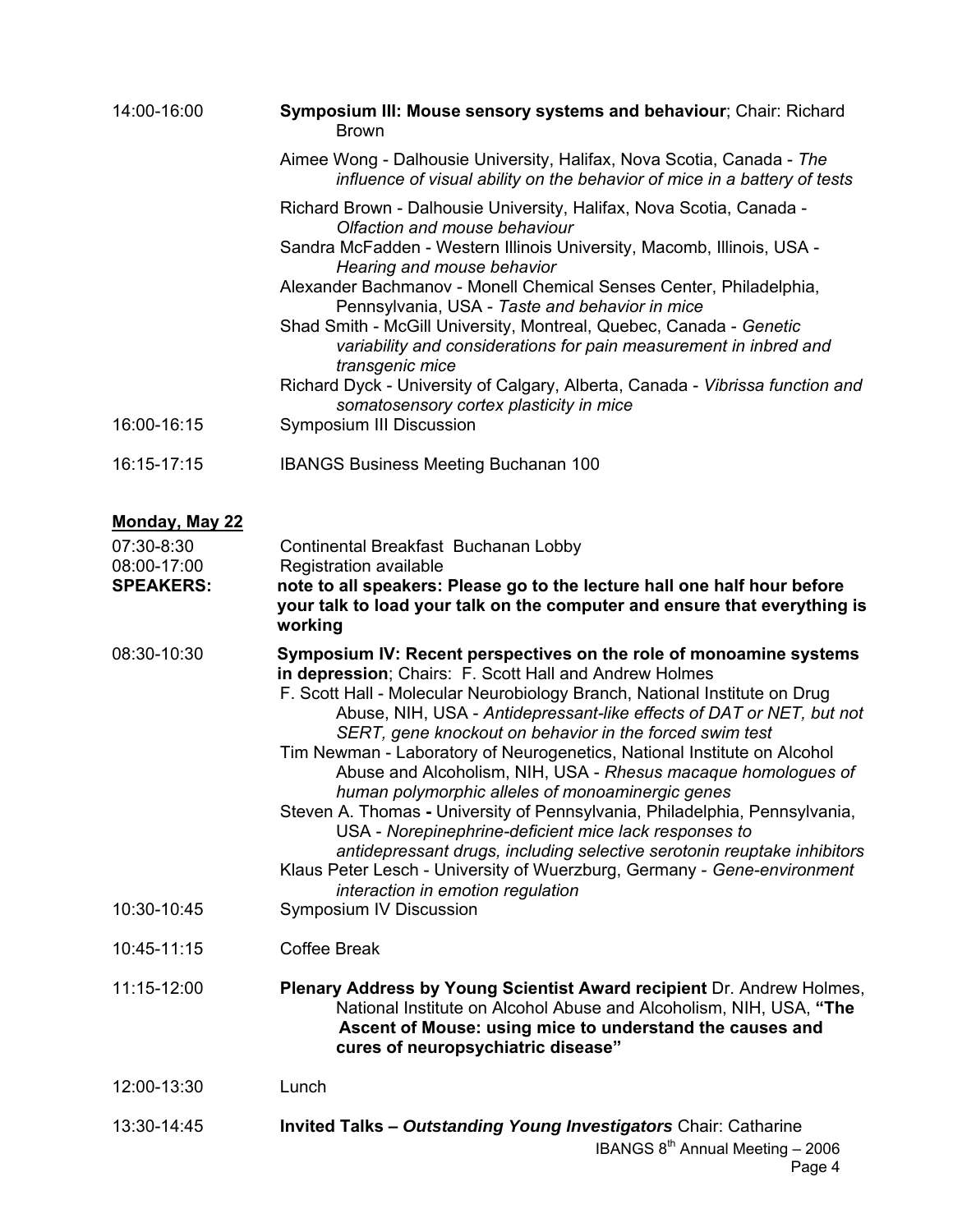14:00-16:00 **Symposium III: Mouse sensory systems and behaviour**; Chair: Richard Brown

Aimee Wong - Dalhousie University, Halifax, Nova Scotia, Canada - *The influence of visual ability on the behavior of mice in a battery of tests*

Richard Brown - Dalhousie University, Halifax, Nova Scotia, Canada - *Olfaction and mouse behaviour*

Sandra McFadden - Western Illinois University, Macomb, Illinois, USA - *Hearing and mouse behavior*

Alexander Bachmanov - Monell Chemical Senses Center, Philadelphia, Pennsylvania, USA - *Taste and behavior in mice*

Shad Smith - McGill University, Montreal, Quebec, Canada - *Genetic variability and considerations for pain measurement in inbred and transgenic mice*

Richard Dyck - University of Calgary, Alberta, Canada - *Vibrissa function and somatosensory cortex plasticity in mice*

16:00-16:15 Symposium III Discussion

16:15-17:15 IBANGS Business Meeting Buchanan 100

## Monday, May 22

07:30-8:30 Continental Breakfast Buchanan Lobby

08:00-17:00 Registration available

**SPEAKERS:** **note to all speakers: Please go to the lecture hall one half hour before your talk to load your talk on the computer and ensure that everything is working**

08:30-10:30 **Symposium IV: Recent perspectives on the role of monoamine systems in depression**; Chairs: F. Scott Hall and Andrew Holmes

F. Scott Hall - Molecular Neurobiology Branch, National Institute on Drug Abuse, NIH, USA - *Antidepressant-like effects of DAT or NET, but not SERT, gene knockout on behavior in the forced swim test*

Tim Newman - Laboratory of Neurogenetics, National Institute on Alcohol Abuse and Alcoholism, NIH, USA - *Rhesus macaque homologues of human polymorphic alleles of monoaminergic genes*

Steven A. Thomas **-** University of Pennsylvania, Philadelphia, Pennsylvania, USA - *Norepinephrine-deficient mice lack responses to antidepressant drugs, including selective serotonin reuptake inhibitors*

Klaus Peter Lesch - University of Wuerzburg, Germany - *Gene-environment interaction in emotion regulation*

10:30-10:45 Symposium IV Discussion

10:45-11:15 Coffee Break

11:15-12:00 **Plenary Address by Young Scientist Award recipient** Dr. Andrew Holmes, National Institute on Alcohol Abuse and Alcoholism, NIH, USA, **"The Ascent of Mouse: using mice to understand the causes and cures of neuropsychiatric disease"**

12:00-13:30 Lunch

13:30-14:45 **Invited Talks – *Outstanding Young Investigators*** Chair: Catharine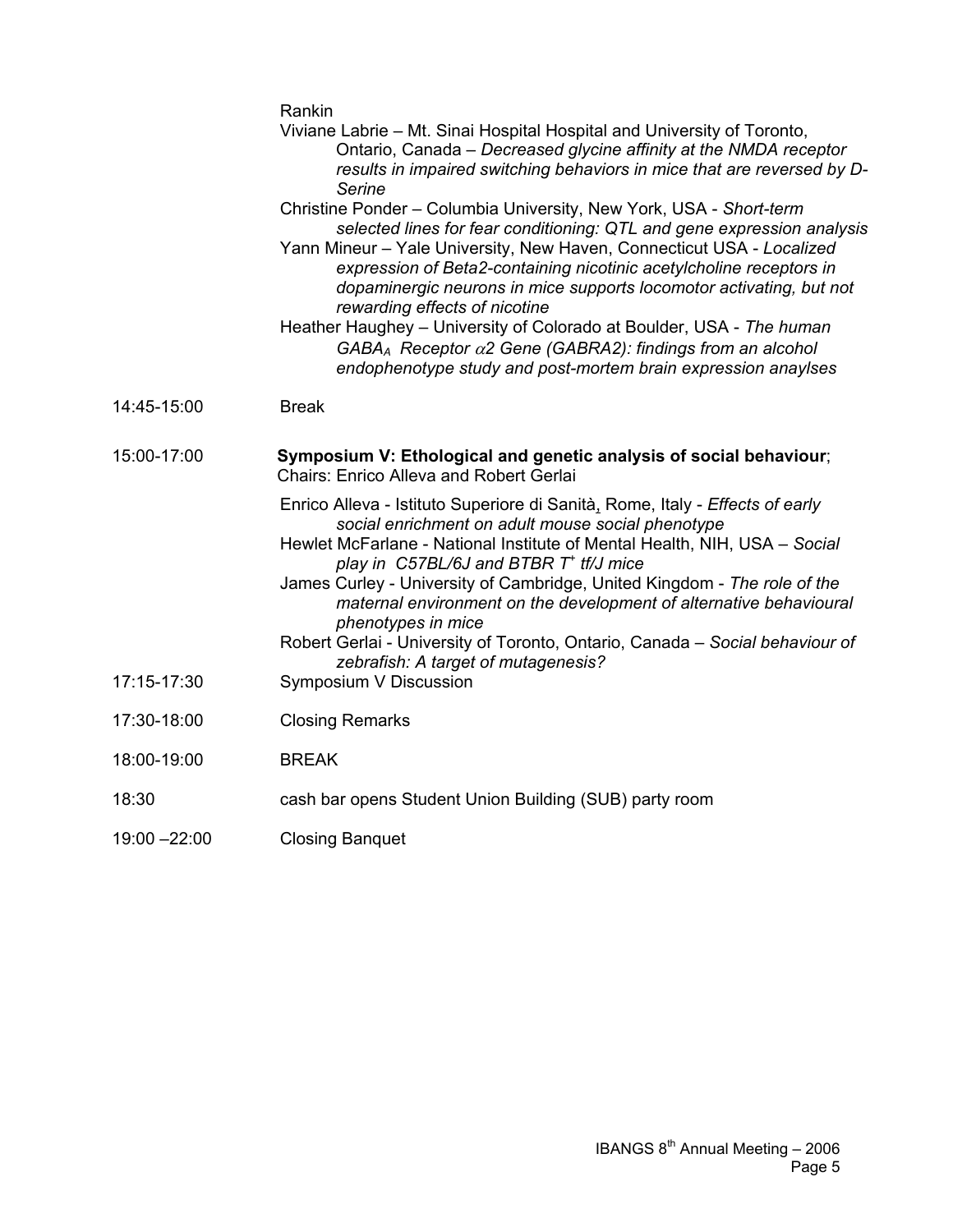Rankin

Viviane Labrie – Mt. Sinai Hospital Hospital and University of Toronto, Ontario, Canada – *Decreased glycine affinity at the NMDA receptor results in impaired switching behaviors in mice that are reversed by D-Serine*

Christine Ponder – Columbia University, New York, USA - *Short-term selected lines for fear conditioning: QTL and gene expression analysis*

Yann Mineur – Yale University, New Haven, Connecticut USA - *Localized expression of Beta2-containing nicotinic acetylcholine receptors in dopaminergic neurons in mice supports locomotor activating, but not rewarding effects of nicotine*

Heather Haughey – University of Colorado at Boulder, USA - *The human $GABA_A$ Receptor $\alpha$2 Gene (GABRA2): findings from an alcohol endophenotype study and post-mortem brain expression anaylses*

14:45-15:00 Break

15:00-17:00 **Symposium V: Ethological and genetic analysis of social behaviour**; Chairs: Enrico Alleva and Robert Gerlai

Enrico Alleva - Istituto Superiore di Sanità, Rome, Italy - *Effects of early social enrichment on adult mouse social phenotype*

Hewlet McFarlane - National Institute of Mental Health, NIH, USA – *Social play in C57BL/6J and BTBR $T^+$ tf/J mice*

James Curley - University of Cambridge, United Kingdom - *The role of the maternal environment on the development of alternative behavioural phenotypes in mice*

Robert Gerlai - University of Toronto, Ontario, Canada – *Social behaviour of zebrafish: A target of mutagenesis?*

17:15-17:30 Symposium V Discussion

17:30-18:00 Closing Remarks

18:00-19:00 BREAK

18:30 cash bar opens Student Union Building (SUB) party room

19:00 –22:00 Closing Banquet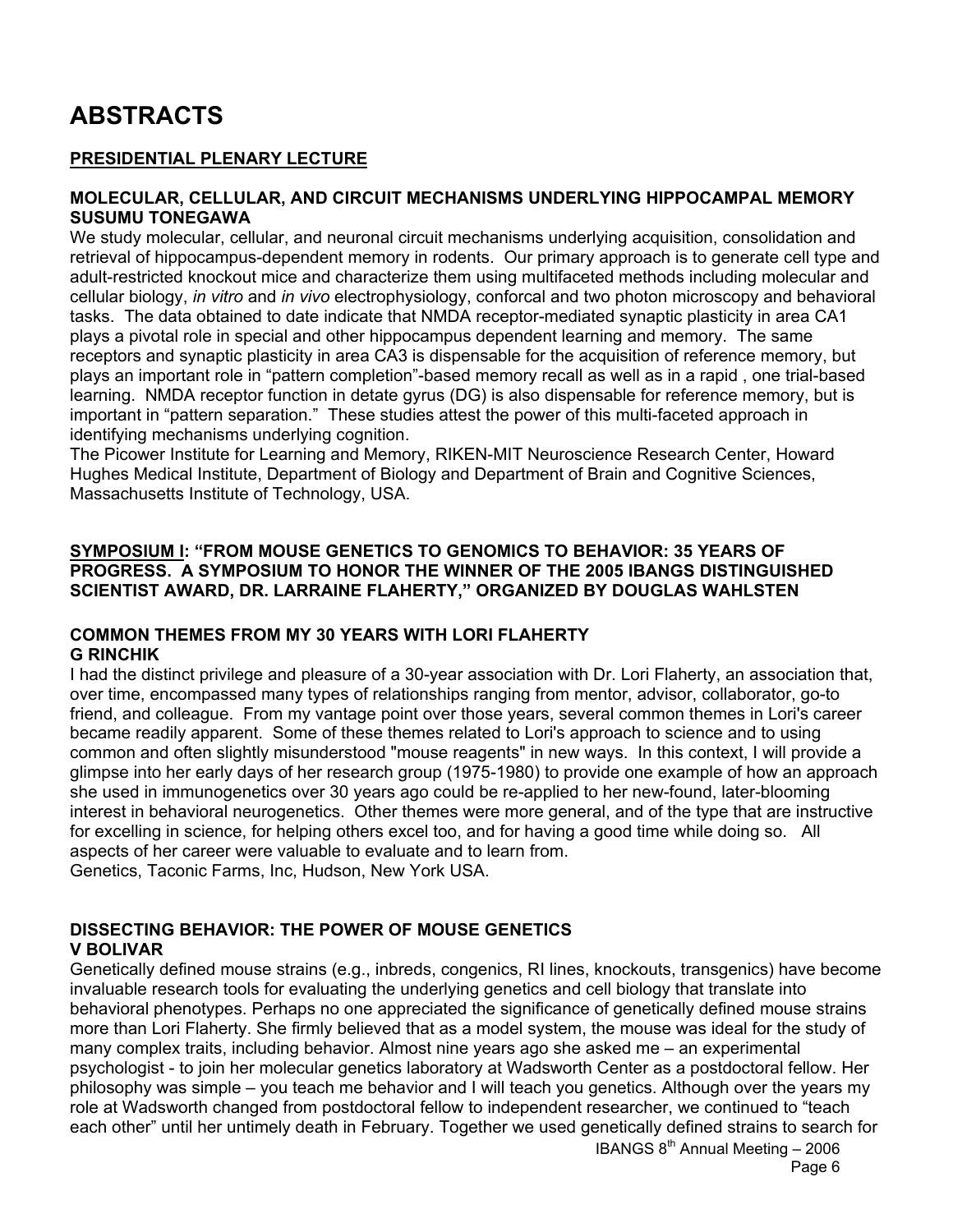# ABSTRACTS

## PRESIDENTIAL PLENARY LECTURE

### MOLECULAR, CELLULAR, AND CIRCUIT MECHANISMS UNDERLYING HIPPOCAMPAL MEMORY
**SUSUMU TONEGAWA**

We study molecular, cellular, and neuronal circuit mechanisms underlying acquisition, consolidation and retrieval of hippocampus-dependent memory in rodents. Our primary approach is to generate cell type and adult-restricted knockout mice and characterize them using multifaceted methods including molecular and cellular biology, *in vitro* and *in vivo* electrophysiology, conforcal and two photon microscopy and behavioral tasks. The data obtained to date indicate that NMDA receptor-mediated synaptic plasticity in area CA1 plays a pivotal role in special and other hippocampus dependent learning and memory. The same receptors and synaptic plasticity in area CA3 is dispensable for the acquisition of reference memory, but plays an important role in "pattern completion"-based memory recall as well as in a rapid , one trial-based learning. NMDA receptor function in detate gyrus (DG) is also dispensable for reference memory, but is important in "pattern separation." These studies attest the power of this multi-faceted approach in identifying mechanisms underlying cognition.

The Picower Institute for Learning and Memory, RIKEN-MIT Neuroscience Research Center, Howard Hughes Medical Institute, Department of Biology and Department of Brain and Cognitive Sciences, Massachusetts Institute of Technology, USA.

## SYMPOSIUM I: "FROM MOUSE GENETICS TO GENOMICS TO BEHAVIOR: 35 YEARS OF PROGRESS. A SYMPOSIUM TO HONOR THE WINNER OF THE 2005 IBANGS DISTINGUISHED SCIENTIST AWARD, DR. LARRAINE FLAHERTY," ORGANIZED BY DOUGLAS WAHLSTEN

### COMMON THEMES FROM MY 30 YEARS WITH LORI FLAHERTY
**G RINCHIK**

I had the distinct privilege and pleasure of a 30-year association with Dr. Lori Flaherty, an association that, over time, encompassed many types of relationships ranging from mentor, advisor, collaborator, go-to friend, and colleague. From my vantage point over those years, several common themes in Lori's career became readily apparent. Some of these themes related to Lori's approach to science and to using common and often slightly misunderstood "mouse reagents" in new ways. In this context, I will provide a glimpse into her early days of her research group (1975-1980) to provide one example of how an approach she used in immunogenetics over 30 years ago could be re-applied to her new-found, later-blooming interest in behavioral neurogenetics. Other themes were more general, and of the type that are instructive for excelling in science, for helping others excel too, and for having a good time while doing so. All aspects of her career were valuable to evaluate and to learn from.

Genetics, Taconic Farms, Inc, Hudson, New York USA.

### DISSECTING BEHAVIOR: THE POWER OF MOUSE GENETICS
**V BOLIVAR**

Genetically defined mouse strains (e.g., inbreds, congenics, RI lines, knockouts, transgenics) have become invaluable research tools for evaluating the underlying genetics and cell biology that translate into behavioral phenotypes. Perhaps no one appreciated the significance of genetically defined mouse strains more than Lori Flaherty. She firmly believed that as a model system, the mouse was ideal for the study of many complex traits, including behavior. Almost nine years ago she asked me – an experimental psychologist - to join her molecular genetics laboratory at Wadsworth Center as a postdoctoral fellow. Her philosophy was simple – you teach me behavior and I will teach you genetics. Although over the years my role at Wadsworth changed from postdoctoral fellow to independent researcher, we continued to "teach each other" until her untimely death in February. Together we used genetically defined strains to search for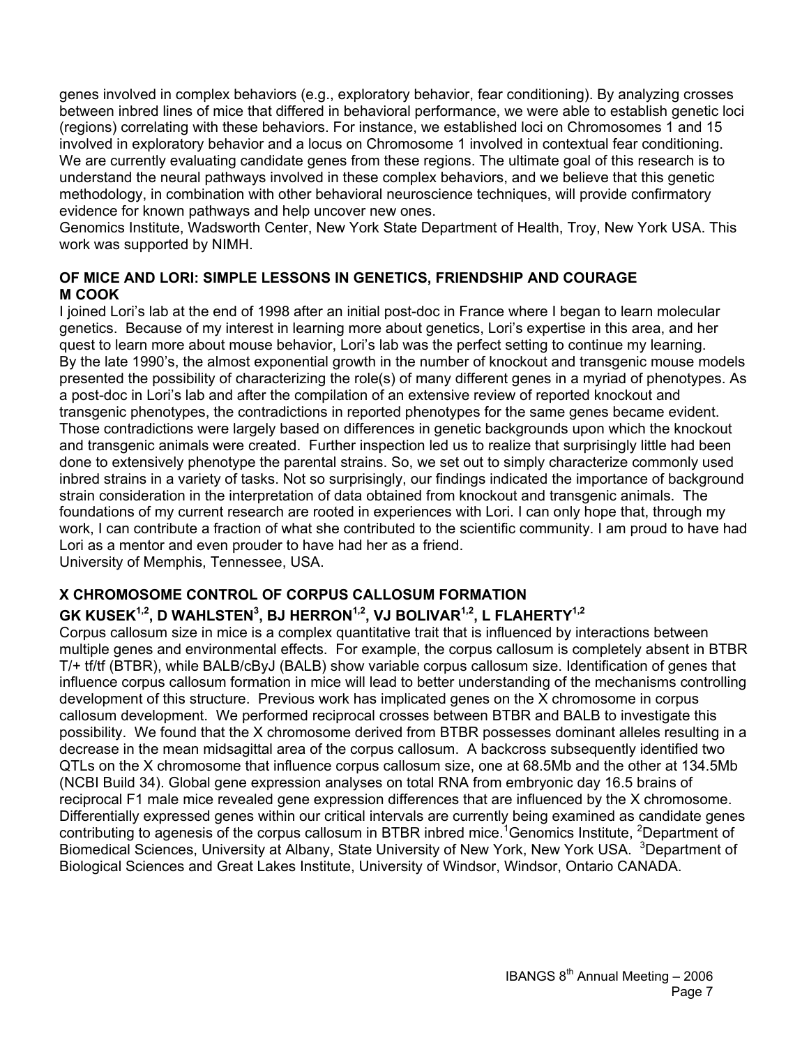genes involved in complex behaviors (e.g., exploratory behavior, fear conditioning). By analyzing crosses between inbred lines of mice that differed in behavioral performance, we were able to establish genetic loci (regions) correlating with these behaviors. For instance, we established loci on Chromosomes 1 and 15 involved in exploratory behavior and a locus on Chromosome 1 involved in contextual fear conditioning. We are currently evaluating candidate genes from these regions. The ultimate goal of this research is to understand the neural pathways involved in these complex behaviors, and we believe that this genetic methodology, in combination with other behavioral neuroscience techniques, will provide confirmatory evidence for known pathways and help uncover new ones.
Genomics Institute, Wadsworth Center, New York State Department of Health, Troy, New York USA. This work was supported by NIMH.

**OF MICE AND LORI: SIMPLE LESSONS IN GENETICS, FRIENDSHIP AND COURAGE**
**M COOK**

I joined Lori's lab at the end of 1998 after an initial post-doc in France where I began to learn molecular genetics. Because of my interest in learning more about genetics, Lori's expertise in this area, and her quest to learn more about mouse behavior, Lori's lab was the perfect setting to continue my learning.
By the late 1990's, the almost exponential growth in the number of knockout and transgenic mouse models presented the possibility of characterizing the role(s) of many different genes in a myriad of phenotypes. As a post-doc in Lori's lab and after the compilation of an extensive review of reported knockout and transgenic phenotypes, the contradictions in reported phenotypes for the same genes became evident. Those contradictions were largely based on differences in genetic backgrounds upon which the knockout and transgenic animals were created. Further inspection led us to realize that surprisingly little had been done to extensively phenotype the parental strains. So, we set out to simply characterize commonly used inbred strains in a variety of tasks. Not so surprisingly, our findings indicated the importance of background strain consideration in the interpretation of data obtained from knockout and transgenic animals. The foundations of my current research are rooted in experiences with Lori. I can only hope that, through my work, I can contribute a fraction of what she contributed to the scientific community. I am proud to have had Lori as a mentor and even prouder to have had her as a friend.
University of Memphis, Tennessee, USA.

**X CHROMOSOME CONTROL OF CORPUS CALLOSUM FORMATION**
**GK KUSEK[1,2], D WAHLSTEN[3], BJ HERRON[1,2], VJ BOLIVAR[1,2], L FLAHERTY[1,2]**

Corpus callosum size in mice is a complex quantitative trait that is influenced by interactions between multiple genes and environmental effects. For example, the corpus callosum is completely absent in BTBR T/+ tf/tf (BTBR), while BALB/cByJ (BALB) show variable corpus callosum size. Identification of genes that influence corpus callosum formation in mice will lead to better understanding of the mechanisms controlling development of this structure. Previous work has implicated genes on the X chromosome in corpus callosum development. We performed reciprocal crosses between BTBR and BALB to investigate this possibility. We found that the X chromosome derived from BTBR possesses dominant alleles resulting in a decrease in the mean midsagittal area of the corpus callosum. A backcross subsequently identified two QTLs on the X chromosome that influence corpus callosum size, one at 68.5Mb and the other at 134.5Mb (NCBI Build 34). Global gene expression analyses on total RNA from embryonic day 16.5 brains of reciprocal F1 male mice revealed gene expression differences that are influenced by the X chromosome. Differentially expressed genes within our critical intervals are currently being examined as candidate genes contributing to agenesis of the corpus callosum in BTBR inbred mice.[1]Genomics Institute, [2]Department of Biomedical Sciences, University at Albany, State University of New York, New York USA. [3]Department of Biological Sciences and Great Lakes Institute, University of Windsor, Windsor, Ontario CANADA.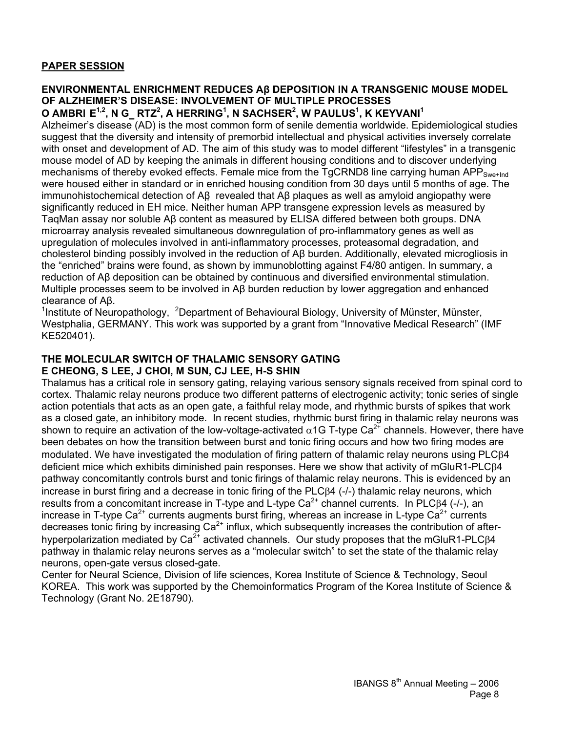**PAPER SESSION**

### ENVIRONMENTAL ENRICHMENT REDUCES Aβ DEPOSITION IN A TRANSGENIC MOUSE MODEL OF ALZHEIMER'S DISEASE: INVOLVEMENT OF MULTIPLE PROCESSES

**O AMBRI E[1,2], N G_ RTZ[2], A HERRING[1], N SACHSER[2], W PAULUS[1], K KEYVANI[1]**

Alzheimer's disease (AD) is the most common form of senile dementia worldwide. Epidemiological studies suggest that the diversity and intensity of premorbid intellectual and physical activities inversely correlate with onset and development of AD. The aim of this study was to model different "lifestyles" in a transgenic mouse model of AD by keeping the animals in different housing conditions and to discover underlying mechanisms of thereby evoked effects. Female mice from the TgCRND8 line carrying human $APP_{Swe+Ind}$ were housed either in standard or in enriched housing condition from 30 days until 5 months of age. The immunohistochemical detection of Aβ revealed that Aβ plaques as well as amyloid angiopathy were significantly reduced in EH mice. Neither human APP transgene expression levels as measured by TaqMan assay nor soluble Aβ content as measured by ELISA differed between both groups. DNA microarray analysis revealed simultaneous downregulation of pro-inflammatory genes as well as upregulation of molecules involved in anti-inflammatory processes, proteasomal degradation, and cholesterol binding possibly involved in the reduction of Aβ burden. Additionally, elevated microgliosis in the "enriched" brains were found, as shown by immunoblotting against F4/80 antigen. In summary, a reduction of Aβ deposition can be obtained by continuous and diversified environmental stimulation. Multiple processes seem to be involved in Aβ burden reduction by lower aggregation and enhanced clearance of Aβ.

[1]Institute of Neuropathology, [2]Department of Behavioural Biology, University of Münster, Münster, Westphalia, GERMANY. This work was supported by a grant from "Innovative Medical Research" (IMF KE520401).

### THE MOLECULAR SWITCH OF THALAMIC SENSORY GATING

**E CHEONG, S LEE, J CHOI, M SUN, CJ LEE, H-S SHIN**

Thalamus has a critical role in sensory gating, relaying various sensory signals received from spinal cord to cortex. Thalamic relay neurons produce two different patterns of electrogenic activity; tonic series of single action potentials that acts as an open gate, a faithful relay mode, and rhythmic bursts of spikes that work as a closed gate, an inhibitory mode. In recent studies, rhythmic burst firing in thalamic relay neurons was shown to require an activation of the low-voltage-activated $\alpha$1G T-type $Ca^{2+}$ channels. However, there have been debates on how the transition between burst and tonic firing occurs and how two firing modes are modulated. We have investigated the modulation of firing pattern of thalamic relay neurons using PLC$\beta$4 deficient mice which exhibits diminished pain responses. Here we show that activity of mGluR1-PLC$\beta$4 pathway concomitantly controls burst and tonic firings of thalamic relay neurons. This is evidenced by an increase in burst firing and a decrease in tonic firing of the PLC$\beta$4 (-/-) thalamic relay neurons, which results from a concomitant increase in T-type and L-type $Ca^{2+}$ channel currents. In PLC$\beta$4 (-/-), an increase in T-type $Ca^{2+}$ currents augments burst firing, whereas an increase in L-type $Ca^{2+}$ currents decreases tonic firing by increasing $Ca^{2+}$ influx, which subsequently increases the contribution of after-hyperpolarization mediated by $Ca^{2+}$ activated channels. Our study proposes that the mGluR1-PLC$\beta$4 pathway in thalamic relay neurons serves as a "molecular switch" to set the state of the thalamic relay neurons, open-gate versus closed-gate.

Center for Neural Science, Division of life sciences, Korea Institute of Science & Technology, Seoul KOREA. This work was supported by the Chemoinformatics Program of the Korea Institute of Science & Technology (Grant No. 2E18790).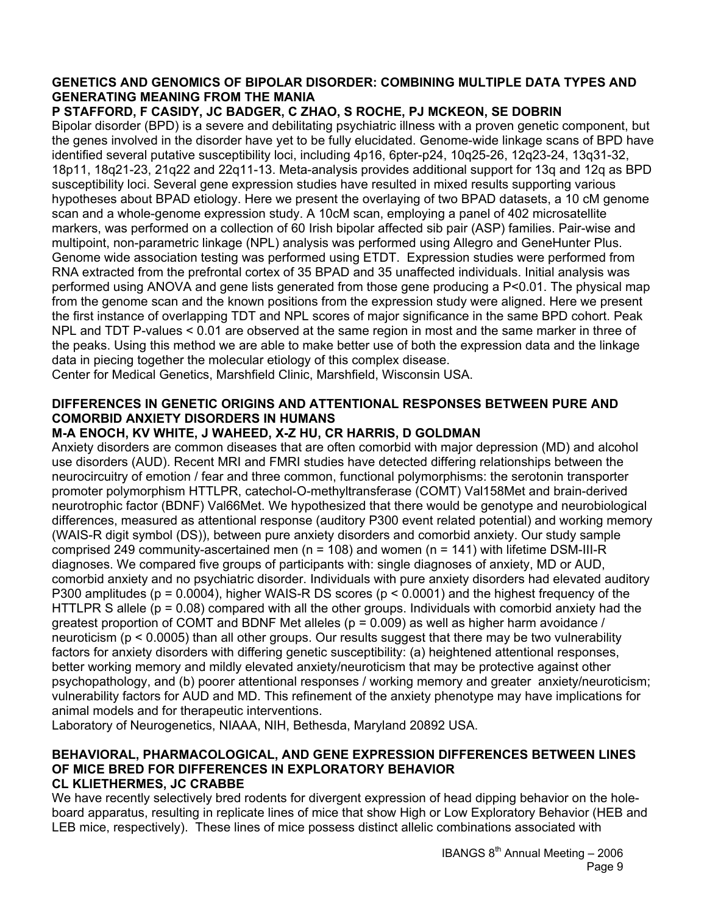### GENETICS AND GENOMICS OF BIPOLAR DISORDER: COMBINING MULTIPLE DATA TYPES AND GENERATING MEANING FROM THE MANIA

**P STAFFORD, F CASIDY, JC BADGER, C ZHAO, S ROCHE, PJ MCKEON, SE DOBRIN**

Bipolar disorder (BPD) is a severe and debilitating psychiatric illness with a proven genetic component, but the genes involved in the disorder have yet to be fully elucidated. Genome-wide linkage scans of BPD have identified several putative susceptibility loci, including 4p16, 6pter-p24, 10q25-26, 12q23-24, 13q31-32, 18p11, 18q21-23, 21q22 and 22q11-13. Meta-analysis provides additional support for 13q and 12q as BPD susceptibility loci. Several gene expression studies have resulted in mixed results supporting various hypotheses about BPAD etiology. Here we present the overlaying of two BPAD datasets, a 10 cM genome scan and a whole-genome expression study. A 10cM scan, employing a panel of 402 microsatellite markers, was performed on a collection of 60 Irish bipolar affected sib pair (ASP) families. Pair-wise and multipoint, non-parametric linkage (NPL) analysis was performed using Allegro and GeneHunter Plus. Genome wide association testing was performed using ETDT. Expression studies were performed from RNA extracted from the prefrontal cortex of 35 BPAD and 35 unaffected individuals. Initial analysis was performed using ANOVA and gene lists generated from those gene producing a $P<0.01$. The physical map from the genome scan and the known positions from the expression study were aligned. Here we present the first instance of overlapping TDT and NPL scores of major significance in the same BPD cohort. Peak NPL and TDT P-values $< 0.01$ are observed at the same region in most and the same marker in three of the peaks. Using this method we are able to make better use of both the expression data and the linkage data in piecing together the molecular etiology of this complex disease.

Center for Medical Genetics, Marshfield Clinic, Marshfield, Wisconsin USA.

### DIFFERENCES IN GENETIC ORIGINS AND ATTENTIONAL RESPONSES BETWEEN PURE AND COMORBID ANXIETY DISORDERS IN HUMANS

**M-A ENOCH, KV WHITE, J WAHEED, X-Z HU, CR HARRIS, D GOLDMAN**

Anxiety disorders are common diseases that are often comorbid with major depression (MD) and alcohol use disorders (AUD). Recent MRI and FMRI studies have detected differing relationships between the neurocircuitry of emotion / fear and three common, functional polymorphisms: the serotonin transporter promoter polymorphism HTTLPR, catechol-O-methyltransferase (COMT) Val158Met and brain-derived neurotrophic factor (BDNF) Val66Met. We hypothesized that there would be genotype and neurobiological differences, measured as attentional response (auditory P300 event related potential) and working memory (WAIS-R digit symbol (DS)), between pure anxiety disorders and comorbid anxiety. Our study sample comprised 249 community-ascertained men ($n = 108$) and women ($n = 141$) with lifetime DSM-III-R diagnoses. We compared five groups of participants with: single diagnoses of anxiety, MD or AUD, comorbid anxiety and no psychiatric disorder. Individuals with pure anxiety disorders had elevated auditory P300 amplitudes ($p = 0.0004$), higher WAIS-R DS scores ($p < 0.0001$) and the highest frequency of the HTTLPR S allele ($p = 0.08$) compared with all the other groups. Individuals with comorbid anxiety had the greatest proportion of COMT and BDNF Met alleles ($p = 0.009$) as well as higher harm avoidance / neuroticism ($p < 0.0005$) than all other groups. Our results suggest that there may be two vulnerability factors for anxiety disorders with differing genetic susceptibility: (a) heightened attentional responses, better working memory and mildly elevated anxiety/neuroticism that may be protective against other psychopathology, and (b) poorer attentional responses / working memory and greater anxiety/neuroticism; vulnerability factors for AUD and MD. This refinement of the anxiety phenotype may have implications for animal models and for therapeutic interventions.

Laboratory of Neurogenetics, NIAAA, NIH, Bethesda, Maryland 20892 USA.

### BEHAVIORAL, PHARMACOLOGICAL, AND GENE EXPRESSION DIFFERENCES BETWEEN LINES OF MICE BRED FOR DIFFERENCES IN EXPLORATORY BEHAVIOR

**CL KLIETHERMES, JC CRABBE**

We have recently selectively bred rodents for divergent expression of head dipping behavior on the hole-board apparatus, resulting in replicate lines of mice that show High or Low Exploratory Behavior (HEB and LEB mice, respectively). These lines of mice possess distinct allelic combinations associated with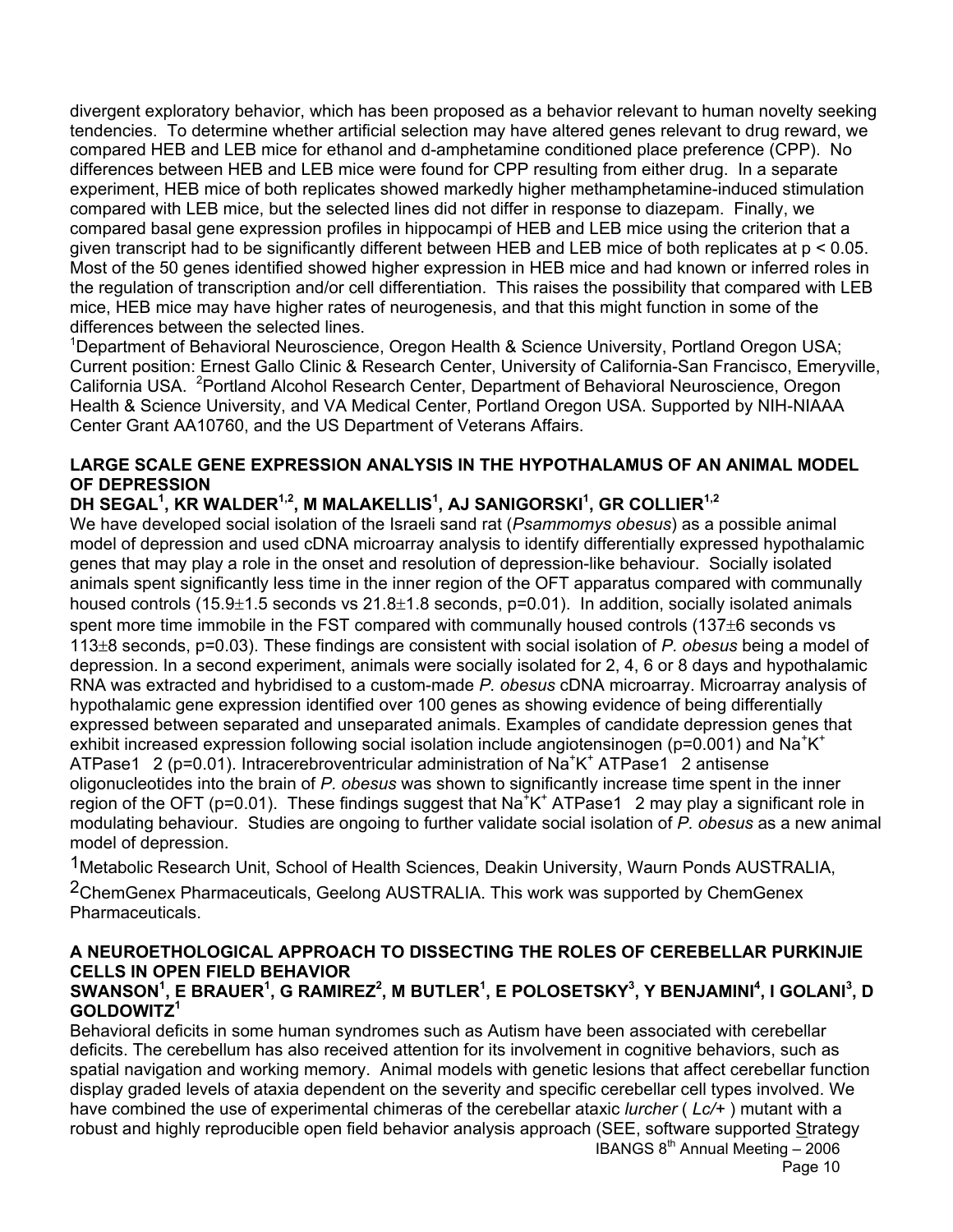divergent exploratory behavior, which has been proposed as a behavior relevant to human novelty seeking tendencies. To determine whether artificial selection may have altered genes relevant to drug reward, we compared HEB and LEB mice for ethanol and d-amphetamine conditioned place preference (CPP). No differences between HEB and LEB mice were found for CPP resulting from either drug. In a separate experiment, HEB mice of both replicates showed markedly higher methamphetamine-induced stimulation compared with LEB mice, but the selected lines did not differ in response to diazepam. Finally, we compared basal gene expression profiles in hippocampi of HEB and LEB mice using the criterion that a given transcript had to be significantly different between HEB and LEB mice of both replicates at $p < 0.05$. Most of the 50 genes identified showed higher expression in HEB mice and had known or inferred roles in the regulation of transcription and/or cell differentiation. This raises the possibility that compared with LEB mice, HEB mice may have higher rates of neurogenesis, and that this might function in some of the differences between the selected lines.

[1]Department of Behavioral Neuroscience, Oregon Health & Science University, Portland Oregon USA; Current position: Ernest Gallo Clinic & Research Center, University of California-San Francisco, Emeryville, California USA. [2]Portland Alcohol Research Center, Department of Behavioral Neuroscience, Oregon Health & Science University, and VA Medical Center, Portland Oregon USA. Supported by NIH-NIAAA Center Grant AA10760, and the US Department of Veterans Affairs.

**LARGE SCALE GENE EXPRESSION ANALYSIS IN THE HYPOTHALAMUS OF AN ANIMAL MODEL OF DEPRESSION**

**DH SEGAL[1], KR WALDER[1,2], M MALAKELLIS[1], AJ SANIGORSKI[1], GR COLLIER[1,2]**

We have developed social isolation of the Israeli sand rat (*Psammomys obesus*) as a possible animal model of depression and used cDNA microarray analysis to identify differentially expressed hypothalamic genes that may play a role in the onset and resolution of depression-like behaviour. Socially isolated animals spent significantly less time in the inner region of the OFT apparatus compared with communally housed controls ($15.9\pm1.5$ seconds vs $21.8\pm1.8$ seconds, $p=0.01$). In addition, socially isolated animals spent more time immobile in the FST compared with communally housed controls ($137\pm6$ seconds vs $113\pm8$ seconds, $p=0.03$). These findings are consistent with social isolation of *P. obesus* being a model of depression. In a second experiment, animals were socially isolated for 2, 4, 6 or 8 days and hypothalamic RNA was extracted and hybridised to a custom-made *P. obesus* cDNA microarray. Microarray analysis of hypothalamic gene expression identified over 100 genes as showing evidence of being differentially expressed between separated and unseparated animals. Examples of candidate depression genes that exhibit increased expression following social isolation include angiotensinogen ($p=0.001$) and $Na^+K^+$ ATPase1 2 ($p=0.01$). Intracerebroventricular administration of $Na^+K^+$ ATPase1 2 antisense oligonucleotides into the brain of *P. obesus* was shown to significantly increase time spent in the inner region of the OFT ($p=0.01$). These findings suggest that $Na^+K^+$ ATPase1 2 may play a significant role in modulating behaviour. Studies are ongoing to further validate social isolation of *P. obesus* as a new animal model of depression.

[1]Metabolic Research Unit, School of Health Sciences, Deakin University, Waurn Ponds AUSTRALIA,

[2]ChemGenex Pharmaceuticals, Geelong AUSTRALIA. This work was supported by ChemGenex Pharmaceuticals.

**A NEUROETHOLOGICAL APPROACH TO DISSECTING THE ROLES OF CEREBELLAR PURKINJIE CELLS IN OPEN FIELD BEHAVIOR**

**SWANSON[1], E BRAUER[1], G RAMIREZ[2], M BUTLER[1], E POLOSETSKY[3], Y BENJAMINI[4], I GOLANI[3], D GOLDOWITZ[1]**

Behavioral deficits in some human syndromes such as Autism have been associated with cerebellar deficits. The cerebellum has also received attention for its involvement in cognitive behaviors, such as spatial navigation and working memory. Animal models with genetic lesions that affect cerebellar function display graded levels of ataxia dependent on the severity and specific cerebellar cell types involved. We have combined the use of experimental chimeras of the cerebellar ataxic *lurcher* ( *Lc/*+ ) mutant with a robust and highly reproducible open field behavior analysis approach (SEE, software supported Strategy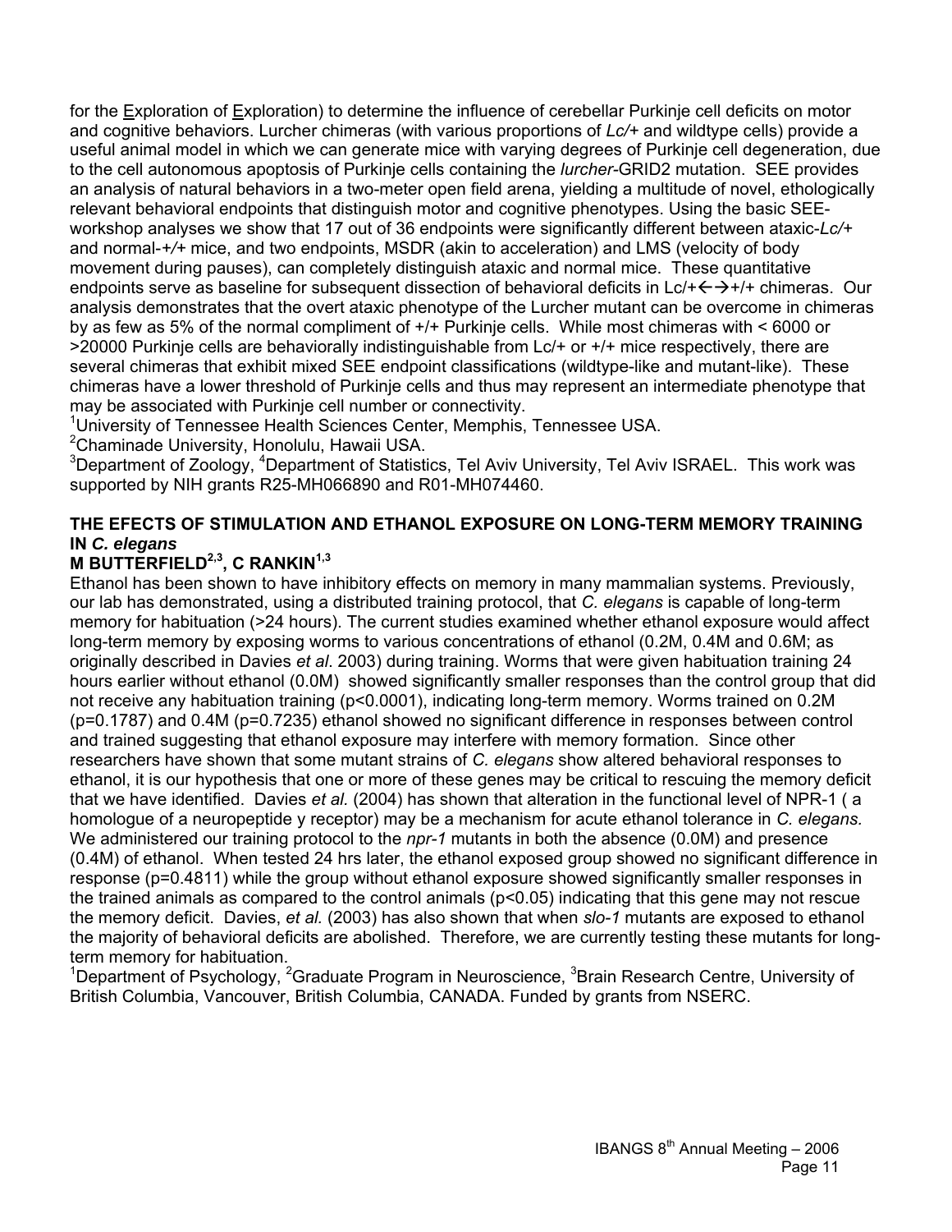for the Exploration of Exploration) to determine the influence of cerebellar Purkinje cell deficits on motor and cognitive behaviors. Lurcher chimeras (with various proportions of *Lc/+* and wildtype cells) provide a useful animal model in which we can generate mice with varying degrees of Purkinje cell degeneration, due to the cell autonomous apoptosis of Purkinje cells containing the *lurcher*-GRID2 mutation. SEE provides an analysis of natural behaviors in a two-meter open field arena, yielding a multitude of novel, ethologically relevant behavioral endpoints that distinguish motor and cognitive phenotypes. Using the basic SEE-workshop analyses we show that 17 out of 36 endpoints were significantly different between ataxic-*Lc/+* and normal-*+/+* mice, and two endpoints, MSDR (akin to acceleration) and LMS (velocity of body movement during pauses), can completely distinguish ataxic and normal mice. These quantitative endpoints serve as baseline for subsequent dissection of behavioral deficits in Lc/+←→+/+ chimeras. Our analysis demonstrates that the overt ataxic phenotype of the Lurcher mutant can be overcome in chimeras by as few as 5% of the normal compliment of +/+ Purkinje cells. While most chimeras with < 6000 or >20000 Purkinje cells are behaviorally indistinguishable from Lc/+ or +/+ mice respectively, there are several chimeras that exhibit mixed SEE endpoint classifications (wildtype-like and mutant-like). These chimeras have a lower threshold of Purkinje cells and thus may represent an intermediate phenotype that may be associated with Purkinje cell number or connectivity.

[1]University of Tennessee Health Sciences Center, Memphis, Tennessee USA.
[2]Chaminade University, Honolulu, Hawaii USA.
[3]Department of Zoology, [4]Department of Statistics, Tel Aviv University, Tel Aviv ISRAEL. This work was supported by NIH grants R25-MH066890 and R01-MH074460.

### THE EFECTS OF STIMULATION AND ETHANOL EXPOSURE ON LONG-TERM MEMORY TRAINING IN *C. elegans*

**M BUTTERFIELD[2,3], C RANKIN[1,3]**

Ethanol has been shown to have inhibitory effects on memory in many mammalian systems. Previously, our lab has demonstrated, using a distributed training protocol, that *C. elegans* is capable of long-term memory for habituation (>24 hours). The current studies examined whether ethanol exposure would affect long-term memory by exposing worms to various concentrations of ethanol (0.2M, 0.4M and 0.6M; as originally described in Davies *et al*. 2003) during training. Worms that were given habituation training 24 hours earlier without ethanol (0.0M) showed significantly smaller responses than the control group that did not receive any habituation training ($p<0.0001$), indicating long-term memory. Worms trained on 0.2M ($p=0.1787$) and 0.4M ($p=0.7235$) ethanol showed no significant difference in responses between control and trained suggesting that ethanol exposure may interfere with memory formation. Since other researchers have shown that some mutant strains of *C. elegans* show altered behavioral responses to ethanol, it is our hypothesis that one or more of these genes may be critical to rescuing the memory deficit that we have identified. Davies *et al.* (2004) has shown that alteration in the functional level of NPR-1 ( a homologue of a neuropeptide y receptor) may be a mechanism for acute ethanol tolerance in *C. elegans.* We administered our training protocol to the *npr-1* mutants in both the absence (0.0M) and presence (0.4M) of ethanol. When tested 24 hrs later, the ethanol exposed group showed no significant difference in response ($p=0.4811$) while the group without ethanol exposure showed significantly smaller responses in the trained animals as compared to the control animals ($p<0.05$) indicating that this gene may not rescue the memory deficit. Davies, *et al.* (2003) has also shown that when *slo-1* mutants are exposed to ethanol the majority of behavioral deficits are abolished. Therefore, we are currently testing these mutants for long-term memory for habituation.

[1]Department of Psychology, [2]Graduate Program in Neuroscience, [3]Brain Research Centre, University of British Columbia, Vancouver, British Columbia, CANADA. Funded by grants from NSERC.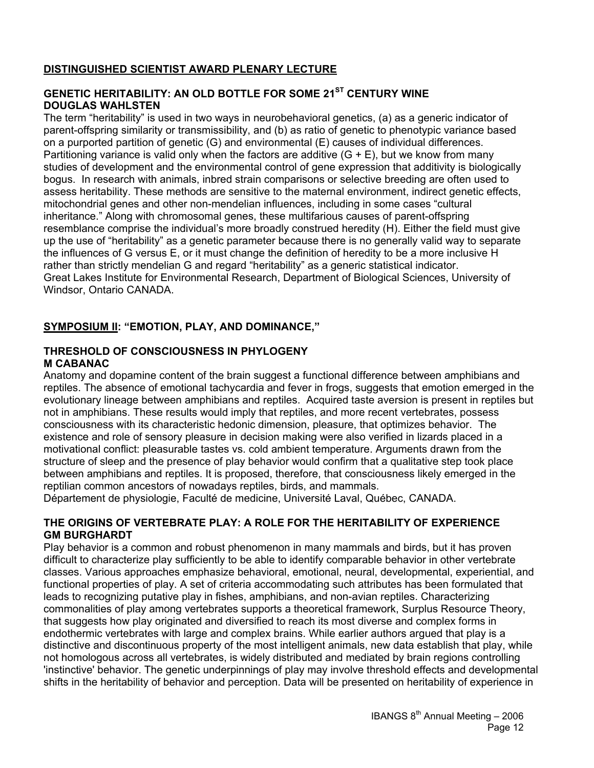## DISTINGUISHED SCIENTIST AWARD PLENARY LECTURE

### GENETIC HERITABILITY: AN OLD BOTTLE FOR SOME 21ST CENTURY WINE
**DOUGLAS WAHLSTEN**

The term "heritability" is used in two ways in neurobehavioral genetics, (a) as a generic indicator of parent-offspring similarity or transmissibility, and (b) as ratio of genetic to phenotypic variance based on a purported partition of genetic (G) and environmental (E) causes of individual differences. Partitioning variance is valid only when the factors are additive (G + E), but we know from many studies of development and the environmental control of gene expression that additivity is biologically bogus. In research with animals, inbred strain comparisons or selective breeding are often used to assess heritability. These methods are sensitive to the maternal environment, indirect genetic effects, mitochondrial genes and other non-mendelian influences, including in some cases "cultural inheritance." Along with chromosomal genes, these multifarious causes of parent-offspring resemblance comprise the individual's more broadly construed heredity (H). Either the field must give up the use of "heritability" as a genetic parameter because there is no generally valid way to separate the influences of G versus E, or it must change the definition of heredity to be a more inclusive H rather than strictly mendelian G and regard "heritability" as a generic statistical indicator.
Great Lakes Institute for Environmental Research, Department of Biological Sciences, University of Windsor, Ontario CANADA.

## SYMPOSIUM II: "EMOTION, PLAY, AND DOMINANCE,"

### THRESHOLD OF CONSCIOUSNESS IN PHYLOGENY
**M CABANAC**

Anatomy and dopamine content of the brain suggest a functional difference between amphibians and reptiles. The absence of emotional tachycardia and fever in frogs, suggests that emotion emerged in the evolutionary lineage between amphibians and reptiles. Acquired taste aversion is present in reptiles but not in amphibians. These results would imply that reptiles, and more recent vertebrates, possess consciousness with its characteristic hedonic dimension, pleasure, that optimizes behavior. The existence and role of sensory pleasure in decision making were also verified in lizards placed in a motivational conflict: pleasurable tastes vs. cold ambient temperature. Arguments drawn from the structure of sleep and the presence of play behavior would confirm that a qualitative step took place between amphibians and reptiles. It is proposed, therefore, that consciousness likely emerged in the reptilian common ancestors of nowadays reptiles, birds, and mammals.
Département de physiologie, Faculté de medicine, Université Laval, Québec, CANADA.

### THE ORIGINS OF VERTEBRATE PLAY: A ROLE FOR THE HERITABILITY OF EXPERIENCE
**GM BURGHARDT**

Play behavior is a common and robust phenomenon in many mammals and birds, but it has proven difficult to characterize play sufficiently to be able to identify comparable behavior in other vertebrate classes. Various approaches emphasize behavioral, emotional, neural, developmental, experiential, and functional properties of play. A set of criteria accommodating such attributes has been formulated that leads to recognizing putative play in fishes, amphibians, and non-avian reptiles. Characterizing commonalities of play among vertebrates supports a theoretical framework, Surplus Resource Theory, that suggests how play originated and diversified to reach its most diverse and complex forms in endothermic vertebrates with large and complex brains. While earlier authors argued that play is a distinctive and discontinuous property of the most intelligent animals, new data establish that play, while not homologous across all vertebrates, is widely distributed and mediated by brain regions controlling 'instinctive' behavior. The genetic underpinnings of play may involve threshold effects and developmental shifts in the heritability of behavior and perception. Data will be presented on heritability of experience in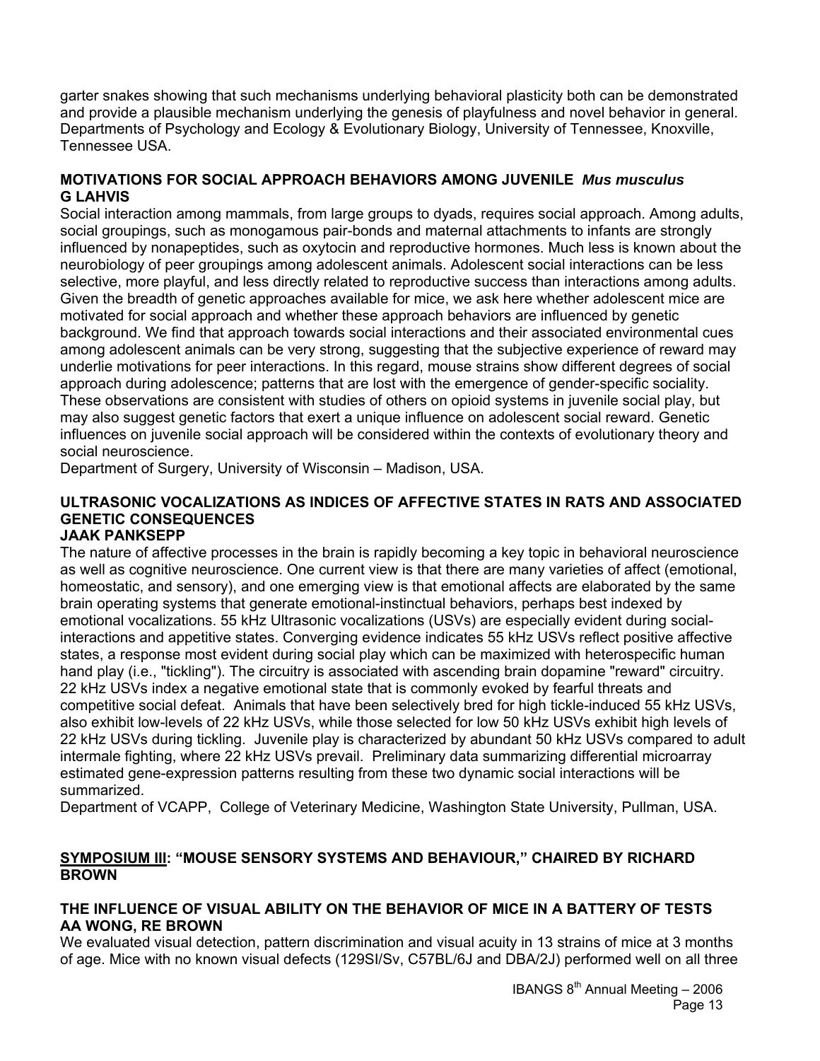garter snakes showing that such mechanisms underlying behavioral plasticity both can be demonstrated and provide a plausible mechanism underlying the genesis of playfulness and novel behavior in general. Departments of Psychology and Ecology & Evolutionary Biology, University of Tennessee, Knoxville, Tennessee USA.

### MOTIVATIONS FOR SOCIAL APPROACH BEHAVIORS AMONG JUVENILE *Mus musculus*
**G LAHVIS**

Social interaction among mammals, from large groups to dyads, requires social approach. Among adults, social groupings, such as monogamous pair-bonds and maternal attachments to infants are strongly influenced by nonapeptides, such as oxytocin and reproductive hormones. Much less is known about the neurobiology of peer groupings among adolescent animals. Adolescent social interactions can be less selective, more playful, and less directly related to reproductive success than interactions among adults. Given the breadth of genetic approaches available for mice, we ask here whether adolescent mice are motivated for social approach and whether these approach behaviors are influenced by genetic background. We find that approach towards social interactions and their associated environmental cues among adolescent animals can be very strong, suggesting that the subjective experience of reward may underlie motivations for peer interactions. In this regard, mouse strains show different degrees of social approach during adolescence; patterns that are lost with the emergence of gender-specific sociality. These observations are consistent with studies of others on opioid systems in juvenile social play, but may also suggest genetic factors that exert a unique influence on adolescent social reward. Genetic influences on juvenile social approach will be considered within the contexts of evolutionary theory and social neuroscience.
Department of Surgery, University of Wisconsin – Madison, USA.

### ULTRASONIC VOCALIZATIONS AS INDICES OF AFFECTIVE STATES IN RATS AND ASSOCIATED GENETIC CONSEQUENCES
**JAAK PANKSEPP**

The nature of affective processes in the brain is rapidly becoming a key topic in behavioral neuroscience as well as cognitive neuroscience. One current view is that there are many varieties of affect (emotional, homeostatic, and sensory), and one emerging view is that emotional affects are elaborated by the same brain operating systems that generate emotional-instinctual behaviors, perhaps best indexed by emotional vocalizations. 55 kHz Ultrasonic vocalizations (USVs) are especially evident during social-interactions and appetitive states. Converging evidence indicates 55 kHz USVs reflect positive affective states, a response most evident during social play which can be maximized with heterospecific human hand play (i.e., "tickling"). The circuitry is associated with ascending brain dopamine "reward" circuitry. 22 kHz USVs index a negative emotional state that is commonly evoked by fearful threats and competitive social defeat. Animals that have been selectively bred for high tickle-induced 55 kHz USVs, also exhibit low-levels of 22 kHz USVs, while those selected for low 50 kHz USVs exhibit high levels of 22 kHz USVs during tickling. Juvenile play is characterized by abundant 50 kHz USVs compared to adult intermale fighting, where 22 kHz USVs prevail. Preliminary data summarizing differential microarray estimated gene-expression patterns resulting from these two dynamic social interactions will be summarized.
Department of VCAPP, College of Veterinary Medicine, Washington State University, Pullman, USA.

## SYMPOSIUM III: "MOUSE SENSORY SYSTEMS AND BEHAVIOUR," CHAIRED BY RICHARD BROWN

### THE INFLUENCE OF VISUAL ABILITY ON THE BEHAVIOR OF MICE IN A BATTERY OF TESTS
**AA WONG, RE BROWN**

We evaluated visual detection, pattern discrimination and visual acuity in 13 strains of mice at 3 months of age. Mice with no known visual defects (129SI/Sv, C57BL/6J and DBA/2J) performed well on all three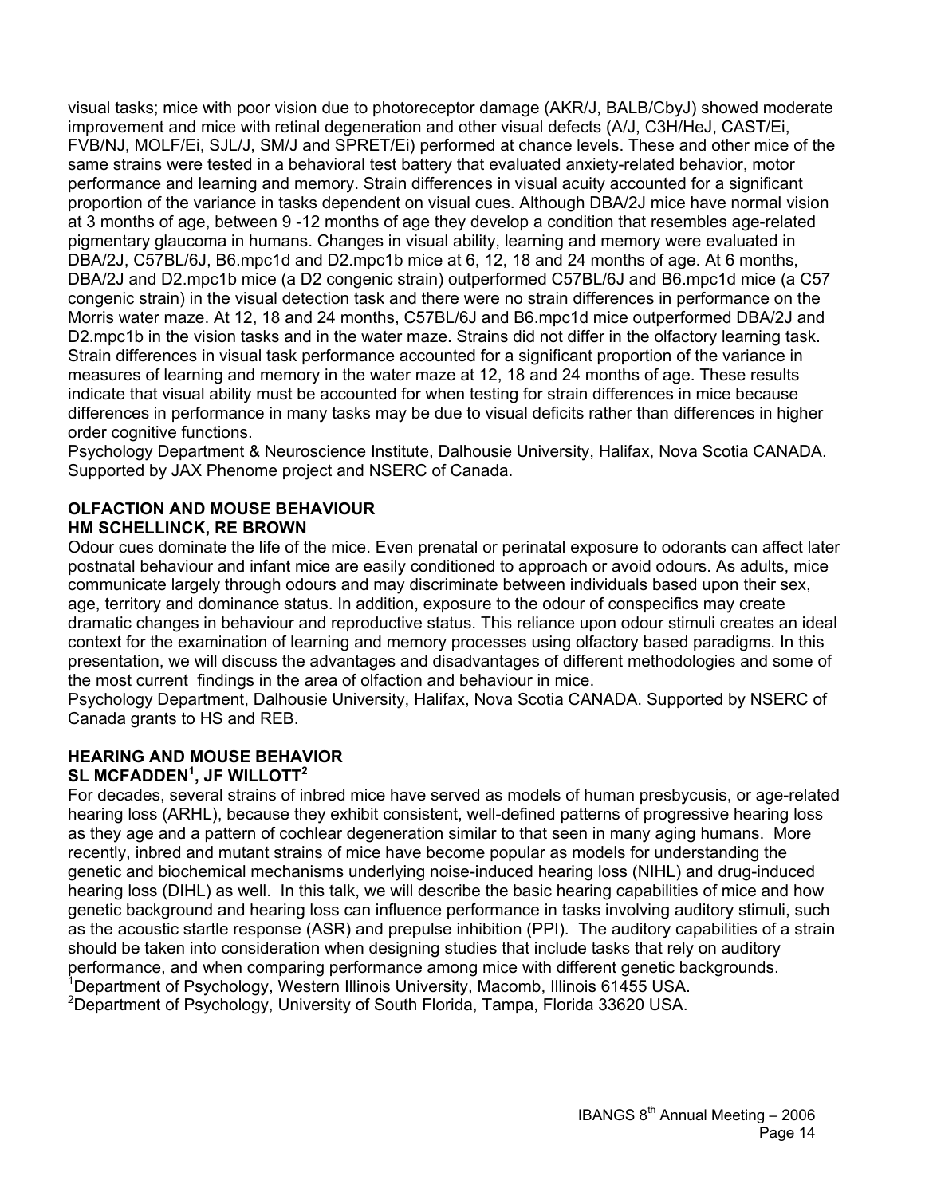visual tasks; mice with poor vision due to photoreceptor damage (AKR/J, BALB/CbyJ) showed moderate improvement and mice with retinal degeneration and other visual defects (A/J, C3H/HeJ, CAST/Ei, FVB/NJ, MOLF/Ei, SJL/J, SM/J and SPRET/Ei) performed at chance levels. These and other mice of the same strains were tested in a behavioral test battery that evaluated anxiety-related behavior, motor performance and learning and memory. Strain differences in visual acuity accounted for a significant proportion of the variance in tasks dependent on visual cues. Although DBA/2J mice have normal vision at 3 months of age, between 9 -12 months of age they develop a condition that resembles age-related pigmentary glaucoma in humans. Changes in visual ability, learning and memory were evaluated in DBA/2J, C57BL/6J, B6.mpc1d and D2.mpc1b mice at 6, 12, 18 and 24 months of age. At 6 months, DBA/2J and D2.mpc1b mice (a D2 congenic strain) outperformed C57BL/6J and B6.mpc1d mice (a C57 congenic strain) in the visual detection task and there were no strain differences in performance on the Morris water maze. At 12, 18 and 24 months, C57BL/6J and B6.mpc1d mice outperformed DBA/2J and D2.mpc1b in the vision tasks and in the water maze. Strains did not differ in the olfactory learning task. Strain differences in visual task performance accounted for a significant proportion of the variance in measures of learning and memory in the water maze at 12, 18 and 24 months of age. These results indicate that visual ability must be accounted for when testing for strain differences in mice because differences in performance in many tasks may be due to visual deficits rather than differences in higher order cognitive functions.
Psychology Department & Neuroscience Institute, Dalhousie University, Halifax, Nova Scotia CANADA. Supported by JAX Phenome project and NSERC of Canada.

### OLFACTION AND MOUSE BEHAVIOUR
**HM SCHELLINCK, RE BROWN**

Odour cues dominate the life of the mice. Even prenatal or perinatal exposure to odorants can affect later postnatal behaviour and infant mice are easily conditioned to approach or avoid odours. As adults, mice communicate largely through odours and may discriminate between individuals based upon their sex, age, territory and dominance status. In addition, exposure to the odour of conspecifics may create dramatic changes in behaviour and reproductive status. This reliance upon odour stimuli creates an ideal context for the examination of learning and memory processes using olfactory based paradigms. In this presentation, we will discuss the advantages and disadvantages of different methodologies and some of the most current findings in the area of olfaction and behaviour in mice.
Psychology Department, Dalhousie University, Halifax, Nova Scotia CANADA. Supported by NSERC of Canada grants to HS and REB.

### HEARING AND MOUSE BEHAVIOR
**SL MCFADDEN[1], JF WILLOTT[2]**

For decades, several strains of inbred mice have served as models of human presbycusis, or age-related hearing loss (ARHL), because they exhibit consistent, well-defined patterns of progressive hearing loss as they age and a pattern of cochlear degeneration similar to that seen in many aging humans. More recently, inbred and mutant strains of mice have become popular as models for understanding the genetic and biochemical mechanisms underlying noise-induced hearing loss (NIHL) and drug-induced hearing loss (DIHL) as well. In this talk, we will describe the basic hearing capabilities of mice and how genetic background and hearing loss can influence performance in tasks involving auditory stimuli, such as the acoustic startle response (ASR) and prepulse inhibition (PPI). The auditory capabilities of a strain should be taken into consideration when designing studies that include tasks that rely on auditory performance, and when comparing performance among mice with different genetic backgrounds.
[1]Department of Psychology, Western Illinois University, Macomb, Illinois 61455 USA.
[2]Department of Psychology, University of South Florida, Tampa, Florida 33620 USA.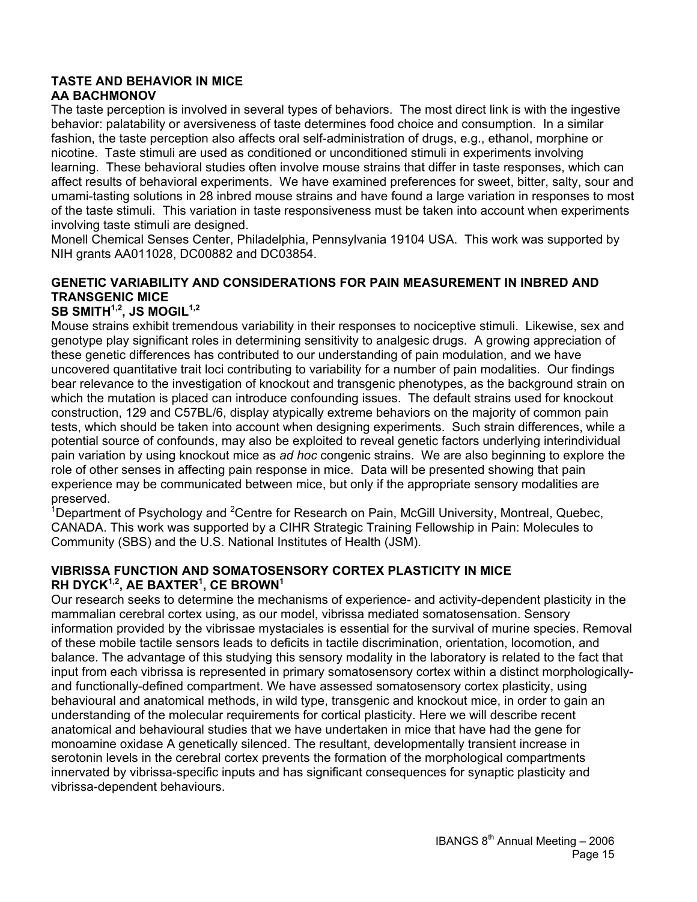### TASTE AND BEHAVIOR IN MICE

**AA BACHMONOV**

The taste perception is involved in several types of behaviors. The most direct link is with the ingestive behavior: palatability or aversiveness of taste determines food choice and consumption. In a similar fashion, the taste perception also affects oral self-administration of drugs, e.g., ethanol, morphine or nicotine. Taste stimuli are used as conditioned or unconditioned stimuli in experiments involving learning. These behavioral studies often involve mouse strains that differ in taste responses, which can affect results of behavioral experiments. We have examined preferences for sweet, bitter, salty, sour and umami-tasting solutions in 28 inbred mouse strains and have found a large variation in responses to most of the taste stimuli. This variation in taste responsiveness must be taken into account when experiments involving taste stimuli are designed.

Monell Chemical Senses Center, Philadelphia, Pennsylvania 19104 USA. This work was supported by NIH grants AA011028, DC00882 and DC03854.

### GENETIC VARIABILITY AND CONSIDERATIONS FOR PAIN MEASUREMENT IN INBRED AND TRANSGENIC MICE

**SB SMITH[1,2], JS MOGIL[1,2]**

Mouse strains exhibit tremendous variability in their responses to nociceptive stimuli. Likewise, sex and genotype play significant roles in determining sensitivity to analgesic drugs. A growing appreciation of these genetic differences has contributed to our understanding of pain modulation, and we have uncovered quantitative trait loci contributing to variability for a number of pain modalities. Our findings bear relevance to the investigation of knockout and transgenic phenotypes, as the background strain on which the mutation is placed can introduce confounding issues. The default strains used for knockout construction, 129 and C57BL/6, display atypically extreme behaviors on the majority of common pain tests, which should be taken into account when designing experiments. Such strain differences, while a potential source of confounds, may also be exploited to reveal genetic factors underlying interindividual pain variation by using knockout mice as *ad hoc* congenic strains. We are also beginning to explore the role of other senses in affecting pain response in mice. Data will be presented showing that pain experience may be communicated between mice, but only if the appropriate sensory modalities are preserved.

[1]Department of Psychology and [2]Centre for Research on Pain, McGill University, Montreal, Quebec, CANADA. This work was supported by a CIHR Strategic Training Fellowship in Pain: Molecules to Community (SBS) and the U.S. National Institutes of Health (JSM).

### VIBRISSA FUNCTION AND SOMATOSENSORY CORTEX PLASTICITY IN MICE

**RH DYCK[1,2], AE BAXTER[1], CE BROWN[1]**

Our research seeks to determine the mechanisms of experience- and activity-dependent plasticity in the mammalian cerebral cortex using, as our model, vibrissa mediated somatosensation. Sensory information provided by the vibrissae mystaciales is essential for the survival of murine species. Removal of these mobile tactile sensors leads to deficits in tactile discrimination, orientation, locomotion, and balance. The advantage of this studying this sensory modality in the laboratory is related to the fact that input from each vibrissa is represented in primary somatosensory cortex within a distinct morphologically- and functionally-defined compartment. We have assessed somatosensory cortex plasticity, using behavioural and anatomical methods, in wild type, transgenic and knockout mice, in order to gain an understanding of the molecular requirements for cortical plasticity. Here we will describe recent anatomical and behavioural studies that we have undertaken in mice that have had the gene for monoamine oxidase A genetically silenced. The resultant, developmentally transient increase in serotonin levels in the cerebral cortex prevents the formation of the morphological compartments innervated by vibrissa-specific inputs and has significant consequences for synaptic plasticity and vibrissa-dependent behaviours.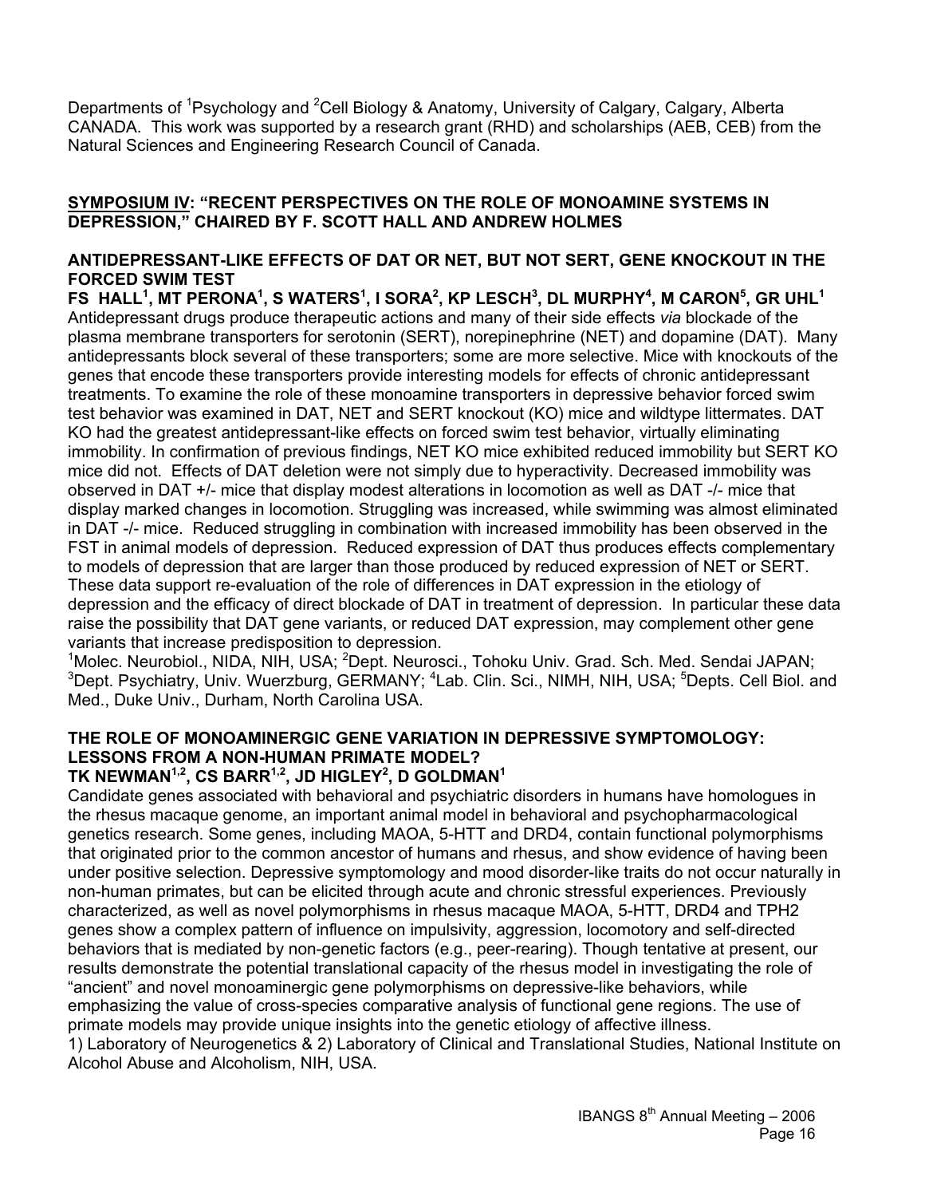Departments of [1]Psychology and [2]Cell Biology & Anatomy, University of Calgary, Calgary, Alberta CANADA. This work was supported by a research grant (RHD) and scholarships (AEB, CEB) from the Natural Sciences and Engineering Research Council of Canada.

## SYMPOSIUM IV: "RECENT PERSPECTIVES ON THE ROLE OF MONOAMINE SYSTEMS IN DEPRESSION," CHAIRED BY F. SCOTT HALL AND ANDREW HOLMES

### ANTIDEPRESSANT-LIKE EFFECTS OF DAT OR NET, BUT NOT SERT, GENE KNOCKOUT IN THE FORCED SWIM TEST

**FS HALL[1], MT PERONA[1], S WATERS[1], I SORA[2], KP LESCH[3], DL MURPHY[4], M CARON[5], GR UHL[1]**

Antidepressant drugs produce therapeutic actions and many of their side effects *via* blockade of the plasma membrane transporters for serotonin (SERT), norepinephrine (NET) and dopamine (DAT). Many antidepressants block several of these transporters; some are more selective. Mice with knockouts of the genes that encode these transporters provide interesting models for effects of chronic antidepressant treatments. To examine the role of these monoamine transporters in depressive behavior forced swim test behavior was examined in DAT, NET and SERT knockout (KO) mice and wildtype littermates. DAT KO had the greatest antidepressant-like effects on forced swim test behavior, virtually eliminating immobility. In confirmation of previous findings, NET KO mice exhibited reduced immobility but SERT KO mice did not. Effects of DAT deletion were not simply due to hyperactivity. Decreased immobility was observed in DAT +/- mice that display modest alterations in locomotion as well as DAT -/- mice that display marked changes in locomotion. Struggling was increased, while swimming was almost eliminated in DAT -/- mice. Reduced struggling in combination with increased immobility has been observed in the FST in animal models of depression. Reduced expression of DAT thus produces effects complementary to models of depression that are larger than those produced by reduced expression of NET or SERT. These data support re-evaluation of the role of differences in DAT expression in the etiology of depression and the efficacy of direct blockade of DAT in treatment of depression. In particular these data raise the possibility that DAT gene variants, or reduced DAT expression, may complement other gene variants that increase predisposition to depression.

[1]Molec. Neurobiol., NIDA, NIH, USA; [2]Dept. Neurosci., Tohoku Univ. Grad. Sch. Med. Sendai JAPAN; [3]Dept. Psychiatry, Univ. Wuerzburg, GERMANY; [4]Lab. Clin. Sci., NIMH, NIH, USA; [5]Depts. Cell Biol. and Med., Duke Univ., Durham, North Carolina USA.

### THE ROLE OF MONOAMINERGIC GENE VARIATION IN DEPRESSIVE SYMPTOMOLOGY: LESSONS FROM A NON-HUMAN PRIMATE MODEL?

**TK NEWMAN[1,2], CS BARR[1,2], JD HIGLEY[2], D GOLDMAN[1]**

Candidate genes associated with behavioral and psychiatric disorders in humans have homologues in the rhesus macaque genome, an important animal model in behavioral and psychopharmacological genetics research. Some genes, including MAOA, 5-HTT and DRD4, contain functional polymorphisms that originated prior to the common ancestor of humans and rhesus, and show evidence of having been under positive selection. Depressive symptomology and mood disorder-like traits do not occur naturally in non-human primates, but can be elicited through acute and chronic stressful experiences. Previously characterized, as well as novel polymorphisms in rhesus macaque MAOA, 5-HTT, DRD4 and TPH2 genes show a complex pattern of influence on impulsivity, aggression, locomotory and self-directed behaviors that is mediated by non-genetic factors (e.g., peer-rearing). Though tentative at present, our results demonstrate the potential translational capacity of the rhesus model in investigating the role of "ancient" and novel monoaminergic gene polymorphisms on depressive-like behaviors, while emphasizing the value of cross-species comparative analysis of functional gene regions. The use of primate models may provide unique insights into the genetic etiology of affective illness.

1) Laboratory of Neurogenetics & 2) Laboratory of Clinical and Translational Studies, National Institute on Alcohol Abuse and Alcoholism, NIH, USA.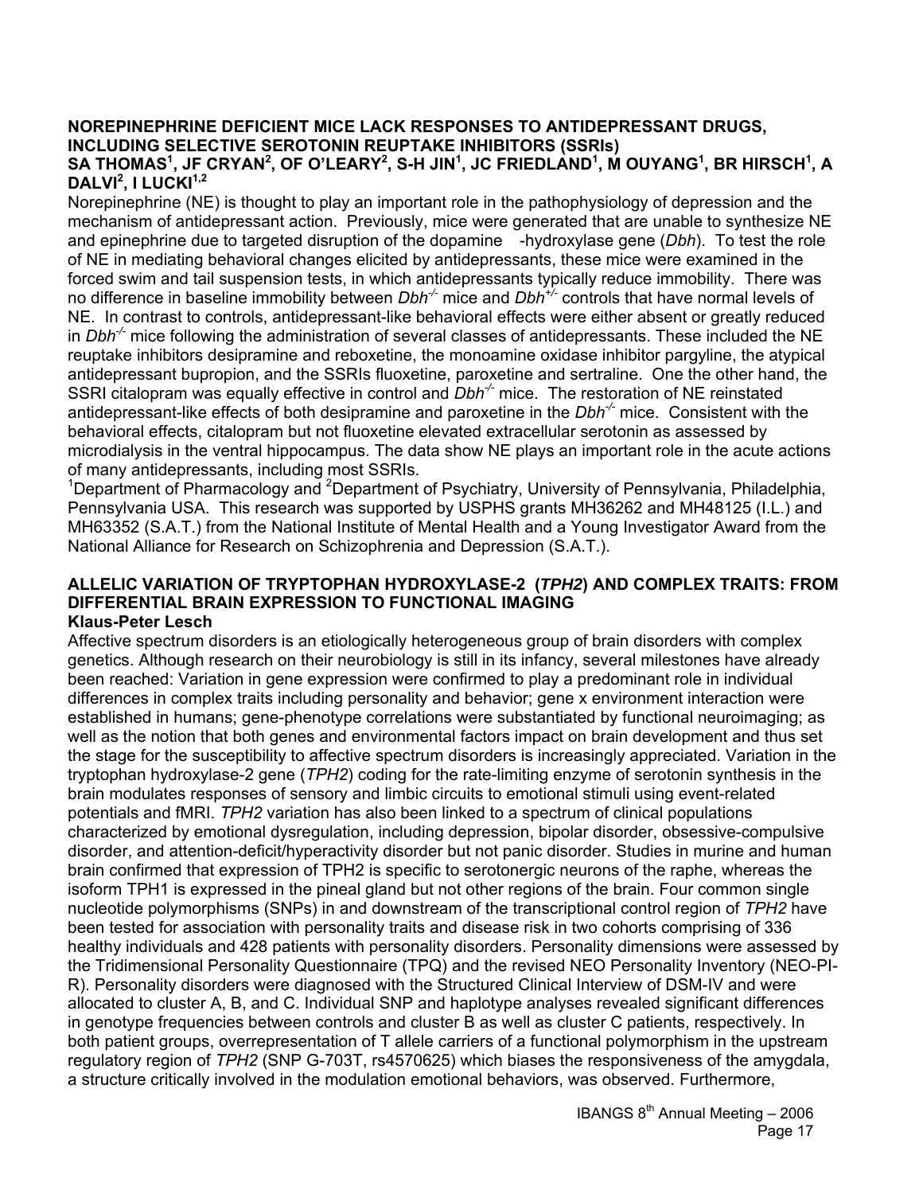### NOREPINEPHRINE DEFICIENT MICE LACK RESPONSES TO ANTIDEPRESSANT DRUGS, INCLUDING SELECTIVE SEROTONIN REUPTAKE INHIBITORS (SSRIs)

**SA THOMAS[1], JF CRYAN[2], OF O'LEARY[2], S-H JIN[1], JC FRIEDLAND[1], M OUYANG[1], BR HIRSCH[1], A DALVI[2], I LUCKI[1,2]**

Norepinephrine (NE) is thought to play an important role in the pathophysiology of depression and the mechanism of antidepressant action. Previously, mice were generated that are unable to synthesize NE and epinephrine due to targeted disruption of the dopamine -hydroxylase gene (*Dbh*). To test the role of NE in mediating behavioral changes elicited by antidepressants, these mice were examined in the forced swim and tail suspension tests, in which antidepressants typically reduce immobility. There was no difference in baseline immobility between *Dbh*$^{-/-}$ mice and *Dbh*$^{+/-}$ controls that have normal levels of NE. In contrast to controls, antidepressant-like behavioral effects were either absent or greatly reduced in *Dbh*$^{-/-}$ mice following the administration of several classes of antidepressants. These included the NE reuptake inhibitors desipramine and reboxetine, the monoamine oxidase inhibitor pargyline, the atypical antidepressant bupropion, and the SSRIs fluoxetine, paroxetine and sertraline. One the other hand, the SSRI citalopram was equally effective in control and *Dbh*$^{-/-}$ mice. The restoration of NE reinstated antidepressant-like effects of both desipramine and paroxetine in the *Dbh*$^{-/-}$ mice. Consistent with the behavioral effects, citalopram but not fluoxetine elevated extracellular serotonin as assessed by microdialysis in the ventral hippocampus. The data show NE plays an important role in the acute actions of many antidepressants, including most SSRIs.

[1]Department of Pharmacology and [2]Department of Psychiatry, University of Pennsylvania, Philadelphia, Pennsylvania USA. This research was supported by USPHS grants MH36262 and MH48125 (I.L.) and MH63352 (S.A.T.) from the National Institute of Mental Health and a Young Investigator Award from the National Alliance for Research on Schizophrenia and Depression (S.A.T.).

### ALLELIC VARIATION OF TRYPTOPHAN HYDROXYLASE-2 (*TPH2*) AND COMPLEX TRAITS: FROM DIFFERENTIAL BRAIN EXPRESSION TO FUNCTIONAL IMAGING

**Klaus-Peter Lesch**

Affective spectrum disorders is an etiologically heterogeneous group of brain disorders with complex genetics. Although research on their neurobiology is still in its infancy, several milestones have already been reached: Variation in gene expression were confirmed to play a predominant role in individual differences in complex traits including personality and behavior; gene x environment interaction were established in humans; gene-phenotype correlations were substantiated by functional neuroimaging; as well as the notion that both genes and environmental factors impact on brain development and thus set the stage for the susceptibility to affective spectrum disorders is increasingly appreciated. Variation in the tryptophan hydroxylase-2 gene (*TPH2*) coding for the rate-limiting enzyme of serotonin synthesis in the brain modulates responses of sensory and limbic circuits to emotional stimuli using event-related potentials and fMRI. *TPH2* variation has also been linked to a spectrum of clinical populations characterized by emotional dysregulation, including depression, bipolar disorder, obsessive-compulsive disorder, and attention-deficit/hyperactivity disorder but not panic disorder. Studies in murine and human brain confirmed that expression of TPH2 is specific to serotonergic neurons of the raphe, whereas the isoform TPH1 is expressed in the pineal gland but not other regions of the brain. Four common single nucleotide polymorphisms (SNPs) in and downstream of the transcriptional control region of *TPH2* have been tested for association with personality traits and disease risk in two cohorts comprising of 336 healthy individuals and 428 patients with personality disorders. Personality dimensions were assessed by the Tridimensional Personality Questionnaire (TPQ) and the revised NEO Personality Inventory (NEO-PI-R). Personality disorders were diagnosed with the Structured Clinical Interview of DSM-IV and were allocated to cluster A, B, and C. Individual SNP and haplotype analyses revealed significant differences in genotype frequencies between controls and cluster B as well as cluster C patients, respectively. In both patient groups, overrepresentation of T allele carriers of a functional polymorphism in the upstream regulatory region of *TPH2* (SNP G-703T, rs4570625) which biases the responsiveness of the amygdala, a structure critically involved in the modulation emotional behaviors, was observed. Furthermore,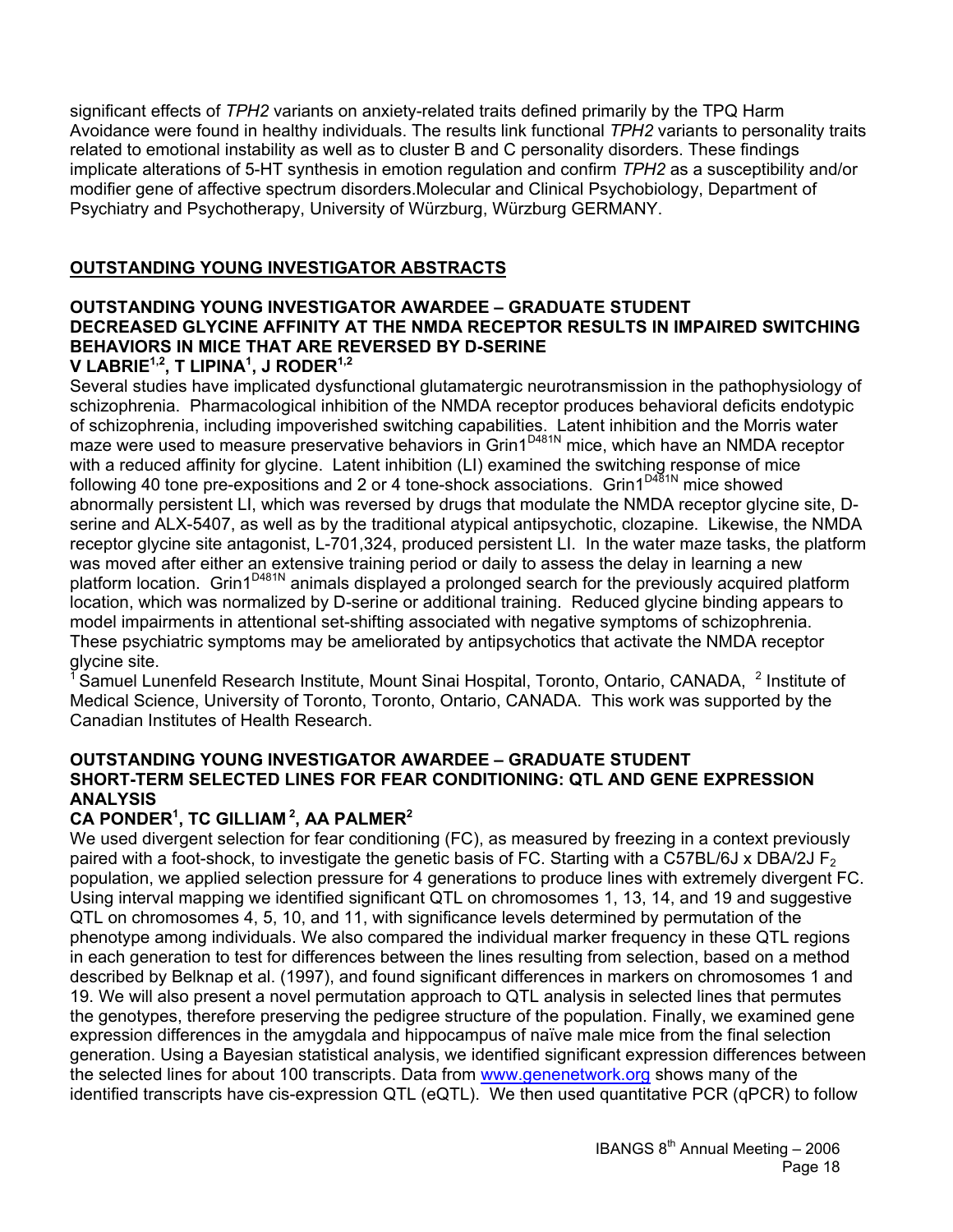significant effects of *TPH2* variants on anxiety-related traits defined primarily by the TPQ Harm Avoidance were found in healthy individuals. The results link functional *TPH2* variants to personality traits related to emotional instability as well as to cluster B and C personality disorders. These findings implicate alterations of 5-HT synthesis in emotion regulation and confirm *TPH2* as a susceptibility and/or modifier gene of affective spectrum disorders.Molecular and Clinical Psychobiology, Department of Psychiatry and Psychotherapy, University of Würzburg, Würzburg GERMANY.

## OUTSTANDING YOUNG INVESTIGATOR ABSTRACTS

### OUTSTANDING YOUNG INVESTIGATOR AWARDEE – GRADUATE STUDENT
### DECREASED GLYCINE AFFINITY AT THE NMDA RECEPTOR RESULTS IN IMPAIRED SWITCHING BEHAVIORS IN MICE THAT ARE REVERSED BY D-SERINE

**V LABRIE[1,2], T LIPINA[1], J RODER[1,2]**

Several studies have implicated dysfunctional glutamatergic neurotransmission in the pathophysiology of schizophrenia. Pharmacological inhibition of the NMDA receptor produces behavioral deficits endotypic of schizophrenia, including impoverished switching capabilities. Latent inhibition and the Morris water maze were used to measure preservative behaviors in Grin1$^{D481N}$ mice, which have an NMDA receptor with a reduced affinity for glycine. Latent inhibition (LI) examined the switching response of mice following 40 tone pre-expositions and 2 or 4 tone-shock associations. Grin1$^{D481N}$ mice showed abnormally persistent LI, which was reversed by drugs that modulate the NMDA receptor glycine site, D-serine and ALX-5407, as well as by the traditional atypical antipsychotic, clozapine. Likewise, the NMDA receptor glycine site antagonist, L-701,324, produced persistent LI. In the water maze tasks, the platform was moved after either an extensive training period or daily to assess the delay in learning a new platform location. Grin1$^{D481N}$ animals displayed a prolonged search for the previously acquired platform location, which was normalized by D-serine or additional training. Reduced glycine binding appears to model impairments in attentional set-shifting associated with negative symptoms of schizophrenia. These psychiatric symptoms may be ameliorated by antipsychotics that activate the NMDA receptor glycine site.

[1] Samuel Lunenfeld Research Institute, Mount Sinai Hospital, Toronto, Ontario, CANADA, [2] Institute of Medical Science, University of Toronto, Toronto, Ontario, CANADA. This work was supported by the Canadian Institutes of Health Research.

### OUTSTANDING YOUNG INVESTIGATOR AWARDEE – GRADUATE STUDENT
### SHORT-TERM SELECTED LINES FOR FEAR CONDITIONING: QTL AND GENE EXPRESSION ANALYSIS

**CA PONDER[1], TC GILLIAM[2], AA PALMER[2]**

We used divergent selection for fear conditioning (FC), as measured by freezing in a context previously paired with a foot-shock, to investigate the genetic basis of FC. Starting with a C57BL/6J x DBA/2J $F_2$ population, we applied selection pressure for 4 generations to produce lines with extremely divergent FC. Using interval mapping we identified significant QTL on chromosomes 1, 13, 14, and 19 and suggestive QTL on chromosomes 4, 5, 10, and 11, with significance levels determined by permutation of the phenotype among individuals. We also compared the individual marker frequency in these QTL regions in each generation to test for differences between the lines resulting from selection, based on a method described by Belknap et al. (1997), and found significant differences in markers on chromosomes 1 and 19. We will also present a novel permutation approach to QTL analysis in selected lines that permutes the genotypes, therefore preserving the pedigree structure of the population. Finally, we examined gene expression differences in the amygdala and hippocampus of naïve male mice from the final selection generation. Using a Bayesian statistical analysis, we identified significant expression differences between the selected lines for about 100 transcripts. Data from www.genenetwork.org shows many of the identified transcripts have cis-expression QTL (eQTL). We then used quantitative PCR (qPCR) to follow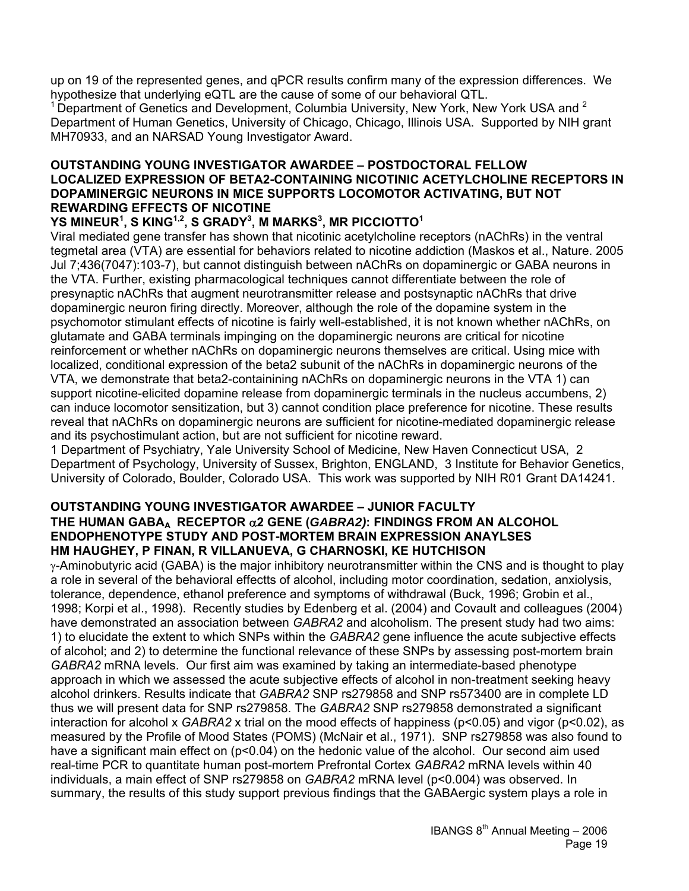up on 19 of the represented genes, and qPCR results confirm many of the expression differences. We hypothesize that underlying eQTL are the cause of some of our behavioral QTL.

[1] Department of Genetics and Development, Columbia University, New York, New York USA and [2] Department of Human Genetics, University of Chicago, Chicago, Illinois USA. Supported by NIH grant MH70933, and an NARSAD Young Investigator Award.

### OUTSTANDING YOUNG INVESTIGATOR AWARDEE – POSTDOCTORAL FELLOW
### LOCALIZED EXPRESSION OF BETA2-CONTAINING NICOTINIC ACETYLCHOLINE RECEPTORS IN DOPAMINERGIC NEURONS IN MICE SUPPORTS LOCOMOTOR ACTIVATING, BUT NOT REWARDING EFFECTS OF NICOTINE

**YS MINEUR[1], S KING[1,2], S GRADY[3], M MARKS[3], MR PICCIOTTO[1]**

Viral mediated gene transfer has shown that nicotinic acetylcholine receptors (nAChRs) in the ventral tegmetal area (VTA) are essential for behaviors related to nicotine addiction (Maskos et al., Nature. 2005 Jul 7;436(7047):103-7), but cannot distinguish between nAChRs on dopaminergic or GABA neurons in the VTA. Further, existing pharmacological techniques cannot differentiate between the role of presynaptic nAChRs that augment neurotransmitter release and postsynaptic nAChRs that drive dopaminergic neuron firing directly. Moreover, although the role of the dopamine system in the psychomotor stimulant effects of nicotine is fairly well-established, it is not known whether nAChRs, on glutamate and GABA terminals impinging on the dopaminergic neurons are critical for nicotine reinforcement or whether nAChRs on dopaminergic neurons themselves are critical. Using mice with localized, conditional expression of the beta2 subunit of the nAChRs in dopaminergic neurons of the VTA, we demonstrate that beta2-containining nAChRs on dopaminergic neurons in the VTA 1) can support nicotine-elicited dopamine release from dopaminergic terminals in the nucleus accumbens, 2) can induce locomotor sensitization, but 3) cannot condition place preference for nicotine. These results reveal that nAChRs on dopaminergic neurons are sufficient for nicotine-mediated dopaminergic release and its psychostimulant action, but are not sufficient for nicotine reward.

1 Department of Psychiatry, Yale University School of Medicine, New Haven Connecticut USA, 2 Department of Psychology, University of Sussex, Brighton, ENGLAND, 3 Institute for Behavior Genetics, University of Colorado, Boulder, Colorado USA. This work was supported by NIH R01 Grant DA14241.

### OUTSTANDING YOUNG INVESTIGATOR AWARDEE – JUNIOR FACULTY
### THE HUMAN $GABA_A$ RECEPTOR $\alpha$2 GENE (*GABRA2)*: FINDINGS FROM AN ALCOHOL ENDOPHENOTYPE STUDY AND POST-MORTEM BRAIN EXPRESSION ANAYLSES

**HM HAUGHEY, P FINAN, R VILLANUEVA, G CHARNOSKI, KE HUTCHISON**

$\gamma$-Aminobutyric acid (GABA) is the major inhibitory neurotransmitter within the CNS and is thought to play a role in several of the behavioral effectts of alcohol, including motor coordination, sedation, anxiolysis, tolerance, dependence, ethanol preference and symptoms of withdrawal (Buck, 1996; Grobin et al., 1998; Korpi et al., 1998). Recently studies by Edenberg et al. (2004) and Covault and colleagues (2004) have demonstrated an association between *GABRA2* and alcoholism. The present study had two aims: 1) to elucidate the extent to which SNPs within the *GABRA2* gene influence the acute subjective effects of alcohol; and 2) to determine the functional relevance of these SNPs by assessing post-mortem brain *GABRA2* mRNA levels. Our first aim was examined by taking an intermediate-based phenotype approach in which we assessed the acute subjective effects of alcohol in non-treatment seeking heavy alcohol drinkers. Results indicate that *GABRA2* SNP rs279858 and SNP rs573400 are in complete LD thus we will present data for SNP rs279858. The *GABRA2* SNP rs279858 demonstrated a significant interaction for alcohol x *GABRA2* x trial on the mood effects of happiness ($p<0.05$) and vigor ($p<0.02$), as measured by the Profile of Mood States (POMS) (McNair et al., 1971). SNP rs279858 was also found to have a significant main effect on ($p<0.04$) on the hedonic value of the alcohol. Our second aim used real-time PCR to quantitate human post-mortem Prefrontal Cortex *GABRA2* mRNA levels within 40 individuals, a main effect of SNP rs279858 on *GABRA2* mRNA level ($p<0.004$) was observed. In summary, the results of this study support previous findings that the GABAergic system plays a role in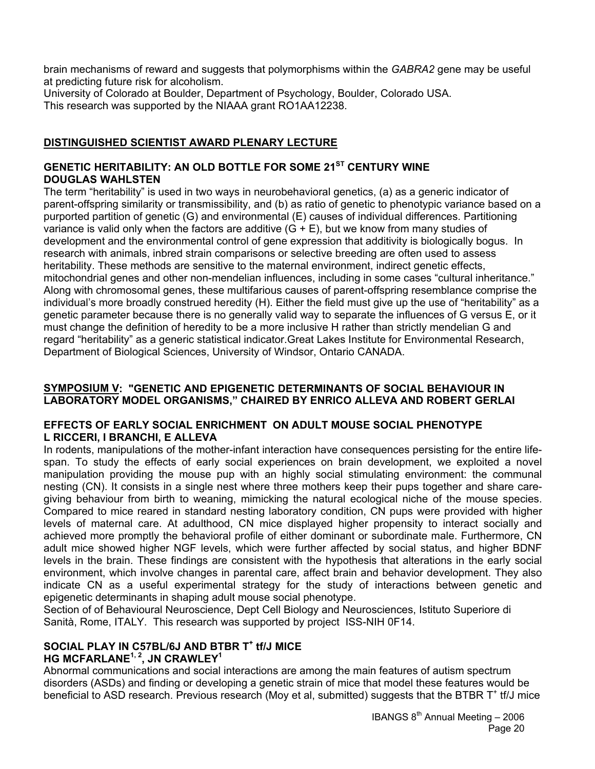brain mechanisms of reward and suggests that polymorphisms within the *GABRA2* gene may be useful at predicting future risk for alcoholism.
University of Colorado at Boulder, Department of Psychology, Boulder, Colorado USA.
This research was supported by the NIAAA grant RO1AA12238.

## DISTINGUISHED SCIENTIST AWARD PLENARY LECTURE

### GENETIC HERITABILITY: AN OLD BOTTLE FOR SOME 21$^{ST}$ CENTURY WINE
### DOUGLAS WAHLSTEN

The term "heritability" is used in two ways in neurobehavioral genetics, (a) as a generic indicator of parent-offspring similarity or transmissibility, and (b) as ratio of genetic to phenotypic variance based on a purported partition of genetic (G) and environmental (E) causes of individual differences. Partitioning variance is valid only when the factors are additive (G + E), but we know from many studies of development and the environmental control of gene expression that additivity is biologically bogus. In research with animals, inbred strain comparisons or selective breeding are often used to assess heritability. These methods are sensitive to the maternal environment, indirect genetic effects, mitochondrial genes and other non-mendelian influences, including in some cases "cultural inheritance." Along with chromosomal genes, these multifarious causes of parent-offspring resemblance comprise the individual's more broadly construed heredity (H). Either the field must give up the use of "heritability" as a genetic parameter because there is no generally valid way to separate the influences of G versus E, or it must change the definition of heredity to be a more inclusive H rather than strictly mendelian G and regard "heritability" as a generic statistical indicator.Great Lakes Institute for Environmental Research, Department of Biological Sciences, University of Windsor, Ontario CANADA.

## SYMPOSIUM V: "GENETIC AND EPIGENETIC DETERMINANTS OF SOCIAL BEHAVIOUR IN LABORATORY MODEL ORGANISMS," CHAIRED BY ENRICO ALLEVA AND ROBERT GERLAI

### EFFECTS OF EARLY SOCIAL ENRICHMENT ON ADULT MOUSE SOCIAL PHENOTYPE
### L RICCERI, I BRANCHI, E ALLEVA

In rodents, manipulations of the mother-infant interaction have consequences persisting for the entire life-span. To study the effects of early social experiences on brain development, we exploited a novel manipulation providing the mouse pup with an highly social stimulating environment: the communal nesting (CN). It consists in a single nest where three mothers keep their pups together and share care-giving behaviour from birth to weaning, mimicking the natural ecological niche of the mouse species. Compared to mice reared in standard nesting laboratory condition, CN pups were provided with higher levels of maternal care. At adulthood, CN mice displayed higher propensity to interact socially and achieved more promptly the behavioral profile of either dominant or subordinate male. Furthermore, CN adult mice showed higher NGF levels, which were further affected by social status, and higher BDNF levels in the brain. These findings are consistent with the hypothesis that alterations in the early social environment, which involve changes in parental care, affect brain and behavior development. They also indicate CN as a useful experimental strategy for the study of interactions between genetic and epigenetic determinants in shaping adult mouse social phenotype.
Section of of Behavioural Neuroscience, Dept Cell Biology and Neurosciences, Istituto Superiore di Sanità, Rome, ITALY. This research was supported by project ISS-NIH 0F14.

### SOCIAL PLAY IN C57BL/6J AND BTBR T$^+$ tf/J MICE
### HG MCFARLANE[1,2], JN CRAWLEY[1]

Abnormal communications and social interactions are among the main features of autism spectrum disorders (ASDs) and finding or developing a genetic strain of mice that model these features would be beneficial to ASD research. Previous research (Moy et al, submitted) suggests that the BTBR T$^+$ tf/J mice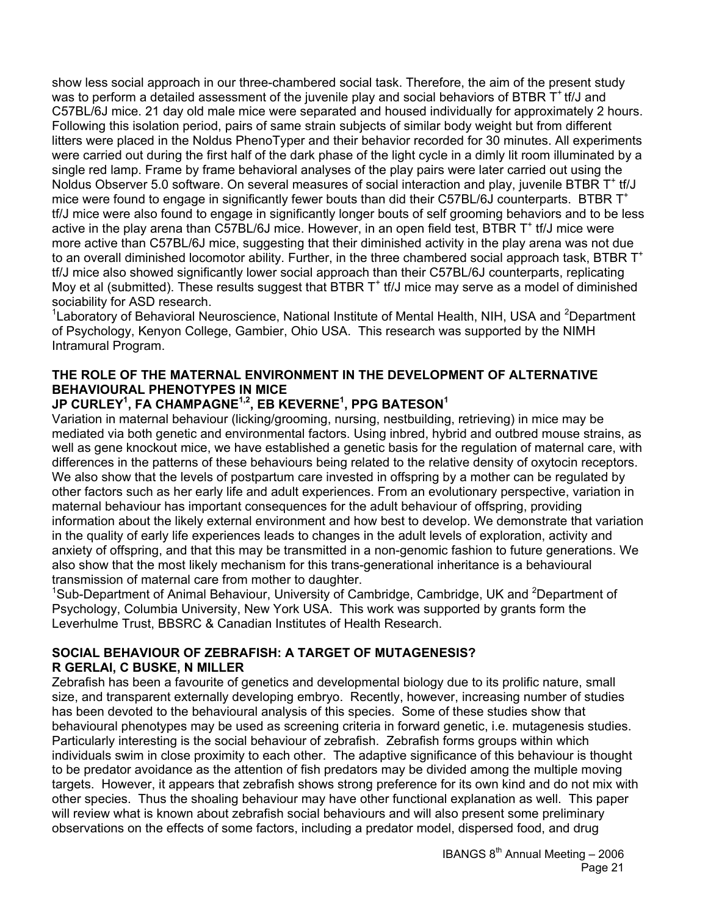show less social approach in our three-chambered social task. Therefore, the aim of the present study was to perform a detailed assessment of the juvenile play and social behaviors of BTBR $T^+$ tf/J and C57BL/6J mice. 21 day old male mice were separated and housed individually for approximately 2 hours. Following this isolation period, pairs of same strain subjects of similar body weight but from different litters were placed in the Noldus PhenoTyper and their behavior recorded for 30 minutes. All experiments were carried out during the first half of the dark phase of the light cycle in a dimly lit room illuminated by a single red lamp. Frame by frame behavioral analyses of the play pairs were later carried out using the Noldus Observer 5.0 software. On several measures of social interaction and play, juvenile BTBR $T^+$ tf/J mice were found to engage in significantly fewer bouts than did their C57BL/6J counterparts. BTBR $T^+$ tf/J mice were also found to engage in significantly longer bouts of self grooming behaviors and to be less active in the play arena than C57BL/6J mice. However, in an open field test, BTBR $T^+$ tf/J mice were more active than C57BL/6J mice, suggesting that their diminished activity in the play arena was not due to an overall diminished locomotor ability. Further, in the three chambered social approach task, BTBR $T^+$ tf/J mice also showed significantly lower social approach than their C57BL/6J counterparts, replicating Moy et al (submitted). These results suggest that BTBR $T^+$ tf/J mice may serve as a model of diminished sociability for ASD research.

[1]Laboratory of Behavioral Neuroscience, National Institute of Mental Health, NIH, USA and [2]Department of Psychology, Kenyon College, Gambier, Ohio USA. This research was supported by the NIMH Intramural Program.

### THE ROLE OF THE MATERNAL ENVIRONMENT IN THE DEVELOPMENT OF ALTERNATIVE BEHAVIOURAL PHENOTYPES IN MICE

**JP CURLEY[1], FA CHAMPAGNE[1,2], EB KEVERNE[1], PPG BATESON[1]**

Variation in maternal behaviour (licking/grooming, nursing, nestbuilding, retrieving) in mice may be mediated via both genetic and environmental factors. Using inbred, hybrid and outbred mouse strains, as well as gene knockout mice, we have established a genetic basis for the regulation of maternal care, with differences in the patterns of these behaviours being related to the relative density of oxytocin receptors. We also show that the levels of postpartum care invested in offspring by a mother can be regulated by other factors such as her early life and adult experiences. From an evolutionary perspective, variation in maternal behaviour has important consequences for the adult behaviour of offspring, providing information about the likely external environment and how best to develop. We demonstrate that variation in the quality of early life experiences leads to changes in the adult levels of exploration, activity and anxiety of offspring, and that this may be transmitted in a non-genomic fashion to future generations. We also show that the most likely mechanism for this trans-generational inheritance is a behavioural transmission of maternal care from mother to daughter.

[1]Sub-Department of Animal Behaviour, University of Cambridge, Cambridge, UK and [2]Department of Psychology, Columbia University, New York USA. This work was supported by grants form the Leverhulme Trust, BBSRC & Canadian Institutes of Health Research.

### SOCIAL BEHAVIOUR OF ZEBRAFISH: A TARGET OF MUTAGENESIS?

**R GERLAI, C BUSKE, N MILLER**

Zebrafish has been a favourite of genetics and developmental biology due to its prolific nature, small size, and transparent externally developing embryo. Recently, however, increasing number of studies has been devoted to the behavioural analysis of this species. Some of these studies show that behavioural phenotypes may be used as screening criteria in forward genetic, i.e. mutagenesis studies. Particularly interesting is the social behaviour of zebrafish. Zebrafish forms groups within which individuals swim in close proximity to each other. The adaptive significance of this behaviour is thought to be predator avoidance as the attention of fish predators may be divided among the multiple moving targets. However, it appears that zebrafish shows strong preference for its own kind and do not mix with other species. Thus the shoaling behaviour may have other functional explanation as well. This paper will review what is known about zebrafish social behaviours and will also present some preliminary observations on the effects of some factors, including a predator model, dispersed food, and drug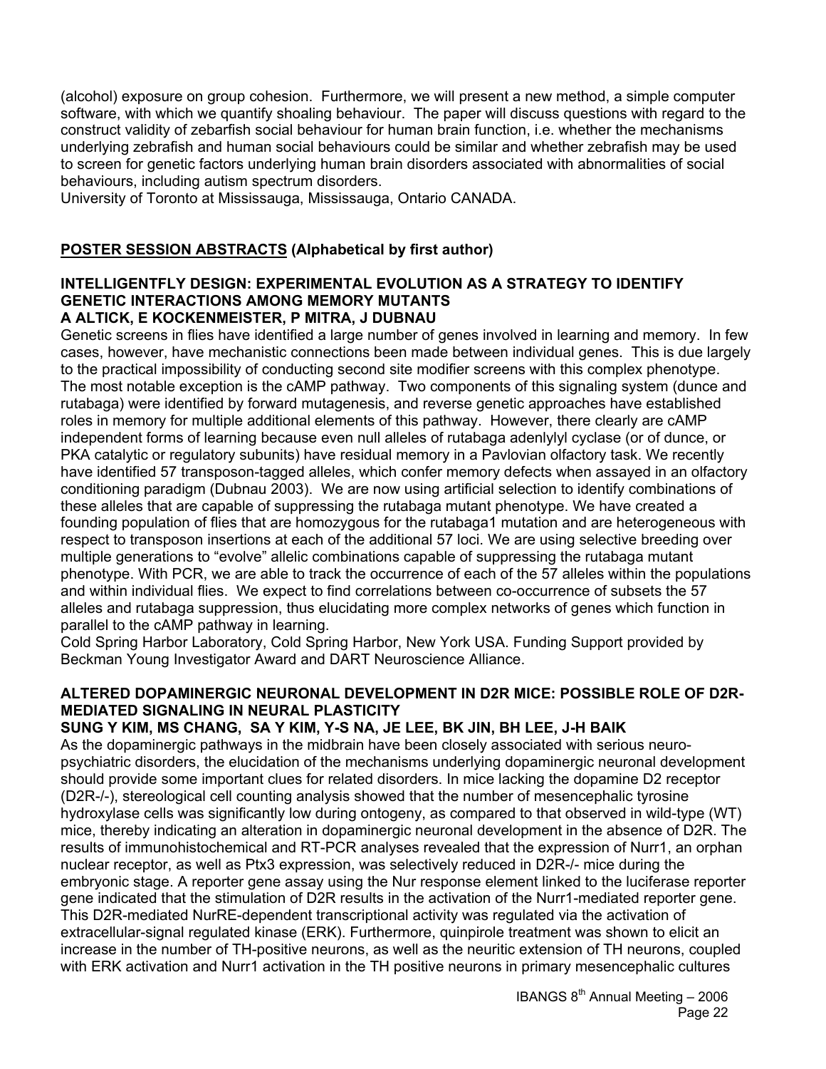(alcohol) exposure on group cohesion. Furthermore, we will present a new method, a simple computer software, with which we quantify shoaling behaviour. The paper will discuss questions with regard to the construct validity of zebrafish social behaviour for human brain function, i.e. whether the mechanisms underlying zebrafish and human social behaviours could be similar and whether zebrafish may be used to screen for genetic factors underlying human brain disorders associated with abnormalities of social behaviours, including autism spectrum disorders.
University of Toronto at Mississauga, Mississauga, Ontario CANADA.

## POSTER SESSION ABSTRACTS (Alphabetical by first author)

### INTELLIGENTFLY DESIGN: EXPERIMENTAL EVOLUTION AS A STRATEGY TO IDENTIFY GENETIC INTERACTIONS AMONG MEMORY MUTANTS

**A ALTICK, E KOCKENMEISTER, P MITRA, J DUBNAU**

Genetic screens in flies have identified a large number of genes involved in learning and memory. In few cases, however, have mechanistic connections been made between individual genes. This is due largely to the practical impossibility of conducting second site modifier screens with this complex phenotype. The most notable exception is the cAMP pathway. Two components of this signaling system (dunce and rutabaga) were identified by forward mutagenesis, and reverse genetic approaches have established roles in memory for multiple additional elements of this pathway. However, there clearly are cAMP independent forms of learning because even null alleles of rutabaga adenlylyl cyclase (or of dunce, or PKA catalytic or regulatory subunits) have residual memory in a Pavlovian olfactory task. We recently have identified 57 transposon-tagged alleles, which confer memory defects when assayed in an olfactory conditioning paradigm (Dubnau 2003). We are now using artificial selection to identify combinations of these alleles that are capable of suppressing the rutabaga mutant phenotype. We have created a founding population of flies that are homozygous for the rutabaga1 mutation and are heterogeneous with respect to transposon insertions at each of the additional 57 loci. We are using selective breeding over multiple generations to "evolve" allelic combinations capable of suppressing the rutabaga mutant phenotype. With PCR, we are able to track the occurrence of each of the 57 alleles within the populations and within individual flies. We expect to find correlations between co-occurrence of subsets the 57 alleles and rutabaga suppression, thus elucidating more complex networks of genes which function in parallel to the cAMP pathway in learning.
Cold Spring Harbor Laboratory, Cold Spring Harbor, New York USA. Funding Support provided by Beckman Young Investigator Award and DART Neuroscience Alliance.

### ALTERED DOPAMINERGIC NEURONAL DEVELOPMENT IN D2R MICE: POSSIBLE ROLE OF D2R-MEDIATED SIGNALING IN NEURAL PLASTICITY

**SUNG Y KIM, MS CHANG, SA Y KIM, Y-S NA, JE LEE, BK JIN, BH LEE, J-H BAIK**

As the dopaminergic pathways in the midbrain have been closely associated with serious neuro-psychiatric disorders, the elucidation of the mechanisms underlying dopaminergic neuronal development should provide some important clues for related disorders. In mice lacking the dopamine D2 receptor (D2R-/-), stereological cell counting analysis showed that the number of mesencephalic tyrosine hydroxylase cells was significantly low during ontogeny, as compared to that observed in wild-type (WT) mice, thereby indicating an alteration in dopaminergic neuronal development in the absence of D2R. The results of immunohistochemical and RT-PCR analyses revealed that the expression of Nurr1, an orphan nuclear receptor, as well as Ptx3 expression, was selectively reduced in D2R-/- mice during the embryonic stage. A reporter gene assay using the Nur response element linked to the luciferase reporter gene indicated that the stimulation of D2R results in the activation of the Nurr1-mediated reporter gene. This D2R-mediated NurRE-dependent transcriptional activity was regulated via the activation of extracellular-signal regulated kinase (ERK). Furthermore, quinpirole treatment was shown to elicit an increase in the number of TH-positive neurons, as well as the neuritic extension of TH neurons, coupled with ERK activation and Nurr1 activation in the TH positive neurons in primary mesencephalic cultures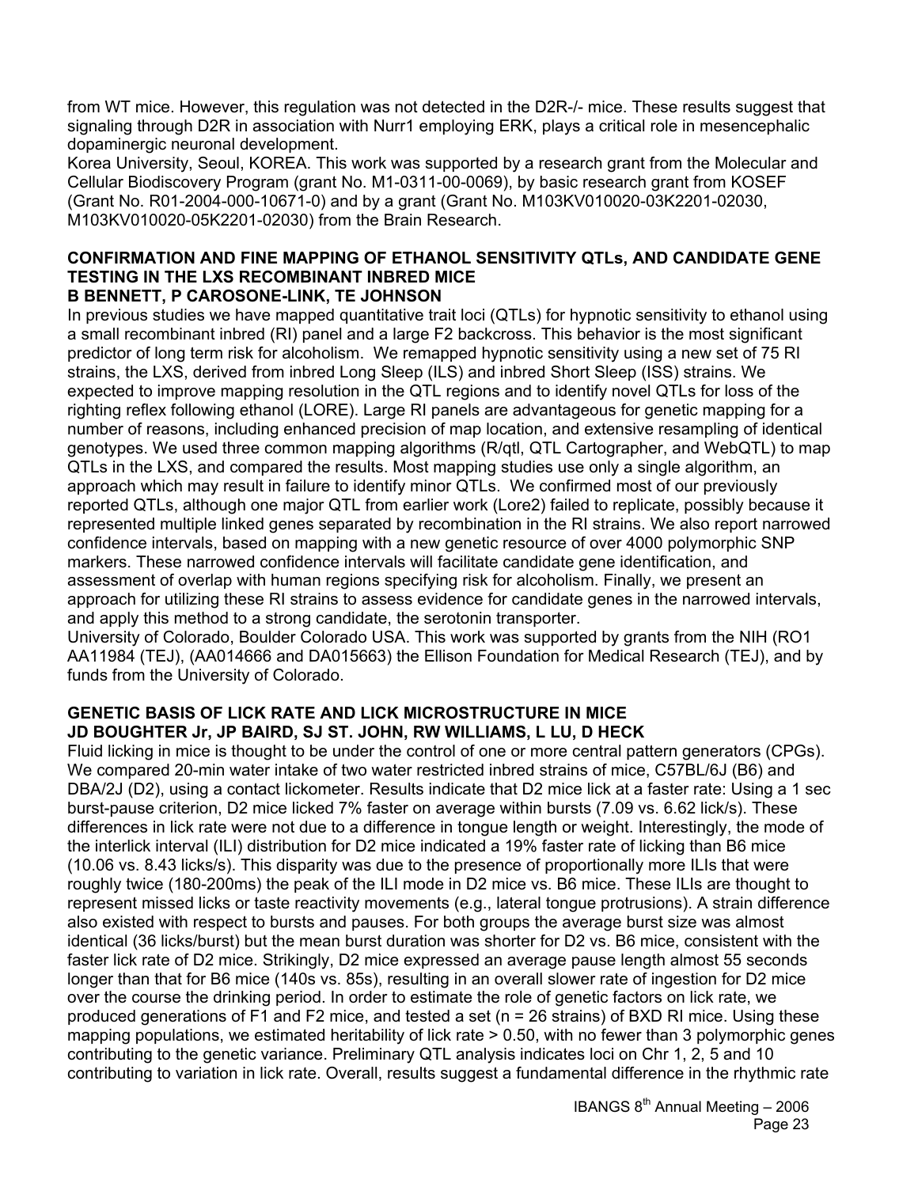from WT mice. However, this regulation was not detected in the D2R-/- mice. These results suggest that signaling through D2R in association with Nurr1 employing ERK, plays a critical role in mesencephalic dopaminergic neuronal development.

Korea University, Seoul, KOREA. This work was supported by a research grant from the Molecular and Cellular Biodiscovery Program (grant No. M1-0311-00-0069), by basic research grant from KOSEF (Grant No. R01-2004-000-10671-0) and by a grant (Grant No. M103KV010020-03K2201-02030, M103KV010020-05K2201-02030) from the Brain Research.

### CONFIRMATION AND FINE MAPPING OF ETHANOL SENSITIVITY QTLs, AND CANDIDATE GENE TESTING IN THE LXS RECOMBINANT INBRED MICE

**B BENNETT, P CAROSONE-LINK, TE JOHNSON**

In previous studies we have mapped quantitative trait loci (QTLs) for hypnotic sensitivity to ethanol using a small recombinant inbred (RI) panel and a large F2 backcross. This behavior is the most significant predictor of long term risk for alcoholism. We remapped hypnotic sensitivity using a new set of 75 RI strains, the LXS, derived from inbred Long Sleep (ILS) and inbred Short Sleep (ISS) strains. We expected to improve mapping resolution in the QTL regions and to identify novel QTLs for loss of the righting reflex following ethanol (LORE). Large RI panels are advantageous for genetic mapping for a number of reasons, including enhanced precision of map location, and extensive resampling of identical genotypes. We used three common mapping algorithms (R/qtl, QTL Cartographer, and WebQTL) to map QTLs in the LXS, and compared the results. Most mapping studies use only a single algorithm, an approach which may result in failure to identify minor QTLs. We confirmed most of our previously reported QTLs, although one major QTL from earlier work (Lore2) failed to replicate, possibly because it represented multiple linked genes separated by recombination in the RI strains. We also report narrowed confidence intervals, based on mapping with a new genetic resource of over 4000 polymorphic SNP markers. These narrowed confidence intervals will facilitate candidate gene identification, and assessment of overlap with human regions specifying risk for alcoholism. Finally, we present an approach for utilizing these RI strains to assess evidence for candidate genes in the narrowed intervals, and apply this method to a strong candidate, the serotonin transporter.

University of Colorado, Boulder Colorado USA. This work was supported by grants from the NIH (RO1 AA11984 (TEJ), (AA014666 and DA015663) the Ellison Foundation for Medical Research (TEJ), and by funds from the University of Colorado.

### GENETIC BASIS OF LICK RATE AND LICK MICROSTRUCTURE IN MICE

**JD BOUGHTER Jr, JP BAIRD, SJ ST. JOHN, RW WILLIAMS, L LU, D HECK**

Fluid licking in mice is thought to be under the control of one or more central pattern generators (CPGs). We compared 20-min water intake of two water restricted inbred strains of mice, C57BL/6J (B6) and DBA/2J (D2), using a contact lickometer. Results indicate that D2 mice lick at a faster rate: Using a 1 sec burst-pause criterion, D2 mice licked 7% faster on average within bursts (7.09 vs. 6.62 lick/s). These differences in lick rate were not due to a difference in tongue length or weight. Interestingly, the mode of the interlick interval (ILI) distribution for D2 mice indicated a 19% faster rate of licking than B6 mice (10.06 vs. 8.43 licks/s). This disparity was due to the presence of proportionally more ILIs that were roughly twice (180-200ms) the peak of the ILI mode in D2 mice vs. B6 mice. These ILIs are thought to represent missed licks or taste reactivity movements (e.g., lateral tongue protrusions). A strain difference also existed with respect to bursts and pauses. For both groups the average burst size was almost identical (36 licks/burst) but the mean burst duration was shorter for D2 vs. B6 mice, consistent with the faster lick rate of D2 mice. Strikingly, D2 mice expressed an average pause length almost 55 seconds longer than that for B6 mice (140s vs. 85s), resulting in an overall slower rate of ingestion for D2 mice over the course the drinking period. In order to estimate the role of genetic factors on lick rate, we produced generations of F1 and F2 mice, and tested a set (n = 26 strains) of BXD RI mice. Using these mapping populations, we estimated heritability of lick rate > 0.50, with no fewer than 3 polymorphic genes contributing to the genetic variance. Preliminary QTL analysis indicates loci on Chr 1, 2, 5 and 10 contributing to variation in lick rate. Overall, results suggest a fundamental difference in the rhythmic rate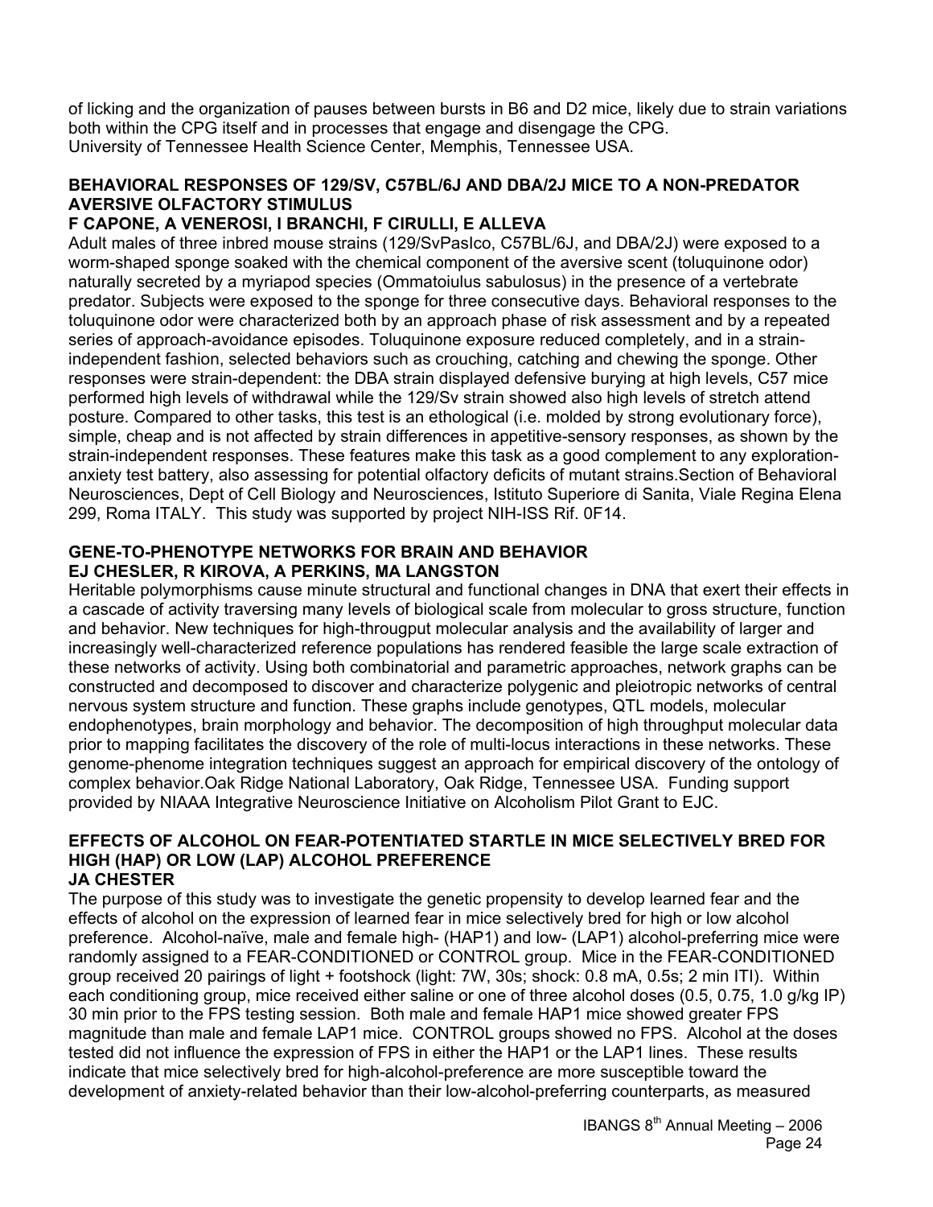of licking and the organization of pauses between bursts in B6 and D2 mice, likely due to strain variations both within the CPG itself and in processes that engage and disengage the CPG.
University of Tennessee Health Science Center, Memphis, Tennessee USA.

### BEHAVIORAL RESPONSES OF 129/SV, C57BL/6J AND DBA/2J MICE TO A NON-PREDATOR AVERSIVE OLFACTORY STIMULUS

**F CAPONE, A VENEROSI, I BRANCHI, F CIRULLI, E ALLEVA**

Adult males of three inbred mouse strains (129/SvPasIco, C57BL/6J, and DBA/2J) were exposed to a worm-shaped sponge soaked with the chemical component of the aversive scent (toluquinone odor) naturally secreted by a myriapod species (Ommatoiulus sabulosus) in the presence of a vertebrate predator. Subjects were exposed to the sponge for three consecutive days. Behavioral responses to the toluquinone odor were characterized both by an approach phase of risk assessment and by a repeated series of approach-avoidance episodes. Toluquinone exposure reduced completely, and in a strain-independent fashion, selected behaviors such as crouching, catching and chewing the sponge. Other responses were strain-dependent: the DBA strain displayed defensive burying at high levels, C57 mice performed high levels of withdrawal while the 129/Sv strain showed also high levels of stretch attend posture. Compared to other tasks, this test is an ethological (i.e. molded by strong evolutionary force), simple, cheap and is not affected by strain differences in appetitive-sensory responses, as shown by the strain-independent responses. These features make this task as a good complement to any exploration-anxiety test battery, also assessing for potential olfactory deficits of mutant strains.Section of Behavioral Neurosciences, Dept of Cell Biology and Neurosciences, Istituto Superiore di Sanita, Viale Regina Elena 299, Roma ITALY. This study was supported by project NIH-ISS Rif. 0F14.

### GENE-TO-PHENOTYPE NETWORKS FOR BRAIN AND BEHAVIOR

**EJ CHESLER, R KIROVA, A PERKINS, MA LANGSTON**

Heritable polymorphisms cause minute structural and functional changes in DNA that exert their effects in a cascade of activity traversing many levels of biological scale from molecular to gross structure, function and behavior. New techniques for high-througput molecular analysis and the availability of larger and increasingly well-characterized reference populations has rendered feasible the large scale extraction of these networks of activity. Using both combinatorial and parametric approaches, network graphs can be constructed and decomposed to discover and characterize polygenic and pleiotropic networks of central nervous system structure and function. These graphs include genotypes, QTL models, molecular endophenotypes, brain morphology and behavior. The decomposition of high throughput molecular data prior to mapping facilitates the discovery of the role of multi-locus interactions in these networks. These genome-phenome integration techniques suggest an approach for empirical discovery of the ontology of complex behavior.Oak Ridge National Laboratory, Oak Ridge, Tennessee USA. Funding support provided by NIAAA Integrative Neuroscience Initiative on Alcoholism Pilot Grant to EJC.

### EFFECTS OF ALCOHOL ON FEAR-POTENTIATED STARTLE IN MICE SELECTIVELY BRED FOR HIGH (HAP) OR LOW (LAP) ALCOHOL PREFERENCE

**JA CHESTER**

The purpose of this study was to investigate the genetic propensity to develop learned fear and the effects of alcohol on the expression of learned fear in mice selectively bred for high or low alcohol preference. Alcohol-naïve, male and female high- (HAP1) and low- (LAP1) alcohol-preferring mice were randomly assigned to a FEAR-CONDITIONED or CONTROL group. Mice in the FEAR-CONDITIONED group received 20 pairings of light + footshock (light: 7W, 30s; shock: 0.8 mA, 0.5s; 2 min ITI). Within each conditioning group, mice received either saline or one of three alcohol doses (0.5, 0.75, 1.0 g/kg IP) 30 min prior to the FPS testing session. Both male and female HAP1 mice showed greater FPS magnitude than male and female LAP1 mice. CONTROL groups showed no FPS. Alcohol at the doses tested did not influence the expression of FPS in either the HAP1 or the LAP1 lines. These results indicate that mice selectively bred for high-alcohol-preference are more susceptible toward the development of anxiety-related behavior than their low-alcohol-preferring counterparts, as measured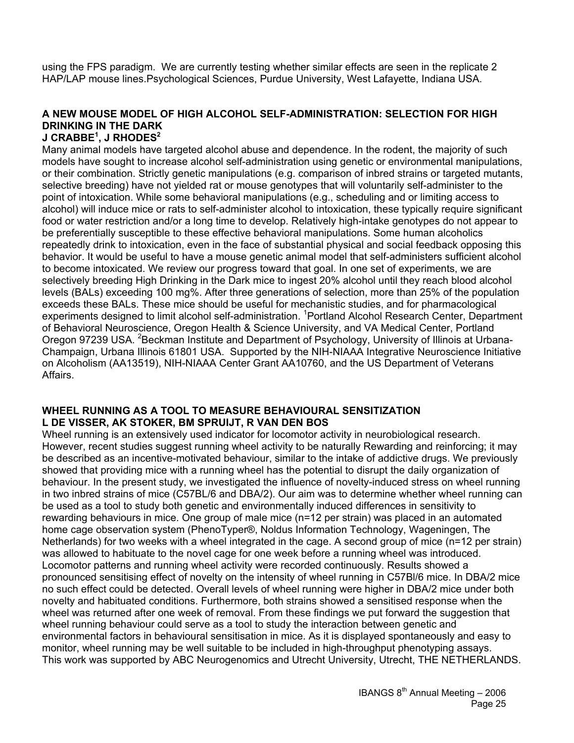using the FPS paradigm. We are currently testing whether similar effects are seen in the replicate 2 HAP/LAP mouse lines.Psychological Sciences, Purdue University, West Lafayette, Indiana USA.

### A NEW MOUSE MODEL OF HIGH ALCOHOL SELF-ADMINISTRATION: SELECTION FOR HIGH DRINKING IN THE DARK

**J CRABBE[1], J RHODES[2]**

Many animal models have targeted alcohol abuse and dependence. In the rodent, the majority of such models have sought to increase alcohol self-administration using genetic or environmental manipulations, or their combination. Strictly genetic manipulations (e.g. comparison of inbred strains or targeted mutants, selective breeding) have not yielded rat or mouse genotypes that will voluntarily self-administer to the point of intoxication. While some behavioral manipulations (e.g., scheduling and or limiting access to alcohol) will induce mice or rats to self-administer alcohol to intoxication, these typically require significant food or water restriction and/or a long time to develop. Relatively high-intake genotypes do not appear to be preferentially susceptible to these effective behavioral manipulations. Some human alcoholics repeatedly drink to intoxication, even in the face of substantial physical and social feedback opposing this behavior. It would be useful to have a mouse genetic animal model that self-administers sufficient alcohol to become intoxicated. We review our progress toward that goal. In one set of experiments, we are selectively breeding High Drinking in the Dark mice to ingest 20% alcohol until they reach blood alcohol levels (BALs) exceeding 100 mg%. After three generations of selection, more than 25% of the population exceeds these BALs. These mice should be useful for mechanistic studies, and for pharmacological experiments designed to limit alcohol self-administration. [1]Portland Alcohol Research Center, Department of Behavioral Neuroscience, Oregon Health & Science University, and VA Medical Center, Portland Oregon 97239 USA. [2]Beckman Institute and Department of Psychology, University of Illinois at Urbana-Champaign, Urbana Illinois 61801 USA. Supported by the NIH-NIAAA Integrative Neuroscience Initiative on Alcoholism (AA13519), NIH-NIAAA Center Grant AA10760, and the US Department of Veterans Affairs.

### WHEEL RUNNING AS A TOOL TO MEASURE BEHAVIOURAL SENSITIZATION

**L DE VISSER, AK STOKER, BM SPRUIJT, R VAN DEN BOS**

Wheel running is an extensively used indicator for locomotor activity in neurobiological research. However, recent studies suggest running wheel activity to be naturally Rewarding and reinforcing; it may be described as an incentive-motivated behaviour, similar to the intake of addictive drugs. We previously showed that providing mice with a running wheel has the potential to disrupt the daily organization of behaviour. In the present study, we investigated the influence of novelty-induced stress on wheel running in two inbred strains of mice (C57BL/6 and DBA/2). Our aim was to determine whether wheel running can be used as a tool to study both genetic and environmentally induced differences in sensitivity to rewarding behaviours in mice. One group of male mice (n=12 per strain) was placed in an automated home cage observation system (PhenoTyper®, Noldus Information Technology, Wageningen, The Netherlands) for two weeks with a wheel integrated in the cage. A second group of mice (n=12 per strain) was allowed to habituate to the novel cage for one week before a running wheel was introduced. Locomotor patterns and running wheel activity were recorded continuously. Results showed a pronounced sensitising effect of novelty on the intensity of wheel running in C57Bl/6 mice. In DBA/2 mice no such effect could be detected. Overall levels of wheel running were higher in DBA/2 mice under both novelty and habituated conditions. Furthermore, both strains showed a sensitised response when the wheel was returned after one week of removal. From these findings we put forward the suggestion that wheel running behaviour could serve as a tool to study the interaction between genetic and environmental factors in behavioural sensitisation in mice. As it is displayed spontaneously and easy to monitor, wheel running may be well suitable to be included in high-throughput phenotyping assays. This work was supported by ABC Neurogenomics and Utrecht University, Utrecht, THE NETHERLANDS.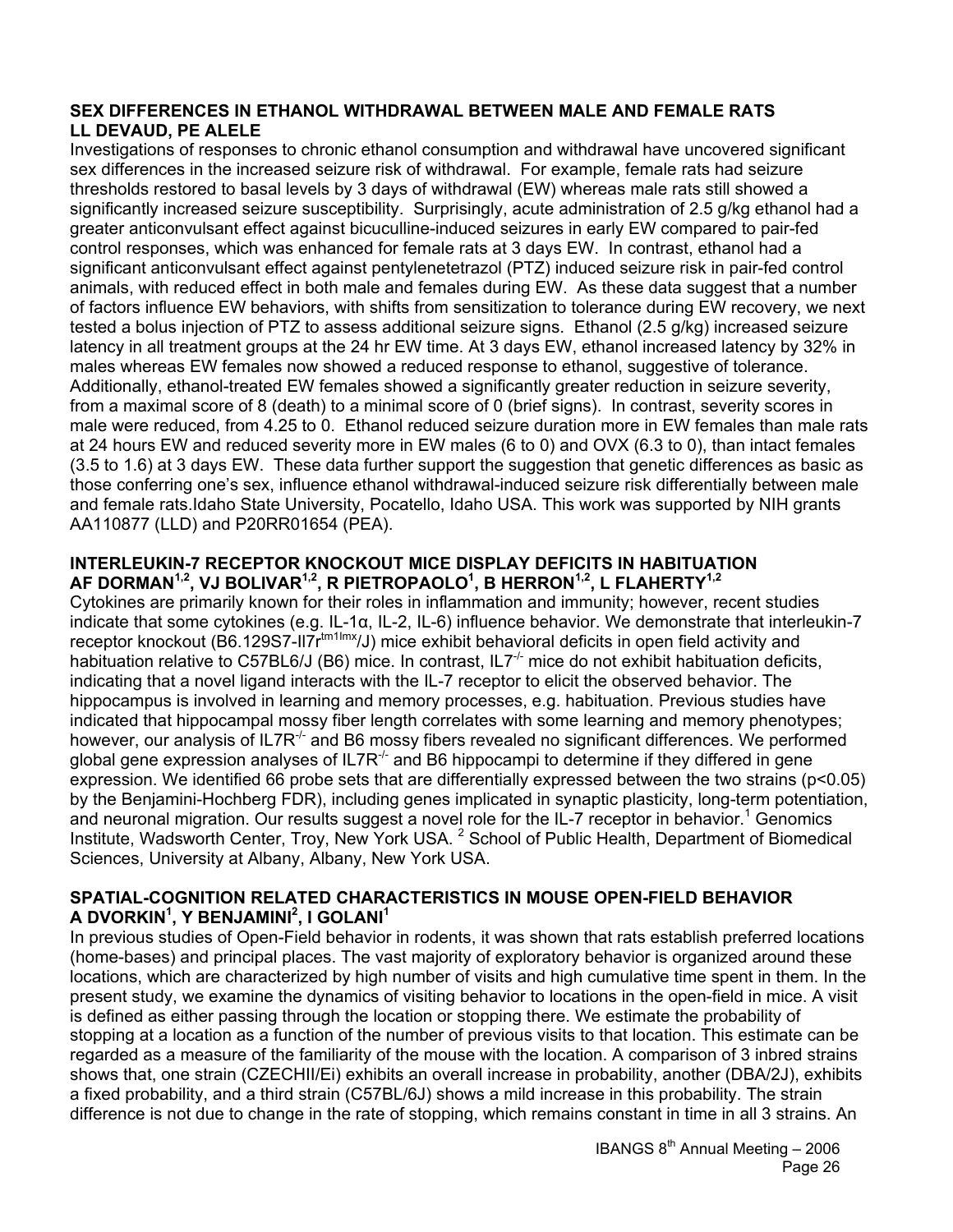### SEX DIFFERENCES IN ETHANOL WITHDRAWAL BETWEEN MALE AND FEMALE RATS

**LL DEVAUD, PE ALELE**

Investigations of responses to chronic ethanol consumption and withdrawal have uncovered significant sex differences in the increased seizure risk of withdrawal. For example, female rats had seizure thresholds restored to basal levels by 3 days of withdrawal (EW) whereas male rats still showed a significantly increased seizure susceptibility. Surprisingly, acute administration of 2.5 g/kg ethanol had a greater anticonvulsant effect against bicuculline-induced seizures in early EW compared to pair-fed control responses, which was enhanced for female rats at 3 days EW. In contrast, ethanol had a significant anticonvulsant effect against pentylenetetrazol (PTZ) induced seizure risk in pair-fed control animals, with reduced effect in both male and females during EW. As these data suggest that a number of factors influence EW behaviors, with shifts from sensitization to tolerance during EW recovery, we next tested a bolus injection of PTZ to assess additional seizure signs. Ethanol (2.5 g/kg) increased seizure latency in all treatment groups at the 24 hr EW time. At 3 days EW, ethanol increased latency by 32% in males whereas EW females now showed a reduced response to ethanol, suggestive of tolerance. Additionally, ethanol-treated EW females showed a significantly greater reduction in seizure severity, from a maximal score of 8 (death) to a minimal score of 0 (brief signs). In contrast, severity scores in male were reduced, from 4.25 to 0. Ethanol reduced seizure duration more in EW females than male rats at 24 hours EW and reduced severity more in EW males (6 to 0) and OVX (6.3 to 0), than intact females (3.5 to 1.6) at 3 days EW. These data further support the suggestion that genetic differences as basic as those conferring one's sex, influence ethanol withdrawal-induced seizure risk differentially between male and female rats.Idaho State University, Pocatello, Idaho USA. This work was supported by NIH grants AA110877 (LLD) and P20RR01654 (PEA).

### INTERLEUKIN-7 RECEPTOR KNOCKOUT MICE DISPLAY DEFICITS IN HABITUATION

**AF DORMAN[1,2], VJ BOLIVAR[1,2], R PIETROPAOLO[1], B HERRON[1,2], L FLAHERTY[1,2]**

Cytokines are primarily known for their roles in inflammation and immunity; however, recent studies indicate that some cytokines (e.g. IL-1α, IL-2, IL-6) influence behavior. We demonstrate that interleukin-7 receptor knockout (B6.129S7-Il7r$^{tm1Imx}$/J) mice exhibit behavioral deficits in open field activity and habituation relative to C57BL6/J (B6) mice. In contrast, IL7$^{-/-}$ mice do not exhibit habituation deficits, indicating that a novel ligand interacts with the IL-7 receptor to elicit the observed behavior. The hippocampus is involved in learning and memory processes, e.g. habituation. Previous studies have indicated that hippocampal mossy fiber length correlates with some learning and memory phenotypes; however, our analysis of IL7R$^{-/-}$ and B6 mossy fibers revealed no significant differences. We performed global gene expression analyses of IL7R$^{-/-}$ and B6 hippocampi to determine if they differed in gene expression. We identified 66 probe sets that are differentially expressed between the two strains ($p<0.05$) by the Benjamini-Hochberg FDR), including genes implicated in synaptic plasticity, long-term potentiation, and neuronal migration. Our results suggest a novel role for the IL-7 receptor in behavior.[1] Genomics Institute, Wadsworth Center, Troy, New York USA. [2] School of Public Health, Department of Biomedical Sciences, University at Albany, Albany, New York USA.

### SPATIAL-COGNITION RELATED CHARACTERISTICS IN MOUSE OPEN-FIELD BEHAVIOR

**A DVORKIN[1], Y BENJAMINI[2], I GOLANI[1]**

In previous studies of Open-Field behavior in rodents, it was shown that rats establish preferred locations (home-bases) and principal places. The vast majority of exploratory behavior is organized around these locations, which are characterized by high number of visits and high cumulative time spent in them. In the present study, we examine the dynamics of visiting behavior to locations in the open-field in mice. A visit is defined as either passing through the location or stopping there. We estimate the probability of stopping at a location as a function of the number of previous visits to that location. This estimate can be regarded as a measure of the familiarity of the mouse with the location. A comparison of 3 inbred strains shows that, one strain (CZECHII/Ei) exhibits an overall increase in probability, another (DBA/2J), exhibits a fixed probability, and a third strain (C57BL/6J) shows a mild increase in this probability. The strain difference is not due to change in the rate of stopping, which remains constant in time in all 3 strains. An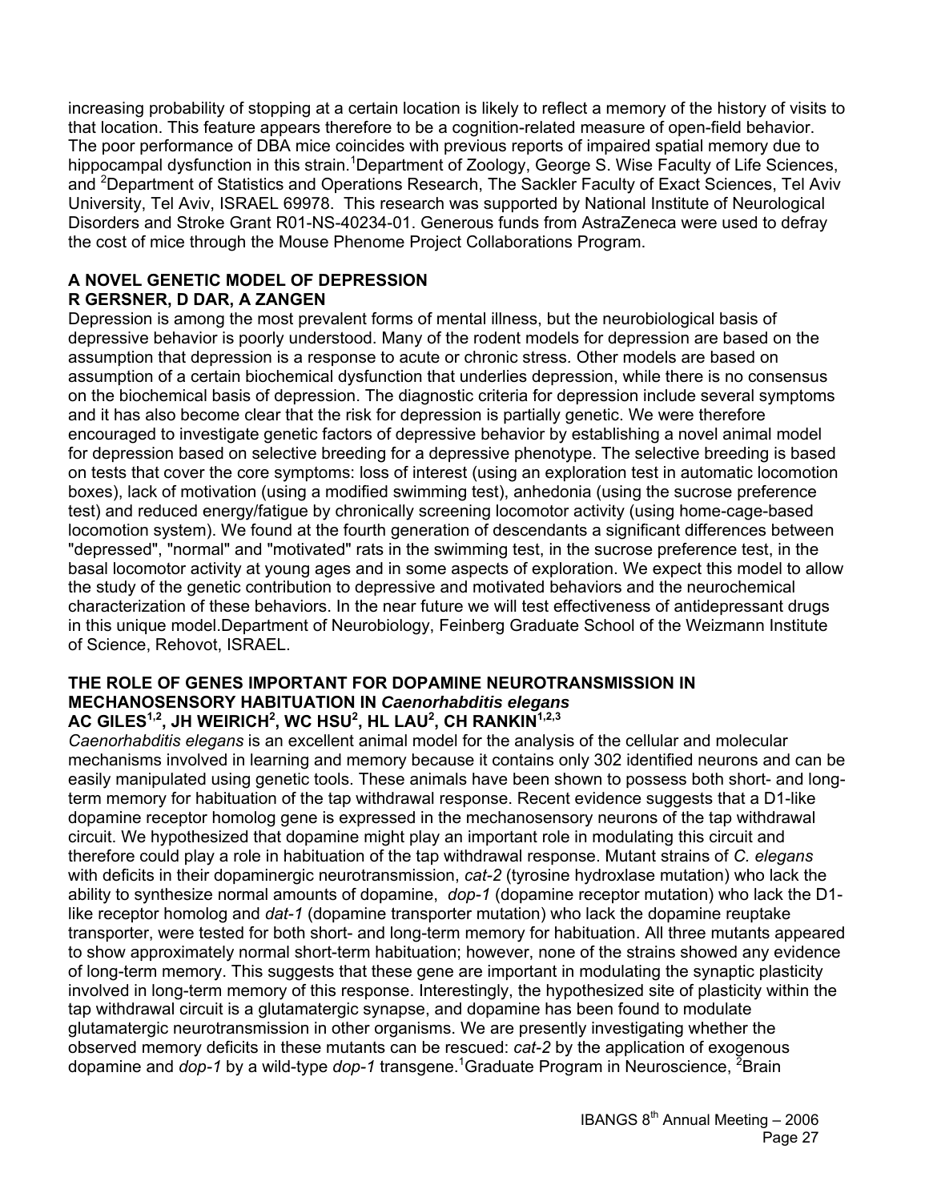increasing probability of stopping at a certain location is likely to reflect a memory of the history of visits to that location. This feature appears therefore to be a cognition-related measure of open-field behavior. The poor performance of DBA mice coincides with previous reports of impaired spatial memory due to hippocampal dysfunction in this strain.[1]Department of Zoology, George S. Wise Faculty of Life Sciences, and [2]Department of Statistics and Operations Research, The Sackler Faculty of Exact Sciences, Tel Aviv University, Tel Aviv, ISRAEL 69978. This research was supported by National Institute of Neurological Disorders and Stroke Grant R01-NS-40234-01. Generous funds from AstraZeneca were used to defray the cost of mice through the Mouse Phenome Project Collaborations Program.

### A NOVEL GENETIC MODEL OF DEPRESSION

**R GERSNER, D DAR, A ZANGEN**

Depression is among the most prevalent forms of mental illness, but the neurobiological basis of depressive behavior is poorly understood. Many of the rodent models for depression are based on the assumption that depression is a response to acute or chronic stress. Other models are based on assumption of a certain biochemical dysfunction that underlies depression, while there is no consensus on the biochemical basis of depression. The diagnostic criteria for depression include several symptoms and it has also become clear that the risk for depression is partially genetic. We were therefore encouraged to investigate genetic factors of depressive behavior by establishing a novel animal model for depression based on selective breeding for a depressive phenotype. The selective breeding is based on tests that cover the core symptoms: loss of interest (using an exploration test in automatic locomotion boxes), lack of motivation (using a modified swimming test), anhedonia (using the sucrose preference test) and reduced energy/fatigue by chronically screening locomotor activity (using home-cage-based locomotion system). We found at the fourth generation of descendants a significant differences between "depressed", "normal" and "motivated" rats in the swimming test, in the sucrose preference test, in the basal locomotor activity at young ages and in some aspects of exploration. We expect this model to allow the study of the genetic contribution to depressive and motivated behaviors and the neurochemical characterization of these behaviors. In the near future we will test effectiveness of antidepressant drugs in this unique model.Department of Neurobiology, Feinberg Graduate School of the Weizmann Institute of Science, Rehovot, ISRAEL.

### THE ROLE OF GENES IMPORTANT FOR DOPAMINE NEUROTRANSMISSION IN MECHANOSENSORY HABITUATION IN *Caenorhabditis elegans*

**AC GILES[1,2], JH WEIRICH[2], WC HSU[2], HL LAU[2], CH RANKIN[1,2,3]**

*Caenorhabditis elegans* is an excellent animal model for the analysis of the cellular and molecular mechanisms involved in learning and memory because it contains only 302 identified neurons and can be easily manipulated using genetic tools. These animals have been shown to possess both short- and long-term memory for habituation of the tap withdrawal response. Recent evidence suggests that a D1-like dopamine receptor homolog gene is expressed in the mechanosensory neurons of the tap withdrawal circuit. We hypothesized that dopamine might play an important role in modulating this circuit and therefore could play a role in habituation of the tap withdrawal response. Mutant strains of *C. elegans* with deficits in their dopaminergic neurotransmission, *cat-2* (tyrosine hydroxlase mutation) who lack the ability to synthesize normal amounts of dopamine, *dop-1* (dopamine receptor mutation) who lack the D1-like receptor homolog and *dat-1* (dopamine transporter mutation) who lack the dopamine reuptake transporter, were tested for both short- and long-term memory for habituation. All three mutants appeared to show approximately normal short-term habituation; however, none of the strains showed any evidence of long-term memory. This suggests that these gene are important in modulating the synaptic plasticity involved in long-term memory of this response. Interestingly, the hypothesized site of plasticity within the tap withdrawal circuit is a glutamatergic synapse, and dopamine has been found to modulate glutamatergic neurotransmission in other organisms. We are presently investigating whether the observed memory deficits in these mutants can be rescued: *cat-2* by the application of exogenous dopamine and *dop-1* by a wild-type *dop-1* transgene.[1]Graduate Program in Neuroscience, [2]Brain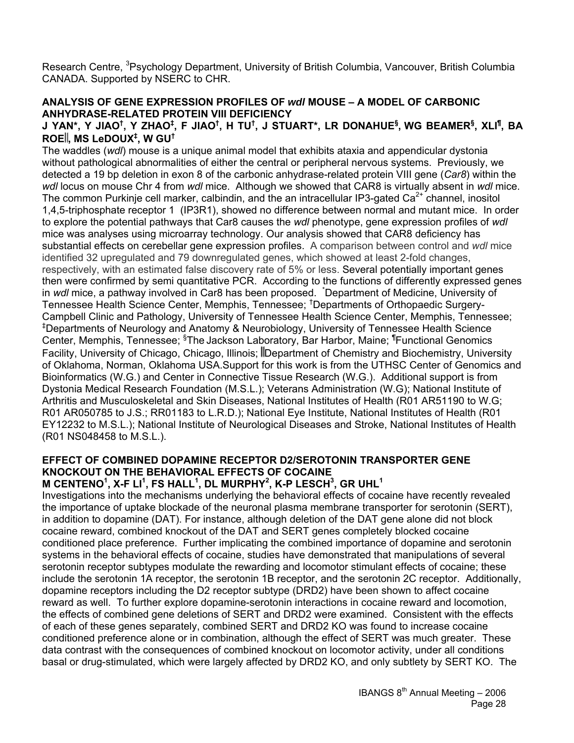Research Centre, [3]Psychology Department, University of British Columbia, Vancouver, British Columbia CANADA. Supported by NSERC to CHR.

### ANALYSIS OF GENE EXPRESSION PROFILES OF *wdl* MOUSE – A MODEL OF CARBONIC ANHYDRASE-RELATED PROTEIN VIII DEFICIENCY

**J YAN*, Y JIAO†, Y ZHAO‡, F JIAO†, H TU†, J STUART*, LR DONAHUE§, WG BEAMER§, XLI¶, BA ROE‖, MS LeDOUX‡, W GU†**

The waddles (*wdl*) mouse is a unique animal model that exhibits ataxia and appendicular dystonia without pathological abnormalities of either the central or peripheral nervous systems. Previously, we detected a 19 bp deletion in exon 8 of the carbonic anhydrase-related protein VIII gene (*Car8*) within the *wdl* locus on mouse Chr 4 from *wdl* mice. Although we showed that CAR8 is virtually absent in *wdl* mice. The common Purkinje cell marker, calbindin, and the an intracellular IP3-gated $Ca^{2+}$ channel, inositol 1,4,5-triphosphate receptor 1 (IP3R1), showed no difference between normal and mutant mice. In order to explore the potential pathways that Car8 causes the *wdl* phenotype, gene expression profiles of *wdl* mice was analyses using microarray technology. Our analysis showed that CAR8 deficiency has substantial effects on cerebellar gene expression profiles. A comparison between control and *wdl* mice identified 32 upregulated and 79 downregulated genes, which showed at least 2-fold changes, respectively, with an estimated false discovery rate of 5% or less. Several potentially important genes then were confirmed by semi quantitative PCR. According to the functions of differently expressed genes in *wdl* mice, a pathway involved in Car8 has been proposed. *Department of Medicine, University of Tennessee Health Science Center, Memphis, Tennessee; †Departments of Orthopaedic Surgery-Campbell Clinic and Pathology, University of Tennessee Health Science Center, Memphis, Tennessee; ‡Departments of Neurology and Anatomy & Neurobiology, University of Tennessee Health Science Center, Memphis, Tennessee; §The Jackson Laboratory, Bar Harbor, Maine; ¶Functional Genomics Facility, University of Chicago, Chicago, Illinois; ‖Department of Chemistry and Biochemistry, University of Oklahoma, Norman, Oklahoma USA.Support for this work is from the UTHSC Center of Genomics and Bioinformatics (W.G.) and Center in Connective Tissue Research (W.G.). Additional support is from Dystonia Medical Research Foundation (M.S.L.); Veterans Administration (W.G); National Institute of Arthritis and Musculoskeletal and Skin Diseases, National Institutes of Health (R01 AR51190 to W.G; R01 AR050785 to J.S.; RR01183 to L.R.D.); National Eye Institute, National Institutes of Health (R01 EY12232 to M.S.L.); National Institute of Neurological Diseases and Stroke, National Institutes of Health (R01 NS048458 to M.S.L.).

### EFFECT OF COMBINED DOPAMINE RECEPTOR D2/SEROTONIN TRANSPORTER GENE KNOCKOUT ON THE BEHAVIORAL EFFECTS OF COCAINE

**M CENTENO[1], X-F LI[1], FS HALL[1], DL MURPHY[2], K-P LESCH[3], GR UHL[1]**

Investigations into the mechanisms underlying the behavioral effects of cocaine have recently revealed the importance of uptake blockade of the neuronal plasma membrane transporter for serotonin (SERT), in addition to dopamine (DAT). For instance, although deletion of the DAT gene alone did not block cocaine reward, combined knockout of the DAT and SERT genes completely blocked cocaine conditioned place preference. Further implicating the combined importance of dopamine and serotonin systems in the behavioral effects of cocaine, studies have demonstrated that manipulations of several serotonin receptor subtypes modulate the rewarding and locomotor stimulant effects of cocaine; these include the serotonin 1A receptor, the serotonin 1B receptor, and the serotonin 2C receptor. Additionally, dopamine receptors including the D2 receptor subtype (DRD2) have been shown to affect cocaine reward as well. To further explore dopamine-serotonin interactions in cocaine reward and locomotion, the effects of combined gene deletions of SERT and DRD2 were examined. Consistent with the effects of each of these genes separately, combined SERT and DRD2 KO was found to increase cocaine conditioned preference alone or in combination, although the effect of SERT was much greater. These data contrast with the consequences of combined knockout on locomotor activity, under all conditions basal or drug-stimulated, which were largely affected by DRD2 KO, and only subtlety by SERT KO. The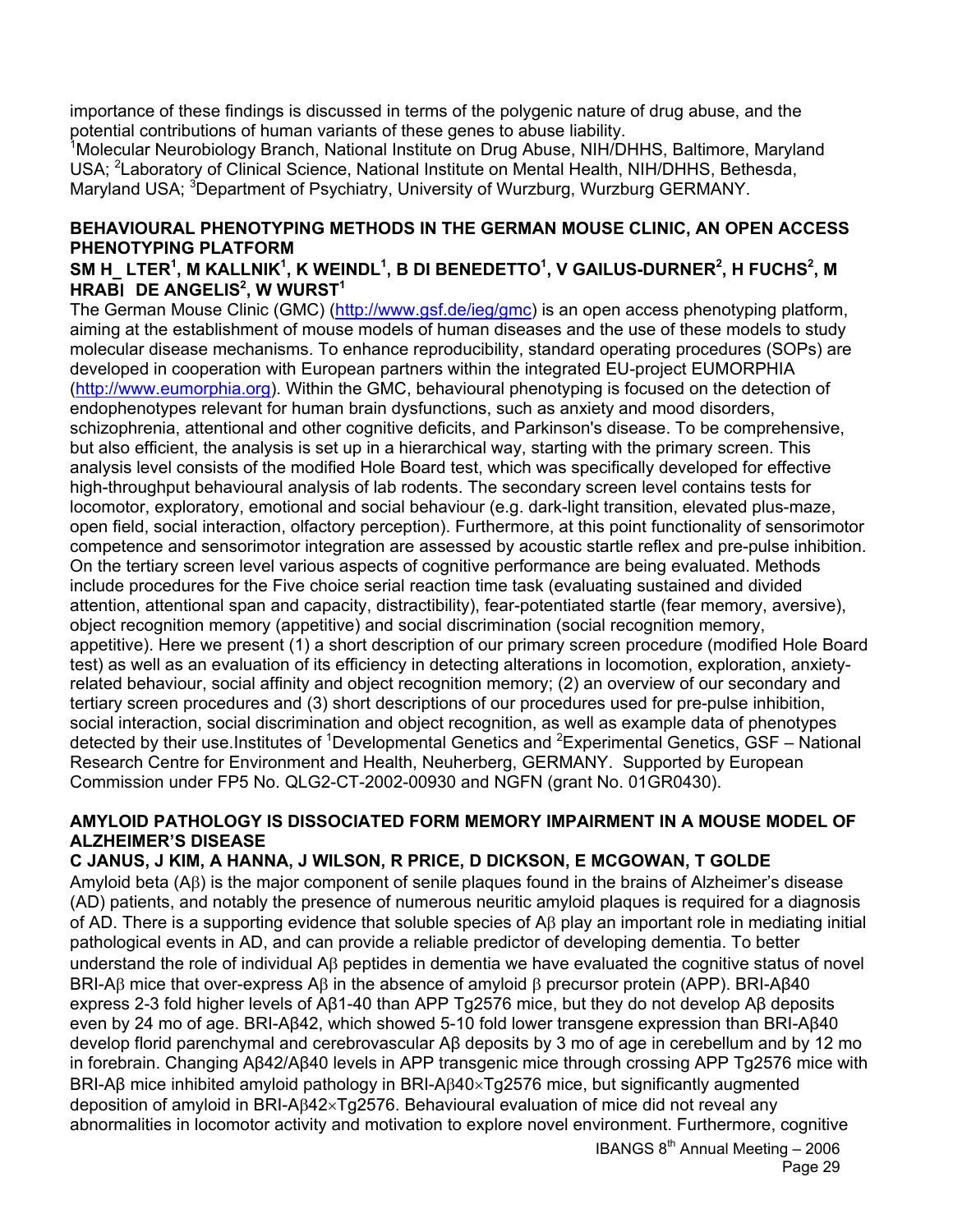importance of these findings is discussed in terms of the polygenic nature of drug abuse, and the potential contributions of human variants of these genes to abuse liability.
[1]Molecular Neurobiology Branch, National Institute on Drug Abuse, NIH/DHHS, Baltimore, Maryland USA; [2]Laboratory of Clinical Science, National Institute on Mental Health, NIH/DHHS, Bethesda, Maryland USA; [3]Department of Psychiatry, University of Wurzburg, Wurzburg GERMANY.

## BEHAVIOURAL PHENOTYPING METHODS IN THE GERMAN MOUSE CLINIC, AN OPEN ACCESS PHENOTYPING PLATFORM

**SM H_ LTER[1], M KALLNIK[1], K WEINDL[1], B DI BENEDETTO[1], V GAILUS-DURNER[2], H FUCHS[2], M HRABĪ DE ANGELIS[2], W WURST[1]**

The German Mouse Clinic (GMC) (http://www.gsf.de/ieg/gmc) is an open access phenotyping platform, aiming at the establishment of mouse models of human diseases and the use of these models to study molecular disease mechanisms. To enhance reproducibility, standard operating procedures (SOPs) are developed in cooperation with European partners within the integrated EU-project EUMORPHIA (http://www.eumorphia.org). Within the GMC, behavioural phenotyping is focused on the detection of endophenotypes relevant for human brain dysfunctions, such as anxiety and mood disorders, schizophrenia, attentional and other cognitive deficits, and Parkinson's disease. To be comprehensive, but also efficient, the analysis is set up in a hierarchical way, starting with the primary screen. This analysis level consists of the modified Hole Board test, which was specifically developed for effective high-throughput behavioural analysis of lab rodents. The secondary screen level contains tests for locomotor, exploratory, emotional and social behaviour (e.g. dark-light transition, elevated plus-maze, open field, social interaction, olfactory perception). Furthermore, at this point functionality of sensorimotor competence and sensorimotor integration are assessed by acoustic startle reflex and pre-pulse inhibition. On the tertiary screen level various aspects of cognitive performance are being evaluated. Methods include procedures for the Five choice serial reaction time task (evaluating sustained and divided attention, attentional span and capacity, distractibility), fear-potentiated startle (fear memory, aversive), object recognition memory (appetitive) and social discrimination (social recognition memory, appetitive). Here we present (1) a short description of our primary screen procedure (modified Hole Board test) as well as an evaluation of its efficiency in detecting alterations in locomotion, exploration, anxiety-related behaviour, social affinity and object recognition memory; (2) an overview of our secondary and tertiary screen procedures and (3) short descriptions of our procedures used for pre-pulse inhibition, social interaction, social discrimination and object recognition, as well as example data of phenotypes detected by their use.Institutes of [1]Developmental Genetics and [2]Experimental Genetics, GSF – National Research Centre for Environment and Health, Neuherberg, GERMANY. Supported by European Commission under FP5 No. QLG2-CT-2002-00930 and NGFN (grant No. 01GR0430).

## AMYLOID PATHOLOGY IS DISSOCIATED FORM MEMORY IMPAIRMENT IN A MOUSE MODEL OF ALZHEIMER'S DISEASE

**C JANUS, J KIM, A HANNA, J WILSON, R PRICE, D DICKSON, E MCGOWAN, T GOLDE**

Amyloid beta (Aβ) is the major component of senile plaques found in the brains of Alzheimer's disease (AD) patients, and notably the presence of numerous neuritic amyloid plaques is required for a diagnosis of AD. There is a supporting evidence that soluble species of Aβ play an important role in mediating initial pathological events in AD, and can provide a reliable predictor of developing dementia. To better understand the role of individual Aβ peptides in dementia we have evaluated the cognitive status of novel BRI-Aβ mice that over-express Aβ in the absence of amyloid β precursor protein (APP). BRI-Aβ40 express 2-3 fold higher levels of Aβ1-40 than APP Tg2576 mice, but they do not develop Aβ deposits even by 24 mo of age. BRI-Aβ42, which showed 5-10 fold lower transgene expression than BRI-Aβ40 develop florid parenchymal and cerebrovascular Aβ deposits by 3 mo of age in cerebellum and by 12 mo in forebrain. Changing Aβ42/Aβ40 levels in APP transgenic mice through crossing APP Tg2576 mice with BRI-Aβ mice inhibited amyloid pathology in BRI-Aβ40×Tg2576 mice, but significantly augmented deposition of amyloid in BRI-Aβ42×Tg2576. Behavioural evaluation of mice did not reveal any abnormalities in locomotor activity and motivation to explore novel environment. Furthermore, cognitive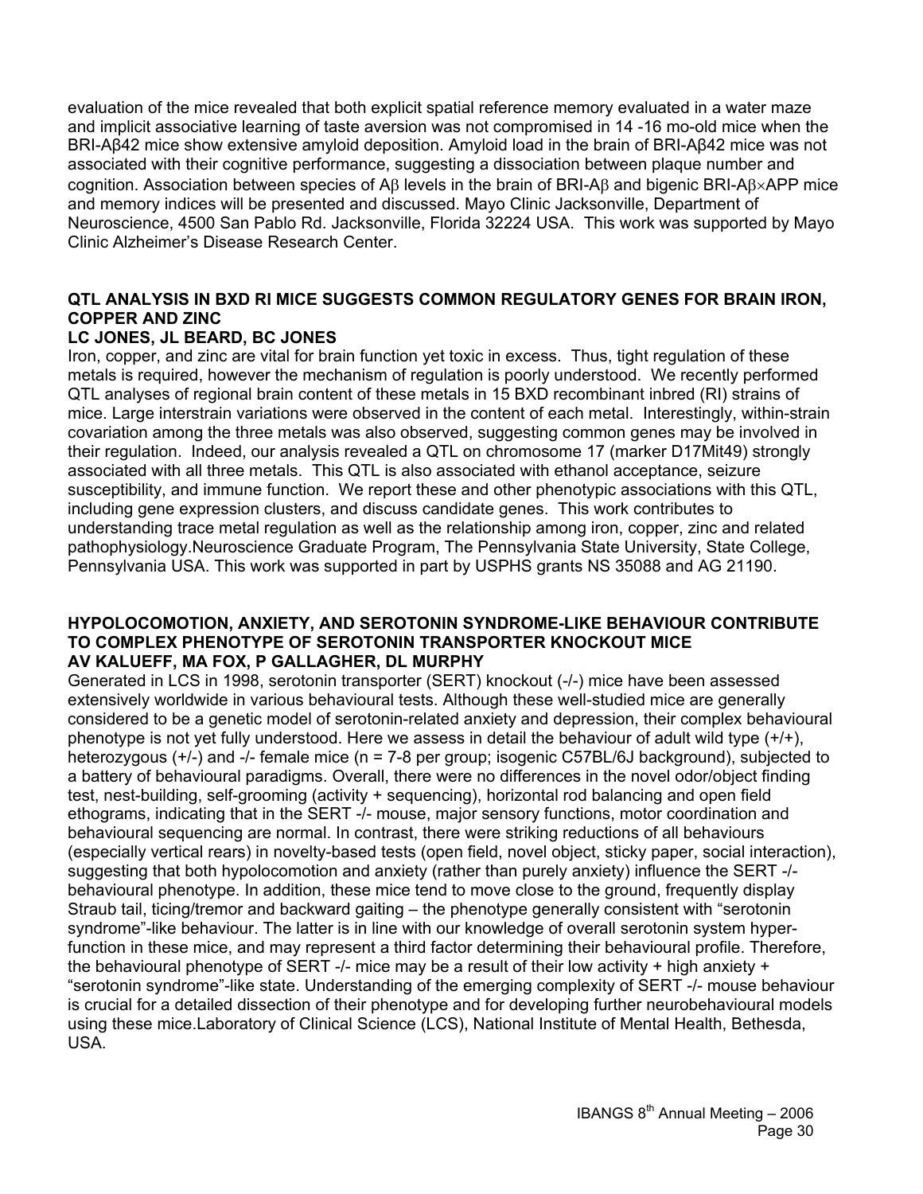evaluation of the mice revealed that both explicit spatial reference memory evaluated in a water maze and implicit associative learning of taste aversion was not compromised in 14 -16 mo-old mice when the BRI-Aβ42 mice show extensive amyloid deposition. Amyloid load in the brain of BRI-Aβ42 mice was not associated with their cognitive performance, suggesting a dissociation between plaque number and cognition. Association between species of Aβ levels in the brain of BRI-Aβ and bigenic BRI-Aβ×APP mice and memory indices will be presented and discussed. Mayo Clinic Jacksonville, Department of Neuroscience, 4500 San Pablo Rd. Jacksonville, Florida 32224 USA. This work was supported by Mayo Clinic Alzheimer's Disease Research Center.

### QTL ANALYSIS IN BXD RI MICE SUGGESTS COMMON REGULATORY GENES FOR BRAIN IRON, COPPER AND ZINC

**LC JONES, JL BEARD, BC JONES**

Iron, copper, and zinc are vital for brain function yet toxic in excess. Thus, tight regulation of these metals is required, however the mechanism of regulation is poorly understood. We recently performed QTL analyses of regional brain content of these metals in 15 BXD recombinant inbred (RI) strains of mice. Large interstrain variations were observed in the content of each metal. Interestingly, within-strain covariation among the three metals was also observed, suggesting common genes may be involved in their regulation. Indeed, our analysis revealed a QTL on chromosome 17 (marker D17Mit49) strongly associated with all three metals. This QTL is also associated with ethanol acceptance, seizure susceptibility, and immune function. We report these and other phenotypic associations with this QTL, including gene expression clusters, and discuss candidate genes. This work contributes to understanding trace metal regulation as well as the relationship among iron, copper, zinc and related pathophysiology.Neuroscience Graduate Program, The Pennsylvania State University, State College, Pennsylvania USA. This work was supported in part by USPHS grants NS 35088 and AG 21190.

### HYPOLOCOMOTION, ANXIETY, AND SEROTONIN SYNDROME-LIKE BEHAVIOUR CONTRIBUTE TO COMPLEX PHENOTYPE OF SEROTONIN TRANSPORTER KNOCKOUT MICE

**AV KALUEFF, MA FOX, P GALLAGHER, DL MURPHY**

Generated in LCS in 1998, serotonin transporter (SERT) knockout (-/-) mice have been assessed extensively worldwide in various behavioural tests. Although these well-studied mice are generally considered to be a genetic model of serotonin-related anxiety and depression, their complex behavioural phenotype is not yet fully understood. Here we assess in detail the behaviour of adult wild type (+/+), heterozygous (+/-) and -/- female mice (n = 7-8 per group; isogenic C57BL/6J background), subjected to a battery of behavioural paradigms. Overall, there were no differences in the novel odor/object finding test, nest-building, self-grooming (activity + sequencing), horizontal rod balancing and open field ethograms, indicating that in the SERT -/- mouse, major sensory functions, motor coordination and behavioural sequencing are normal. In contrast, there were striking reductions of all behaviours (especially vertical rears) in novelty-based tests (open field, novel object, sticky paper, social interaction), suggesting that both hypolocomotion and anxiety (rather than purely anxiety) influence the SERT -/- behavioural phenotype. In addition, these mice tend to move close to the ground, frequently display Straub tail, ticing/tremor and backward gaiting – the phenotype generally consistent with "serotonin syndrome"-like behaviour. The latter is in line with our knowledge of overall serotonin system hyper-function in these mice, and may represent a third factor determining their behavioural profile. Therefore, the behavioural phenotype of SERT -/- mice may be a result of their low activity + high anxiety + "serotonin syndrome"-like state. Understanding of the emerging complexity of SERT -/- mouse behaviour is crucial for a detailed dissection of their phenotype and for developing further neurobehavioural models using these mice.Laboratory of Clinical Science (LCS), National Institute of Mental Health, Bethesda, USA.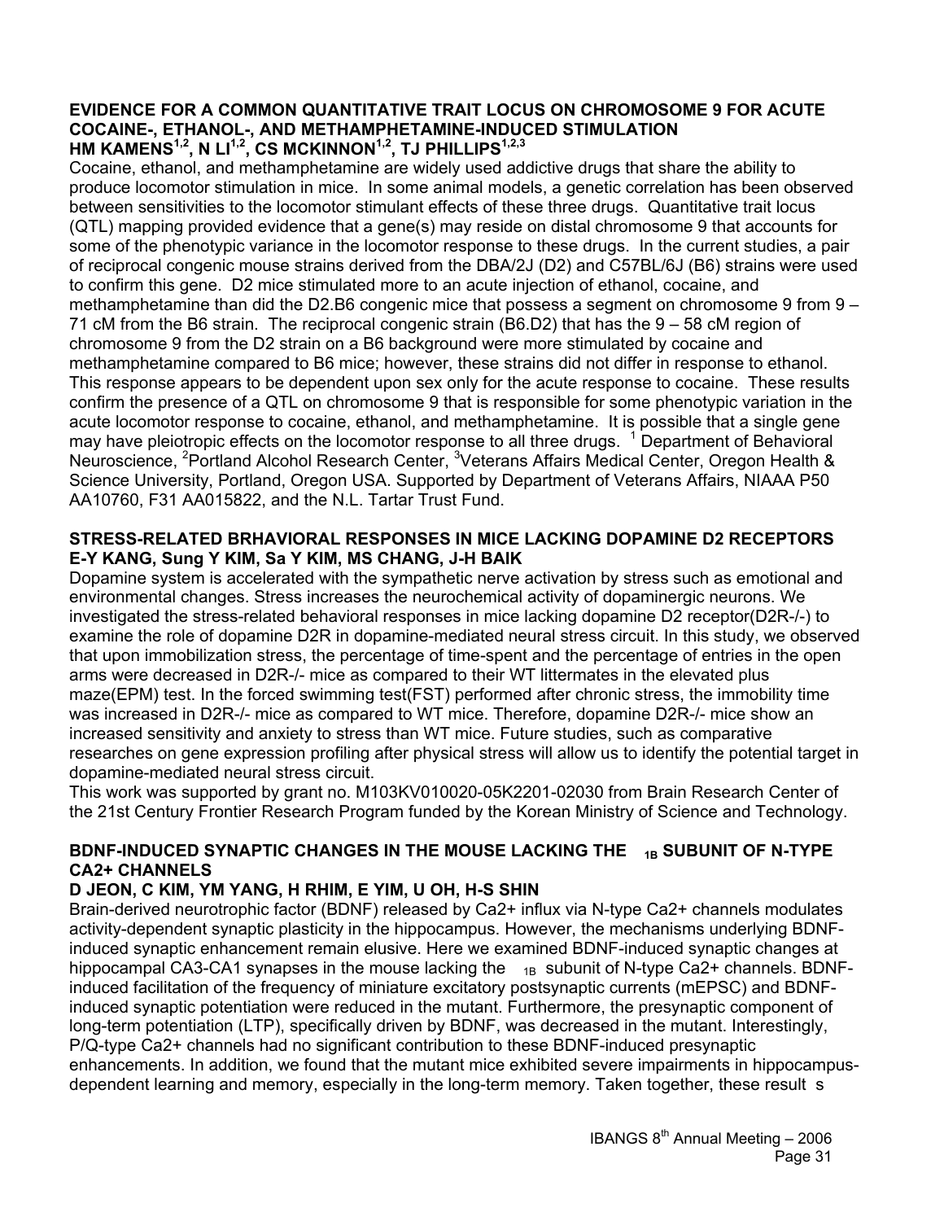### EVIDENCE FOR A COMMON QUANTITATIVE TRAIT LOCUS ON CHROMOSOME 9 FOR ACUTE COCAINE-, ETHANOL-, AND METHAMPHETAMINE-INDUCED STIMULATION

**HM KAMENS[1,2], N LI[1,2], CS MCKINNON[1,2], TJ PHILLIPS[1,2,3]**

Cocaine, ethanol, and methamphetamine are widely used addictive drugs that share the ability to produce locomotor stimulation in mice. In some animal models, a genetic correlation has been observed between sensitivities to the locomotor stimulant effects of these three drugs. Quantitative trait locus (QTL) mapping provided evidence that a gene(s) may reside on distal chromosome 9 that accounts for some of the phenotypic variance in the locomotor response to these drugs. In the current studies, a pair of reciprocal congenic mouse strains derived from the DBA/2J (D2) and C57BL/6J (B6) strains were used to confirm this gene. D2 mice stimulated more to an acute injection of ethanol, cocaine, and methamphetamine than did the D2.B6 congenic mice that possess a segment on chromosome 9 from 9 – 71 cM from the B6 strain. The reciprocal congenic strain (B6.D2) that has the 9 – 58 cM region of chromosome 9 from the D2 strain on a B6 background were more stimulated by cocaine and methamphetamine compared to B6 mice; however, these strains did not differ in response to ethanol. This response appears to be dependent upon sex only for the acute response to cocaine. These results confirm the presence of a QTL on chromosome 9 that is responsible for some phenotypic variation in the acute locomotor response to cocaine, ethanol, and methamphetamine. It is possible that a single gene may have pleiotropic effects on the locomotor response to all three drugs. [1] Department of Behavioral Neuroscience, [2]Portland Alcohol Research Center, [3]Veterans Affairs Medical Center, Oregon Health & Science University, Portland, Oregon USA. Supported by Department of Veterans Affairs, NIAAA P50 AA10760, F31 AA015822, and the N.L. Tartar Trust Fund.

### STRESS-RELATED BRHAVIORAL RESPONSES IN MICE LACKING DOPAMINE D2 RECEPTORS

**E-Y KANG, Sung Y KIM, Sa Y KIM, MS CHANG, J-H BAIK**

Dopamine system is accelerated with the sympathetic nerve activation by stress such as emotional and environmental changes. Stress increases the neurochemical activity of dopaminergic neurons. We investigated the stress-related behavioral responses in mice lacking dopamine D2 receptor(D2R-/-) to examine the role of dopamine D2R in dopamine-mediated neural stress circuit. In this study, we observed that upon immobilization stress, the percentage of time-spent and the percentage of entries in the open arms were decreased in D2R-/- mice as compared to their WT littermates in the elevated plus maze(EPM) test. In the forced swimming test(FST) performed after chronic stress, the immobility time was increased in D2R-/- mice as compared to WT mice. Therefore, dopamine D2R-/- mice show an increased sensitivity and anxiety to stress than WT mice. Future studies, such as comparative researches on gene expression profiling after physical stress will allow us to identify the potential target in dopamine-mediated neural stress circuit.

This work was supported by grant no. M103KV010020-05K2201-02030 from Brain Research Center of the 21st Century Frontier Research Program funded by the Korean Ministry of Science and Technology.

### BDNF-INDUCED SYNAPTIC CHANGES IN THE MOUSE LACKING THE $_{1B}$ SUBUNIT OF N-TYPE CA2+ CHANNELS

**D JEON, C KIM, YM YANG, H RHIM, E YIM, U OH, H-S SHIN**

Brain-derived neurotrophic factor (BDNF) released by Ca2+ influx via N-type Ca2+ channels modulates activity-dependent synaptic plasticity in the hippocampus. However, the mechanisms underlying BDNF-induced synaptic enhancement remain elusive. Here we examined BDNF-induced synaptic changes at hippocampal CA3-CA1 synapses in the mouse lacking the $_{1B}$ subunit of N-type Ca2+ channels. BDNF-induced facilitation of the frequency of miniature excitatory postsynaptic currents (mEPSC) and BDNF-induced synaptic potentiation were reduced in the mutant. Furthermore, the presynaptic component of long-term potentiation (LTP), specifically driven by BDNF, was decreased in the mutant. Interestingly, P/Q-type Ca2+ channels had no significant contribution to these BDNF-induced presynaptic enhancements. In addition, we found that the mutant mice exhibited severe impairments in hippocampus-dependent learning and memory, especially in the long-term memory. Taken together, these result s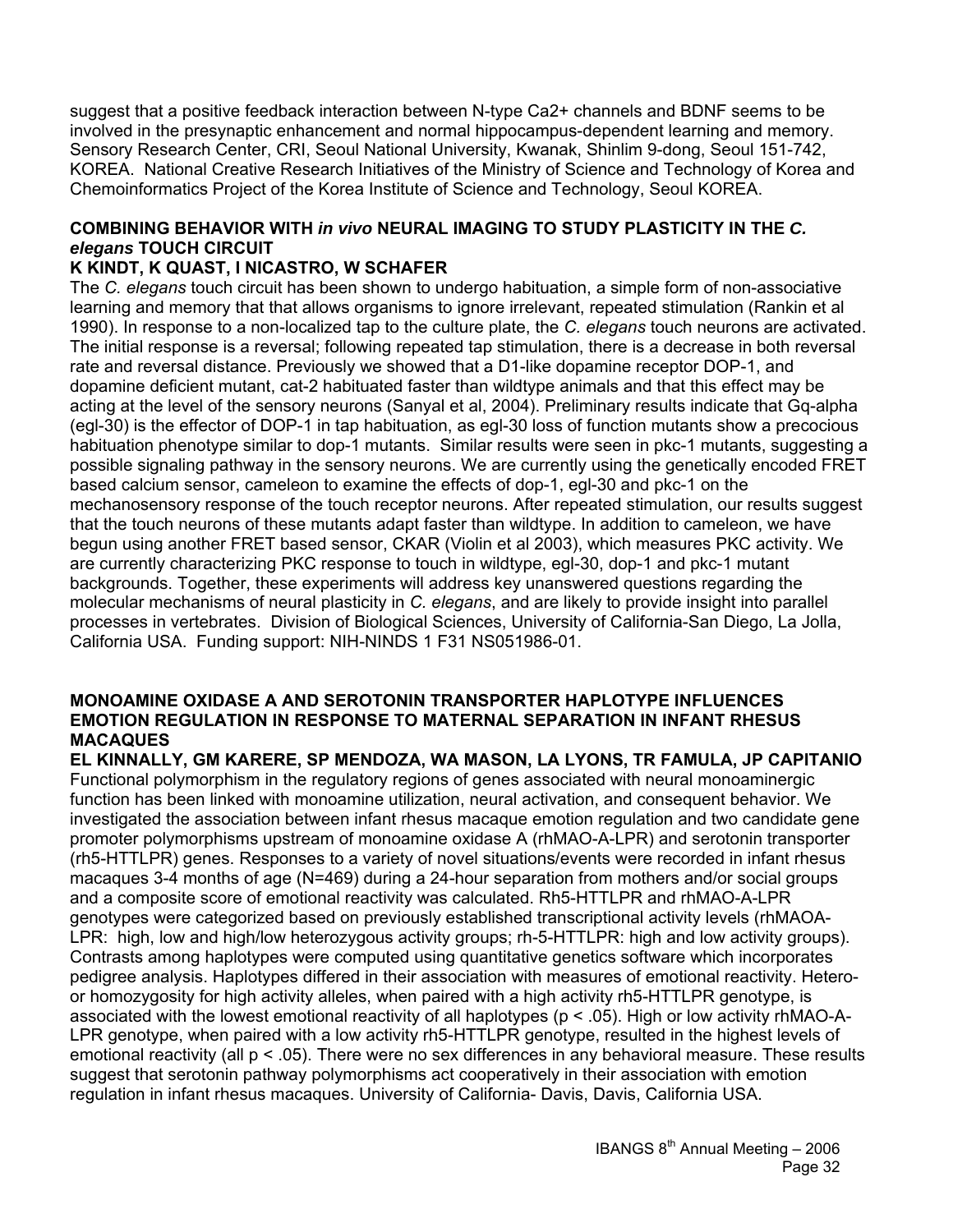suggest that a positive feedback interaction between N-type Ca2+ channels and BDNF seems to be involved in the presynaptic enhancement and normal hippocampus-dependent learning and memory. Sensory Research Center, CRI, Seoul National University, Kwanak, Shinlim 9-dong, Seoul 151-742, KOREA. National Creative Research Initiatives of the Ministry of Science and Technology of Korea and Chemoinformatics Project of the Korea Institute of Science and Technology, Seoul KOREA.

## COMBINING BEHAVIOR WITH *in vivo* NEURAL IMAGING TO STUDY PLASTICITY IN THE *C. elegans* TOUCH CIRCUIT

**K KINDT, K QUAST, I NICASTRO, W SCHAFER**

The *C. elegans* touch circuit has been shown to undergo habituation, a simple form of non-associative learning and memory that that allows organisms to ignore irrelevant, repeated stimulation (Rankin et al 1990). In response to a non-localized tap to the culture plate, the *C. elegans* touch neurons are activated. The initial response is a reversal; following repeated tap stimulation, there is a decrease in both reversal rate and reversal distance. Previously we showed that a D1-like dopamine receptor DOP-1, and dopamine deficient mutant, cat-2 habituated faster than wildtype animals and that this effect may be acting at the level of the sensory neurons (Sanyal et al, 2004). Preliminary results indicate that Gq-alpha (egl-30) is the effector of DOP-1 in tap habituation, as egl-30 loss of function mutants show a precocious habituation phenotype similar to dop-1 mutants. Similar results were seen in pkc-1 mutants, suggesting a possible signaling pathway in the sensory neurons. We are currently using the genetically encoded FRET based calcium sensor, cameleon to examine the effects of dop-1, egl-30 and pkc-1 on the mechanosensory response of the touch receptor neurons. After repeated stimulation, our results suggest that the touch neurons of these mutants adapt faster than wildtype. In addition to cameleon, we have begun using another FRET based sensor, CKAR (Violin et al 2003), which measures PKC activity. We are currently characterizing PKC response to touch in wildtype, egl-30, dop-1 and pkc-1 mutant backgrounds. Together, these experiments will address key unanswered questions regarding the molecular mechanisms of neural plasticity in *C. elegans*, and are likely to provide insight into parallel processes in vertebrates. Division of Biological Sciences, University of California-San Diego, La Jolla, California USA. Funding support: NIH-NINDS 1 F31 NS051986-01.

## MONOAMINE OXIDASE A AND SEROTONIN TRANSPORTER HAPLOTYPE INFLUENCES EMOTION REGULATION IN RESPONSE TO MATERNAL SEPARATION IN INFANT RHESUS MACAQUES

**EL KINNALLY, GM KARERE, SP MENDOZA, WA MASON, LA LYONS, TR FAMULA, JP CAPITANIO**

Functional polymorphism in the regulatory regions of genes associated with neural monoaminergic function has been linked with monoamine utilization, neural activation, and consequent behavior. We investigated the association between infant rhesus macaque emotion regulation and two candidate gene promoter polymorphisms upstream of monoamine oxidase A (rhMAO-A-LPR) and serotonin transporter (rh5-HTTLPR) genes. Responses to a variety of novel situations/events were recorded in infant rhesus macaques 3-4 months of age (N=469) during a 24-hour separation from mothers and/or social groups and a composite score of emotional reactivity was calculated. Rh5-HTTLPR and rhMAO-A-LPR genotypes were categorized based on previously established transcriptional activity levels (rhMAOA-LPR: high, low and high/low heterozygous activity groups; rh-5-HTTLPR: high and low activity groups). Contrasts among haplotypes were computed using quantitative genetics software which incorporates pedigree analysis. Haplotypes differed in their association with measures of emotional reactivity. Hetero- or homozygosity for high activity alleles, when paired with a high activity rh5-HTTLPR genotype, is associated with the lowest emotional reactivity of all haplotypes ($p < .05$). High or low activity rhMAO-A-LPR genotype, when paired with a low activity rh5-HTTLPR genotype, resulted in the highest levels of emotional reactivity (all $p < .05$). There were no sex differences in any behavioral measure. These results suggest that serotonin pathway polymorphisms act cooperatively in their association with emotion regulation in infant rhesus macaques. University of California- Davis, Davis, California USA.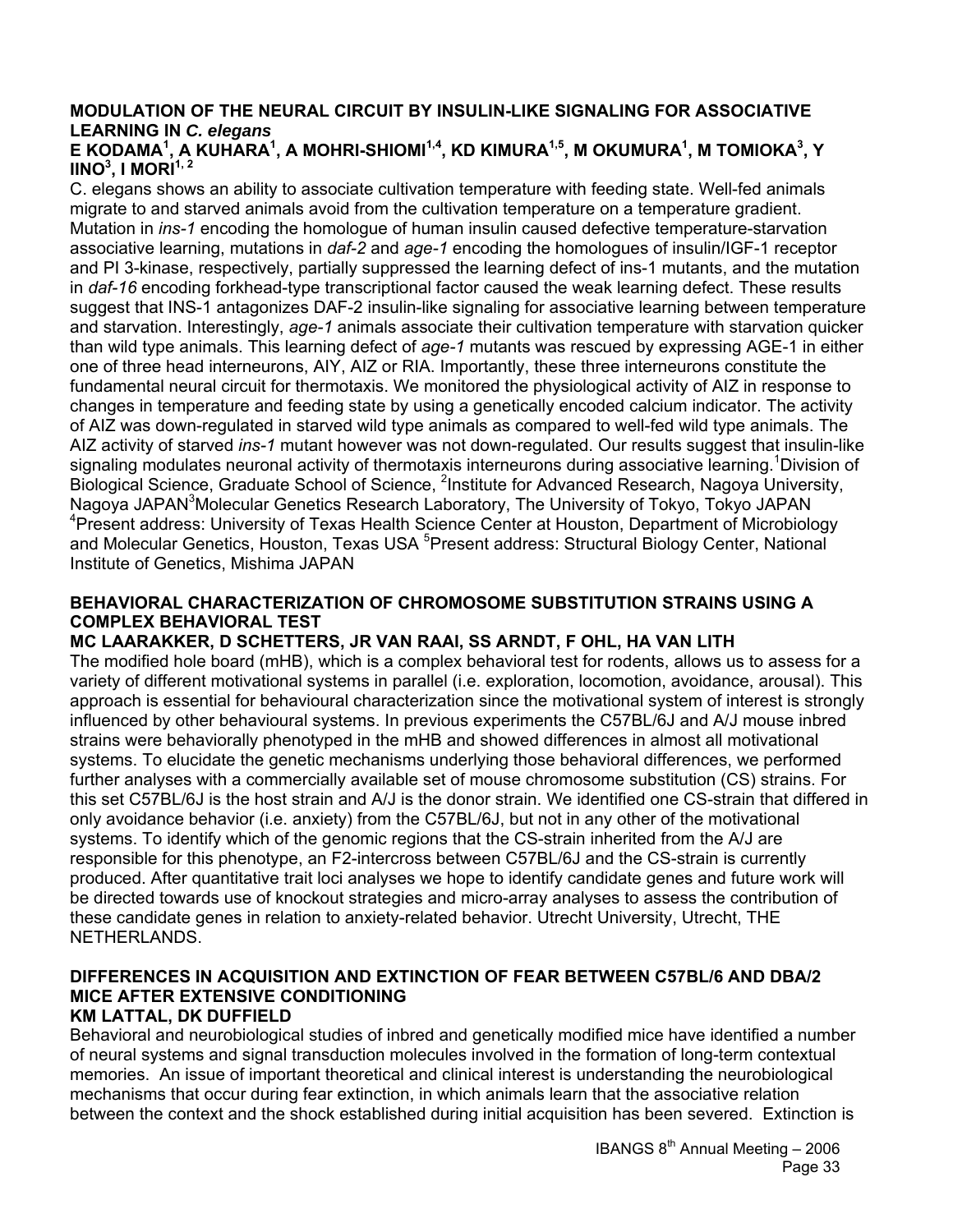## MODULATION OF THE NEURAL CIRCUIT BY INSULIN-LIKE SIGNALING FOR ASSOCIATIVE LEARNING IN *C. elegans*

**E KODAMA[1], A KUHARA[1], A MOHRI-SHIOMI[1,4], KD KIMURA[1,5], M OKUMURA[1], M TOMIOKA[3], Y IINO[3], I MORI[1, 2]**

C. elegans shows an ability to associate cultivation temperature with feeding state. Well-fed animals migrate to and starved animals avoid from the cultivation temperature on a temperature gradient. Mutation in *ins-1* encoding the homologue of human insulin caused defective temperature-starvation associative learning, mutations in *daf-2* and *age-1* encoding the homologues of insulin/IGF-1 receptor and PI 3-kinase, respectively, partially suppressed the learning defect of ins-1 mutants, and the mutation in *daf-16* encoding forkhead-type transcriptional factor caused the weak learning defect. These results suggest that INS-1 antagonizes DAF-2 insulin-like signaling for associative learning between temperature and starvation. Interestingly, *age-1* animals associate their cultivation temperature with starvation quicker than wild type animals. This learning defect of *age-1* mutants was rescued by expressing AGE-1 in either one of three head interneurons, AIY, AIZ or RIA. Importantly, these three interneurons constitute the fundamental neural circuit for thermotaxis. We monitored the physiological activity of AIZ in response to changes in temperature and feeding state by using a genetically encoded calcium indicator. The activity of AIZ was down-regulated in starved wild type animals as compared to well-fed wild type animals. The AIZ activity of starved *ins-1* mutant however was not down-regulated. Our results suggest that insulin-like signaling modulates neuronal activity of thermotaxis interneurons during associative learning.[1]Division of Biological Science, Graduate School of Science, [2]Institute for Advanced Research, Nagoya University, Nagoya JAPAN[3]Molecular Genetics Research Laboratory, The University of Tokyo, Tokyo JAPAN [4]Present address: University of Texas Health Science Center at Houston, Department of Microbiology and Molecular Genetics, Houston, Texas USA [5]Present address: Structural Biology Center, National Institute of Genetics, Mishima JAPAN

## BEHAVIORAL CHARACTERIZATION OF CHROMOSOME SUBSTITUTION STRAINS USING A COMPLEX BEHAVIORAL TEST

**MC LAARAKKER, D SCHETTERS, JR VAN RAAI, SS ARNDT, F OHL, HA VAN LITH**

The modified hole board (mHB), which is a complex behavioral test for rodents, allows us to assess for a variety of different motivational systems in parallel (i.e. exploration, locomotion, avoidance, arousal). This approach is essential for behavioural characterization since the motivational system of interest is strongly influenced by other behavioural systems. In previous experiments the C57BL/6J and A/J mouse inbred strains were behaviorally phenotyped in the mHB and showed differences in almost all motivational systems. To elucidate the genetic mechanisms underlying those behavioral differences, we performed further analyses with a commercially available set of mouse chromosome substitution (CS) strains. For this set C57BL/6J is the host strain and A/J is the donor strain. We identified one CS-strain that differed in only avoidance behavior (i.e. anxiety) from the C57BL/6J, but not in any other of the motivational systems. To identify which of the genomic regions that the CS-strain inherited from the A/J are responsible for this phenotype, an F2-intercross between C57BL/6J and the CS-strain is currently produced. After quantitative trait loci analyses we hope to identify candidate genes and future work will be directed towards use of knockout strategies and micro-array analyses to assess the contribution of these candidate genes in relation to anxiety-related behavior. Utrecht University, Utrecht, THE NETHERLANDS.

## DIFFERENCES IN ACQUISITION AND EXTINCTION OF FEAR BETWEEN C57BL/6 AND DBA/2 MICE AFTER EXTENSIVE CONDITIONING

**KM LATTAL, DK DUFFIELD**

Behavioral and neurobiological studies of inbred and genetically modified mice have identified a number of neural systems and signal transduction molecules involved in the formation of long-term contextual memories. An issue of important theoretical and clinical interest is understanding the neurobiological mechanisms that occur during fear extinction, in which animals learn that the associative relation between the context and the shock established during initial acquisition has been severed. Extinction is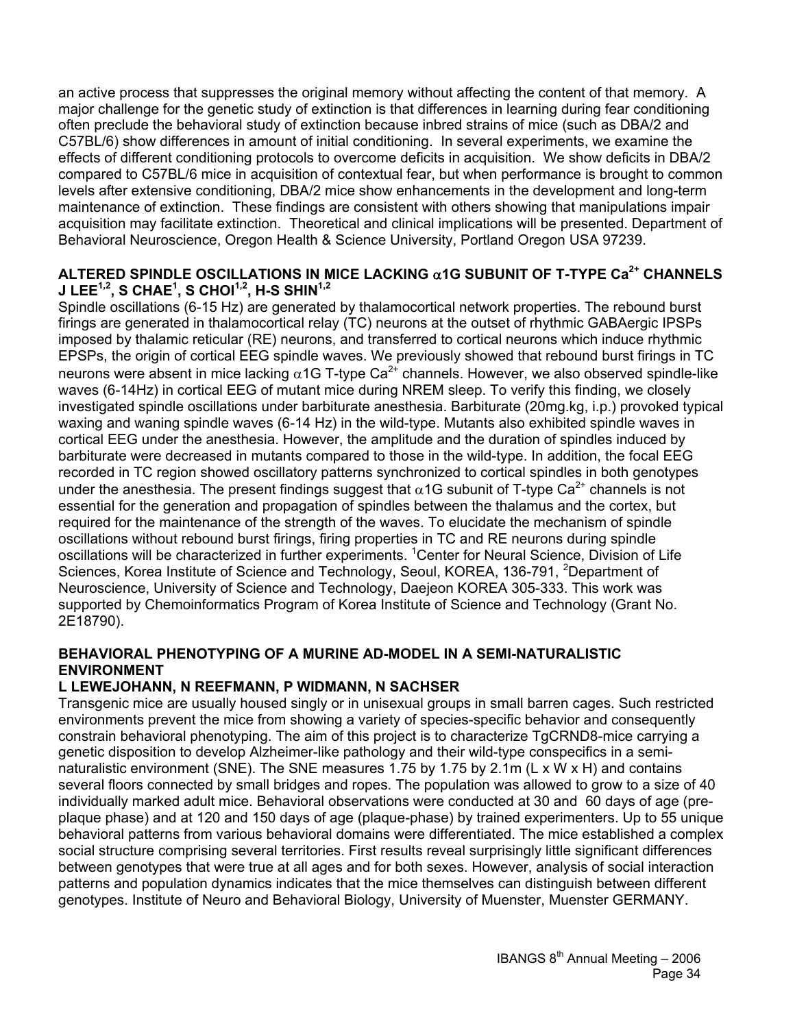an active process that suppresses the original memory without affecting the content of that memory. A major challenge for the genetic study of extinction is that differences in learning during fear conditioning often preclude the behavioral study of extinction because inbred strains of mice (such as DBA/2 and C57BL/6) show differences in amount of initial conditioning. In several experiments, we examine the effects of different conditioning protocols to overcome deficits in acquisition. We show deficits in DBA/2 compared to C57BL/6 mice in acquisition of contextual fear, but when performance is brought to common levels after extensive conditioning, DBA/2 mice show enhancements in the development and long-term maintenance of extinction. These findings are consistent with others showing that manipulations impair acquisition may facilitate extinction. Theoretical and clinical implications will be presented. Department of Behavioral Neuroscience, Oregon Health & Science University, Portland Oregon USA 97239.

### ALTERED SPINDLE OSCILLATIONS IN MICE LACKING $\alpha$1G SUBUNIT OF T-TYPE $Ca^{2+}$ CHANNELS

**J LEE[1,2], S CHAE[1], S CHOI[1,2], H-S SHIN[1,2]**

Spindle oscillations (6-15 Hz) are generated by thalamocortical network properties. The rebound burst firings are generated in thalamocortical relay (TC) neurons at the outset of rhythmic GABAergic IPSPs imposed by thalamic reticular (RE) neurons, and transferred to cortical neurons which induce rhythmic EPSPs, the origin of cortical EEG spindle waves. We previously showed that rebound burst firings in TC neurons were absent in mice lacking $\alpha$1G T-type $Ca^{2+}$ channels. However, we also observed spindle-like waves (6-14Hz) in cortical EEG of mutant mice during NREM sleep. To verify this finding, we closely investigated spindle oscillations under barbiturate anesthesia. Barbiturate (20mg.kg, i.p.) provoked typical waxing and waning spindle waves (6-14 Hz) in the wild-type. Mutants also exhibited spindle waves in cortical EEG under the anesthesia. However, the amplitude and the duration of spindles induced by barbiturate were decreased in mutants compared to those in the wild-type. In addition, the focal EEG recorded in TC region showed oscillatory patterns synchronized to cortical spindles in both genotypes under the anesthesia. The present findings suggest that $\alpha$1G subunit of T-type $Ca^{2+}$ channels is not essential for the generation and propagation of spindles between the thalamus and the cortex, but required for the maintenance of the strength of the waves. To elucidate the mechanism of spindle oscillations without rebound burst firings, firing properties in TC and RE neurons during spindle oscillations will be characterized in further experiments. [1]Center for Neural Science, Division of Life Sciences, Korea Institute of Science and Technology, Seoul, KOREA, 136-791, [2]Department of Neuroscience, University of Science and Technology, Daejeon KOREA 305-333. This work was supported by Chemoinformatics Program of Korea Institute of Science and Technology (Grant No. 2E18790).

### BEHAVIORAL PHENOTYPING OF A MURINE AD-MODEL IN A SEMI-NATURALISTIC ENVIRONMENT

**L LEWEJOHANN, N REEFMANN, P WIDMANN, N SACHSER**

Transgenic mice are usually housed singly or in unisexual groups in small barren cages. Such restricted environments prevent the mice from showing a variety of species-specific behavior and consequently constrain behavioral phenotyping. The aim of this project is to characterize TgCRND8-mice carrying a genetic disposition to develop Alzheimer-like pathology and their wild-type conspecifics in a semi-naturalistic environment (SNE). The SNE measures 1.75 by 1.75 by 2.1m (L x W x H) and contains several floors connected by small bridges and ropes. The population was allowed to grow to a size of 40 individually marked adult mice. Behavioral observations were conducted at 30 and 60 days of age (pre-plaque phase) and at 120 and 150 days of age (plaque-phase) by trained experimenters. Up to 55 unique behavioral patterns from various behavioral domains were differentiated. The mice established a complex social structure comprising several territories. First results reveal surprisingly little significant differences between genotypes that were true at all ages and for both sexes. However, analysis of social interaction patterns and population dynamics indicates that the mice themselves can distinguish between different genotypes. Institute of Neuro and Behavioral Biology, University of Muenster, Muenster GERMANY.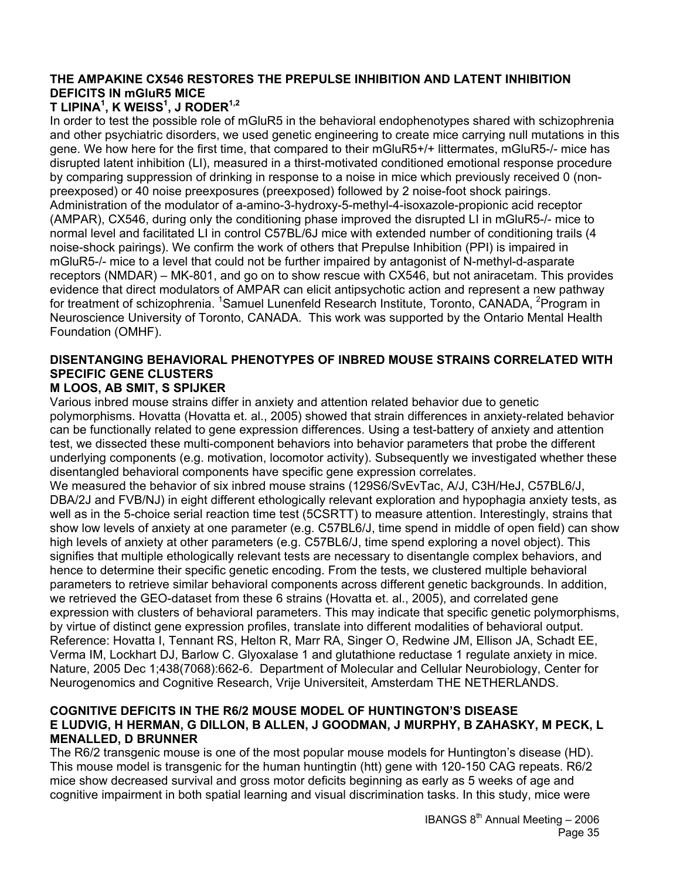### THE AMPAKINE CX546 RESTORES THE PREPULSE INHIBITION AND LATENT INHIBITION DEFICITS IN mGluR5 MICE

**T LIPINA[1], K WEISS[1], J RODER[1,2]**

In order to test the possible role of mGluR5 in the behavioral endophenotypes shared with schizophrenia and other psychiatric disorders, we used genetic engineering to create mice carrying null mutations in this gene. We how here for the first time, that compared to their mGluR5+/+ littermates, mGluR5-/- mice has disrupted latent inhibition (LI), measured in a thirst-motivated conditioned emotional response procedure by comparing suppression of drinking in response to a noise in mice which previously received 0 (non-preexposed) or 40 noise preexposures (preexposed) followed by 2 noise-foot shock pairings. Administration of the modulator of a-amino-3-hydroxy-5-methyl-4-isoxazole-propionic acid receptor (AMPAR), CX546, during only the conditioning phase improved the disrupted LI in mGluR5-/- mice to normal level and facilitated LI in control C57BL/6J mice with extended number of conditioning trails (4 noise-shock pairings). We confirm the work of others that Prepulse Inhibition (PPI) is impaired in mGluR5-/- mice to a level that could not be further impaired by antagonist of N-methyl-d-asparate receptors (NMDAR) – MK-801, and go on to show rescue with CX546, but not aniracetam. This provides evidence that direct modulators of AMPAR can elicit antipsychotic action and represent a new pathway for treatment of schizophrenia. [1]Samuel Lunenfeld Research Institute, Toronto, CANADA, [2]Program in Neuroscience University of Toronto, CANADA. This work was supported by the Ontario Mental Health Foundation (OMHF).

### DISENTANGING BEHAVIORAL PHENOTYPES OF INBRED MOUSE STRAINS CORRELATED WITH SPECIFIC GENE CLUSTERS

**M LOOS, AB SMIT, S SPIJKER**

Various inbred mouse strains differ in anxiety and attention related behavior due to genetic polymorphisms. Hovatta (Hovatta et. al., 2005) showed that strain differences in anxiety-related behavior can be functionally related to gene expression differences. Using a test-battery of anxiety and attention test, we dissected these multi-component behaviors into behavior parameters that probe the different underlying components (e.g. motivation, locomotor activity). Subsequently we investigated whether these disentangled behavioral components have specific gene expression correlates.

We measured the behavior of six inbred mouse strains (129S6/SvEvTac, A/J, C3H/HeJ, C57BL6/J, DBA/2J and FVB/NJ) in eight different ethologically relevant exploration and hypophagia anxiety tests, as well as in the 5-choice serial reaction time test (5CSRTT) to measure attention. Interestingly, strains that show low levels of anxiety at one parameter (e.g. C57BL6/J, time spend in middle of open field) can show high levels of anxiety at other parameters (e.g. C57BL6/J, time spend exploring a novel object). This signifies that multiple ethologically relevant tests are necessary to disentangle complex behaviors, and hence to determine their specific genetic encoding. From the tests, we clustered multiple behavioral parameters to retrieve similar behavioral components across different genetic backgrounds. In addition, we retrieved the GEO-dataset from these 6 strains (Hovatta et. al., 2005), and correlated gene expression with clusters of behavioral parameters. This may indicate that specific genetic polymorphisms, by virtue of distinct gene expression profiles, translate into different modalities of behavioral output. Reference: Hovatta I, Tennant RS, Helton R, Marr RA, Singer O, Redwine JM, Ellison JA, Schadt EE, Verma IM, Lockhart DJ, Barlow C. Glyoxalase 1 and glutathione reductase 1 regulate anxiety in mice. Nature, 2005 Dec 1;438(7068):662-6. Department of Molecular and Cellular Neurobiology, Center for Neurogenomics and Cognitive Research, Vrije Universiteit, Amsterdam THE NETHERLANDS.

### COGNITIVE DEFICITS IN THE R6/2 MOUSE MODEL OF HUNTINGTON'S DISEASE

**E LUDVIG, H HERMAN, G DILLON, B ALLEN, J GOODMAN, J MURPHY, B ZAHASKY, M PECK, L MENALLED, D BRUNNER**

The R6/2 transgenic mouse is one of the most popular mouse models for Huntington's disease (HD). This mouse model is transgenic for the human huntingtin (htt) gene with 120-150 CAG repeats. R6/2 mice show decreased survival and gross motor deficits beginning as early as 5 weeks of age and cognitive impairment in both spatial learning and visual discrimination tasks. In this study, mice were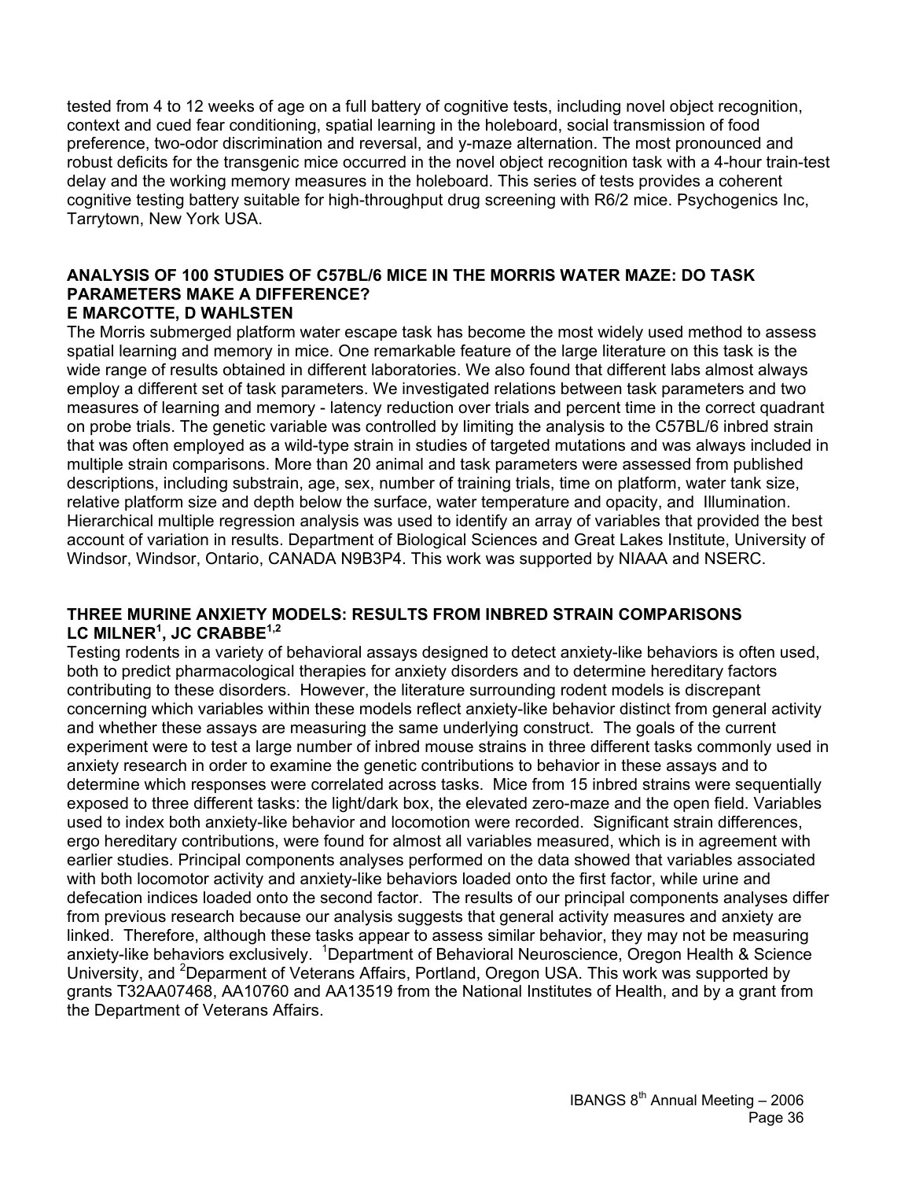tested from 4 to 12 weeks of age on a full battery of cognitive tests, including novel object recognition, context and cued fear conditioning, spatial learning in the holeboard, social transmission of food preference, two-odor discrimination and reversal, and y-maze alternation. The most pronounced and robust deficits for the transgenic mice occurred in the novel object recognition task with a 4-hour train-test delay and the working memory measures in the holeboard. This series of tests provides a coherent cognitive testing battery suitable for high-throughput drug screening with R6/2 mice. Psychogenics Inc, Tarrytown, New York USA.

**ANALYSIS OF 100 STUDIES OF C57BL/6 MICE IN THE MORRIS WATER MAZE: DO TASK PARAMETERS MAKE A DIFFERENCE?**
**E MARCOTTE, D WAHLSTEN**

The Morris submerged platform water escape task has become the most widely used method to assess spatial learning and memory in mice. One remarkable feature of the large literature on this task is the wide range of results obtained in different laboratories. We also found that different labs almost always employ a different set of task parameters. We investigated relations between task parameters and two measures of learning and memory - latency reduction over trials and percent time in the correct quadrant on probe trials. The genetic variable was controlled by limiting the analysis to the C57BL/6 inbred strain that was often employed as a wild-type strain in studies of targeted mutations and was always included in multiple strain comparisons. More than 20 animal and task parameters were assessed from published descriptions, including substrain, age, sex, number of training trials, time on platform, water tank size, relative platform size and depth below the surface, water temperature and opacity, and Illumination. Hierarchical multiple regression analysis was used to identify an array of variables that provided the best account of variation in results. Department of Biological Sciences and Great Lakes Institute, University of Windsor, Windsor, Ontario, CANADA N9B3P4. This work was supported by NIAAA and NSERC.

**THREE MURINE ANXIETY MODELS: RESULTS FROM INBRED STRAIN COMPARISONS**
**LC MILNER[1], JC CRABBE[1,2]**

Testing rodents in a variety of behavioral assays designed to detect anxiety-like behaviors is often used, both to predict pharmacological therapies for anxiety disorders and to determine hereditary factors contributing to these disorders. However, the literature surrounding rodent models is discrepant concerning which variables within these models reflect anxiety-like behavior distinct from general activity and whether these assays are measuring the same underlying construct. The goals of the current experiment were to test a large number of inbred mouse strains in three different tasks commonly used in anxiety research in order to examine the genetic contributions to behavior in these assays and to determine which responses were correlated across tasks. Mice from 15 inbred strains were sequentially exposed to three different tasks: the light/dark box, the elevated zero-maze and the open field. Variables used to index both anxiety-like behavior and locomotion were recorded. Significant strain differences, ergo hereditary contributions, were found for almost all variables measured, which is in agreement with earlier studies. Principal components analyses performed on the data showed that variables associated with both locomotor activity and anxiety-like behaviors loaded onto the first factor, while urine and defecation indices loaded onto the second factor. The results of our principal components analyses differ from previous research because our analysis suggests that general activity measures and anxiety are linked. Therefore, although these tasks appear to assess similar behavior, they may not be measuring anxiety-like behaviors exclusively. [1]Department of Behavioral Neuroscience, Oregon Health & Science University, and [2]Deparment of Veterans Affairs, Portland, Oregon USA. This work was supported by grants T32AA07468, AA10760 and AA13519 from the National Institutes of Health, and by a grant from the Department of Veterans Affairs.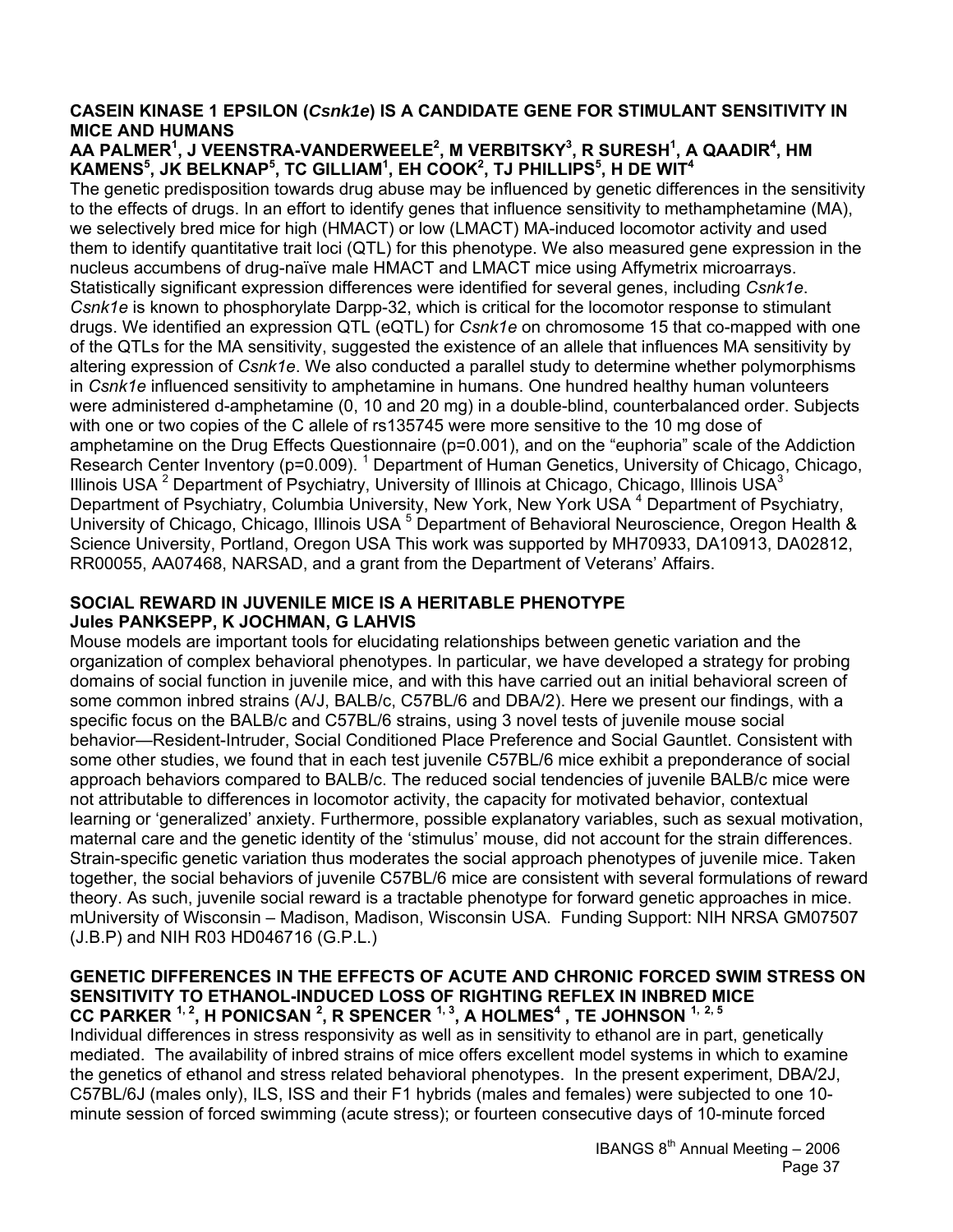### CASEIN KINASE 1 EPSILON (*Csnk1e*) IS A CANDIDATE GENE FOR STIMULANT SENSITIVITY IN MICE AND HUMANS

**AA PALMER[1], J VEENSTRA-VANDERWEELE[2], M VERBITSKY[3], R SURESH[1], A QAADIR[4], HM KAMENS[5], JK BELKNAP[5], TC GILLIAM[1], EH COOK[2], TJ PHILLIPS[5], H DE WIT[4]**

The genetic predisposition towards drug abuse may be influenced by genetic differences in the sensitivity to the effects of drugs. In an effort to identify genes that influence sensitivity to methamphetamine (MA), we selectively bred mice for high (HMACT) or low (LMACT) MA-induced locomotor activity and used them to identify quantitative trait loci (QTL) for this phenotype. We also measured gene expression in the nucleus accumbens of drug-naïve male HMACT and LMACT mice using Affymetrix microarrays. Statistically significant expression differences were identified for several genes, including *Csnk1e*. *Csnk1e* is known to phosphorylate Darpp-32, which is critical for the locomotor response to stimulant drugs. We identified an expression QTL (eQTL) for *Csnk1e* on chromosome 15 that co-mapped with one of the QTLs for the MA sensitivity, suggested the existence of an allele that influences MA sensitivity by altering expression of *Csnk1e*. We also conducted a parallel study to determine whether polymorphisms in *Csnk1e* influenced sensitivity to amphetamine in humans. One hundred healthy human volunteers were administered d-amphetamine (0, 10 and 20 mg) in a double-blind, counterbalanced order. Subjects with one or two copies of the C allele of rs135745 were more sensitive to the 10 mg dose of amphetamine on the Drug Effects Questionnaire ($p=0.001$), and on the "euphoria" scale of the Addiction Research Center Inventory ($p=0.009$). [1] Department of Human Genetics, University of Chicago, Chicago, Illinois USA [2] Department of Psychiatry, University of Illinois at Chicago, Chicago, Illinois USA [3] Department of Psychiatry, Columbia University, New York, New York USA [4] Department of Psychiatry, University of Chicago, Chicago, Illinois USA [5] Department of Behavioral Neuroscience, Oregon Health & Science University, Portland, Oregon USA This work was supported by MH70933, DA10913, DA02812, RR00055, AA07468, NARSAD, and a grant from the Department of Veterans' Affairs.

### SOCIAL REWARD IN JUVENILE MICE IS A HERITABLE PHENOTYPE

**Jules PANKSEPP, K JOCHMAN, G LAHVIS**

Mouse models are important tools for elucidating relationships between genetic variation and the organization of complex behavioral phenotypes. In particular, we have developed a strategy for probing domains of social function in juvenile mice, and with this have carried out an initial behavioral screen of some common inbred strains (A/J, BALB/c, C57BL/6 and DBA/2). Here we present our findings, with a specific focus on the BALB/c and C57BL/6 strains, using 3 novel tests of juvenile mouse social behavior—Resident-Intruder, Social Conditioned Place Preference and Social Gauntlet. Consistent with some other studies, we found that in each test juvenile C57BL/6 mice exhibit a preponderance of social approach behaviors compared to BALB/c. The reduced social tendencies of juvenile BALB/c mice were not attributable to differences in locomotor activity, the capacity for motivated behavior, contextual learning or 'generalized' anxiety. Furthermore, possible explanatory variables, such as sexual motivation, maternal care and the genetic identity of the 'stimulus' mouse, did not account for the strain differences. Strain-specific genetic variation thus moderates the social approach phenotypes of juvenile mice. Taken together, the social behaviors of juvenile C57BL/6 mice are consistent with several formulations of reward theory. As such, juvenile social reward is a tractable phenotype for forward genetic approaches in mice. mUniversity of Wisconsin – Madison, Madison, Wisconsin USA. Funding Support: NIH NRSA GM07507 (J.B.P) and NIH R03 HD046716 (G.P.L.)

### GENETIC DIFFERENCES IN THE EFFECTS OF ACUTE AND CHRONIC FORCED SWIM STRESS ON SENSITIVITY TO ETHANOL-INDUCED LOSS OF RIGHTING REFLEX IN INBRED MICE

**CC PARKER [1, 2], H PONICSAN [2], R SPENCER [1, 3], A HOLMES[4], TE JOHNSON [1, 2, 5]**

Individual differences in stress responsivity as well as in sensitivity to ethanol are in part, genetically mediated. The availability of inbred strains of mice offers excellent model systems in which to examine the genetics of ethanol and stress related behavioral phenotypes. In the present experiment, DBA/2J, C57BL/6J (males only), ILS, ISS and their F1 hybrids (males and females) were subjected to one 10-minute session of forced swimming (acute stress); or fourteen consecutive days of 10-minute forced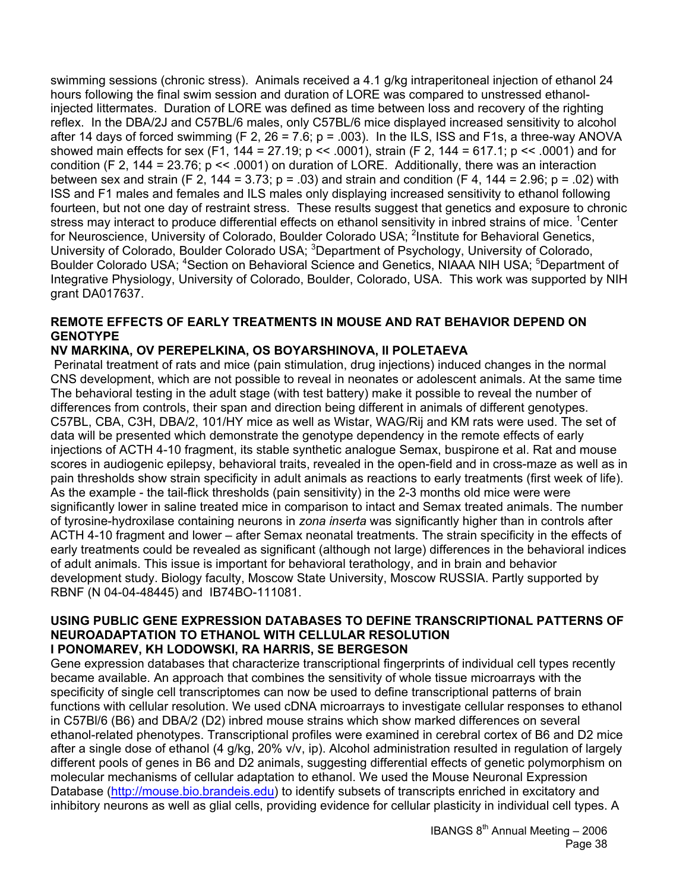swimming sessions (chronic stress). Animals received a 4.1 g/kg intraperitoneal injection of ethanol 24 hours following the final swim session and duration of LORE was compared to unstressed ethanol-injected littermates. Duration of LORE was defined as time between loss and recovery of the righting reflex. In the DBA/2J and C57BL/6 males, only C57BL/6 mice displayed increased sensitivity to alcohol after 14 days of forced swimming ($F_{2, 26} = 7.6$; $p = .003$). In the ILS, ISS and F1s, a three-way ANOVA showed main effects for sex ($F_{1, 144} = 27.19$; $p << .0001$), strain ($F_{2, 144} = 617.1$; $p << .0001$) and for condition ($F_{2, 144} = 23.76$; $p << .0001$) on duration of LORE. Additionally, there was an interaction between sex and strain ($F_{2, 144} = 3.73$; $p = .03$) and strain and condition ($F_{4, 144} = 2.96$; $p = .02$) with ISS and F1 males and females and ILS males only displaying increased sensitivity to ethanol following fourteen, but not one day of restraint stress. These results suggest that genetics and exposure to chronic stress may interact to produce differential effects on ethanol sensitivity in inbred strains of mice. [1]Center for Neuroscience, University of Colorado, Boulder Colorado USA; [2]Institute for Behavioral Genetics, University of Colorado, Boulder Colorado USA; [3]Department of Psychology, University of Colorado, Boulder Colorado USA; [4]Section on Behavioral Science and Genetics, NIAAA NIH USA; [5]Department of Integrative Physiology, University of Colorado, Boulder, Colorado, USA. This work was supported by NIH grant DA017637.

### REMOTE EFFECTS OF EARLY TREATMENTS IN MOUSE AND RAT BEHAVIOR DEPEND ON GENOTYPE

**NV MARKINA, OV PEREPELKINA, OS BOYARSHINOVA, II POLETAEVA**

Perinatal treatment of rats and mice (pain stimulation, drug injections) induced changes in the normal CNS development, which are not possible to reveal in neonates or adolescent animals. At the same time The behavioral testing in the adult stage (with test battery) make it possible to reveal the number of differences from controls, their span and direction being different in animals of different genotypes. C57BL, CBA, C3H, DBA/2, 101/HY mice as well as Wistar, WAG/Rij and KM rats were used. The set of data will be presented which demonstrate the genotype dependency in the remote effects of early injections of ACTH 4-10 fragment, its stable synthetic analogue Semax, buspirone et al. Rat and mouse scores in audiogenic epilepsy, behavioral traits, revealed in the open-field and in cross-maze as well as in pain thresholds show strain specificity in adult animals as reactions to early treatments (first week of life). As the example - the tail-flick thresholds (pain sensitivity) in the 2-3 months old mice were were significantly lower in saline treated mice in comparison to intact and Semax treated animals. The number of tyrosine-hydroxilase containing neurons in *zona inserta* was significantly higher than in controls after ACTH 4-10 fragment and lower – after Semax neonatal treatments. The strain specificity in the effects of early treatments could be revealed as significant (although not large) differences in the behavioral indices of adult animals. This issue is important for behavioral terathology, and in brain and behavior development study. Biology faculty, Moscow State University, Moscow RUSSIA. Partly supported by RBNF (N 04-04-48445) and IB74BO-111081.

### USING PUBLIC GENE EXPRESSION DATABASES TO DEFINE TRANSCRIPTIONAL PATTERNS OF NEUROADAPTATION TO ETHANOL WITH CELLULAR RESOLUTION

**I PONOMAREV, KH LODOWSKI, RA HARRIS, SE BERGESON**

Gene expression databases that characterize transcriptional fingerprints of individual cell types recently became available. An approach that combines the sensitivity of whole tissue microarrays with the specificity of single cell transcriptomes can now be used to define transcriptional patterns of brain functions with cellular resolution. We used cDNA microarrays to investigate cellular responses to ethanol in C57Bl/6 (B6) and DBA/2 (D2) inbred mouse strains which show marked differences on several ethanol-related phenotypes. Transcriptional profiles were examined in cerebral cortex of B6 and D2 mice after a single dose of ethanol (4 g/kg, 20% v/v, ip). Alcohol administration resulted in regulation of largely different pools of genes in B6 and D2 animals, suggesting differential effects of genetic polymorphism on molecular mechanisms of cellular adaptation to ethanol. We used the Mouse Neuronal Expression Database (http://mouse.bio.brandeis.edu) to identify subsets of transcripts enriched in excitatory and inhibitory neurons as well as glial cells, providing evidence for cellular plasticity in individual cell types. A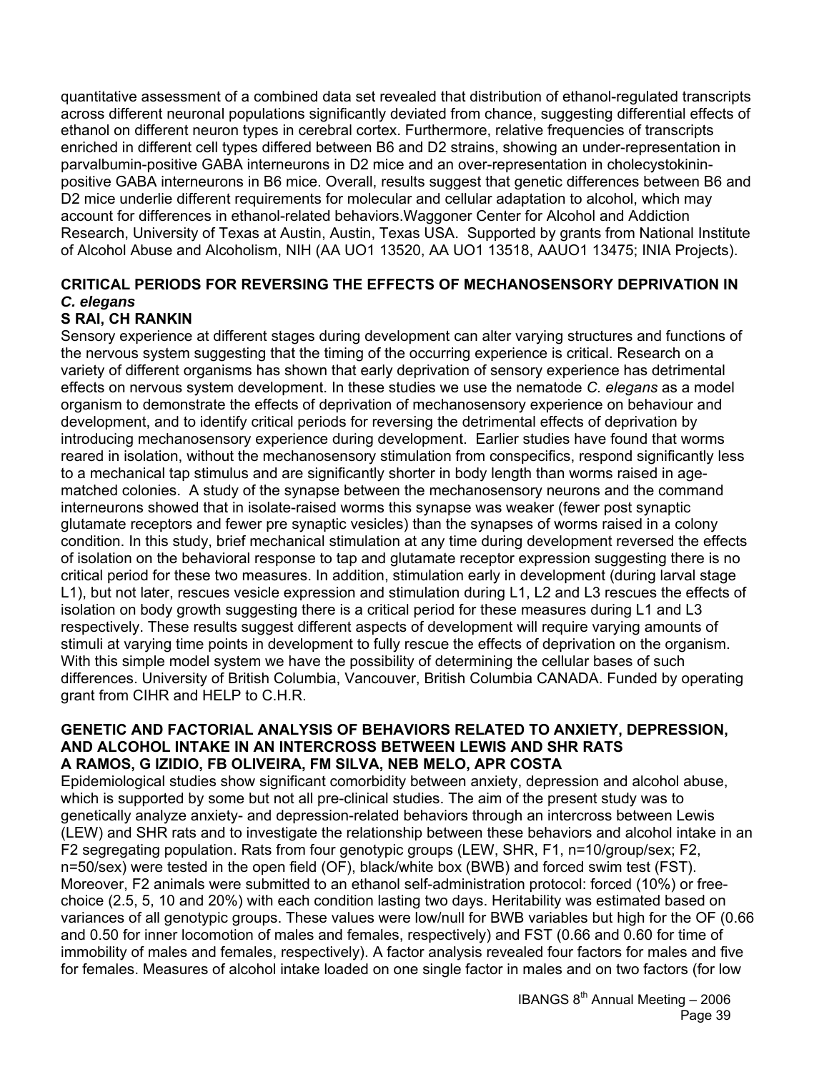quantitative assessment of a combined data set revealed that distribution of ethanol-regulated transcripts across different neuronal populations significantly deviated from chance, suggesting differential effects of ethanol on different neuron types in cerebral cortex. Furthermore, relative frequencies of transcripts enriched in different cell types differed between B6 and D2 strains, showing an under-representation in parvalbumin-positive GABA interneurons in D2 mice and an over-representation in cholecystokinin-positive GABA interneurons in B6 mice. Overall, results suggest that genetic differences between B6 and D2 mice underlie different requirements for molecular and cellular adaptation to alcohol, which may account for differences in ethanol-related behaviors.Waggoner Center for Alcohol and Addiction Research, University of Texas at Austin, Austin, Texas USA. Supported by grants from National Institute of Alcohol Abuse and Alcoholism, NIH (AA UO1 13520, AA UO1 13518, AAUO1 13475; INIA Projects).

### CRITICAL PERIODS FOR REVERSING THE EFFECTS OF MECHANOSENSORY DEPRIVATION IN *C. elegans*

**S RAI, CH RANKIN**

Sensory experience at different stages during development can alter varying structures and functions of the nervous system suggesting that the timing of the occurring experience is critical. Research on a variety of different organisms has shown that early deprivation of sensory experience has detrimental effects on nervous system development. In these studies we use the nematode *C. elegans* as a model organism to demonstrate the effects of deprivation of mechanosensory experience on behaviour and development, and to identify critical periods for reversing the detrimental effects of deprivation by introducing mechanosensory experience during development. Earlier studies have found that worms reared in isolation, without the mechanosensory stimulation from conspecifics, respond significantly less to a mechanical tap stimulus and are significantly shorter in body length than worms raised in age-matched colonies. A study of the synapse between the mechanosensory neurons and the command interneurons showed that in isolate-raised worms this synapse was weaker (fewer post synaptic glutamate receptors and fewer pre synaptic vesicles) than the synapses of worms raised in a colony condition. In this study, brief mechanical stimulation at any time during development reversed the effects of isolation on the behavioral response to tap and glutamate receptor expression suggesting there is no critical period for these two measures. In addition, stimulation early in development (during larval stage L1), but not later, rescues vesicle expression and stimulation during L1, L2 and L3 rescues the effects of isolation on body growth suggesting there is a critical period for these measures during L1 and L3 respectively. These results suggest different aspects of development will require varying amounts of stimuli at varying time points in development to fully rescue the effects of deprivation on the organism. With this simple model system we have the possibility of determining the cellular bases of such differences. University of British Columbia, Vancouver, British Columbia CANADA. Funded by operating grant from CIHR and HELP to C.H.R.

### GENETIC AND FACTORIAL ANALYSIS OF BEHAVIORS RELATED TO ANXIETY, DEPRESSION, AND ALCOHOL INTAKE IN AN INTERCROSS BETWEEN LEWIS AND SHR RATS

**A RAMOS, G IZIDIO, FB OLIVEIRA, FM SILVA, NEB MELO, APR COSTA**

Epidemiological studies show significant comorbidity between anxiety, depression and alcohol abuse, which is supported by some but not all pre-clinical studies. The aim of the present study was to genetically analyze anxiety- and depression-related behaviors through an intercross between Lewis (LEW) and SHR rats and to investigate the relationship between these behaviors and alcohol intake in an F2 segregating population. Rats from four genotypic groups (LEW, SHR, F1, n=10/group/sex; F2, n=50/sex) were tested in the open field (OF), black/white box (BWB) and forced swim test (FST). Moreover, F2 animals were submitted to an ethanol self-administration protocol: forced (10%) or free-choice (2.5, 5, 10 and 20%) with each condition lasting two days. Heritability was estimated based on variances of all genotypic groups. These values were low/null for BWB variables but high for the OF (0.66 and 0.50 for inner locomotion of males and females, respectively) and FST (0.66 and 0.60 for time of immobility of males and females, respectively). A factor analysis revealed four factors for males and five for females. Measures of alcohol intake loaded on one single factor in males and on two factors (for low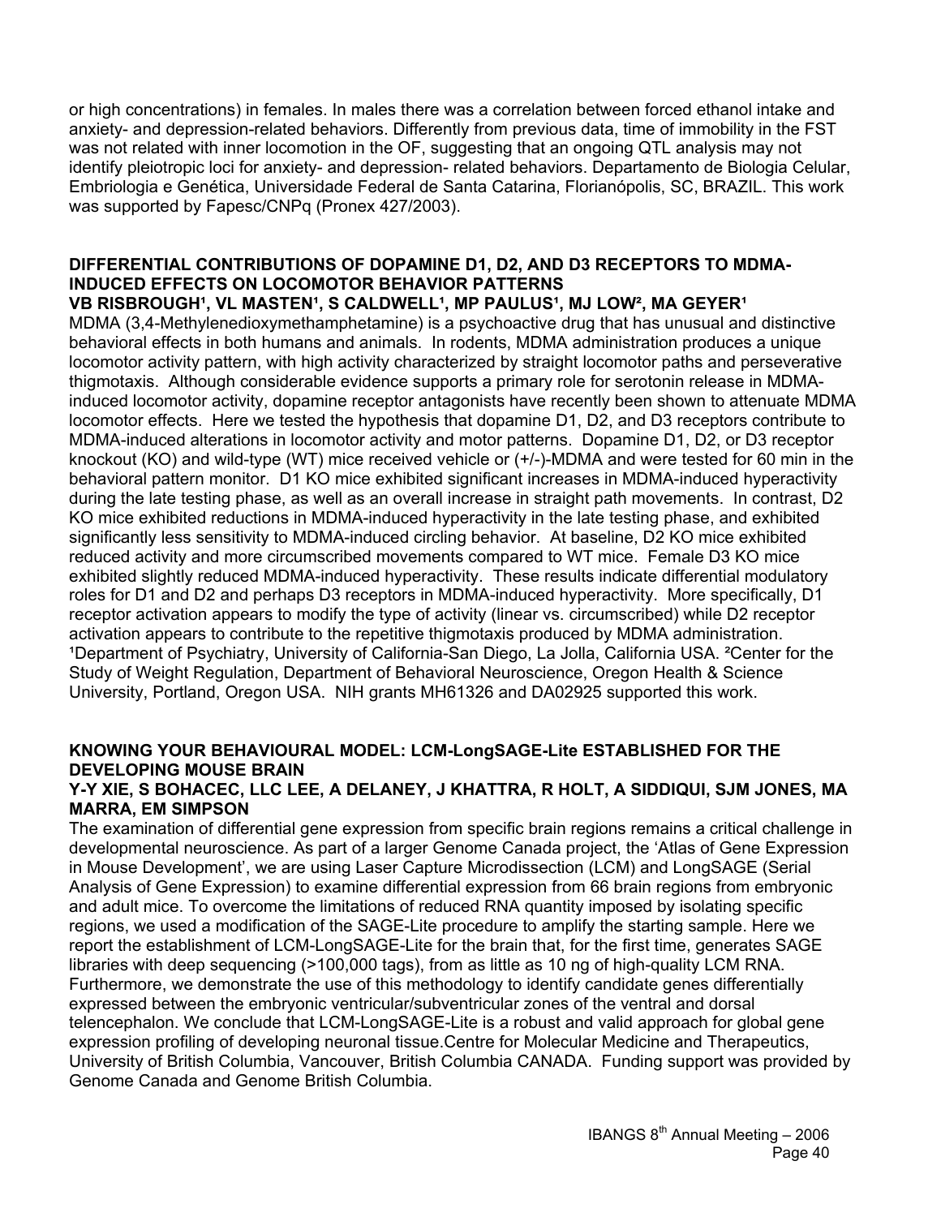or high concentrations) in females. In males there was a correlation between forced ethanol intake and anxiety- and depression-related behaviors. Differently from previous data, time of immobility in the FST was not related with inner locomotion in the OF, suggesting that an ongoing QTL analysis may not identify pleiotropic loci for anxiety- and depression- related behaviors. Departamento de Biologia Celular, Embriologia e Genética, Universidade Federal de Santa Catarina, Florianópolis, SC, BRAZIL. This work was supported by Fapesc/CNPq (Pronex 427/2003).

### DIFFERENTIAL CONTRIBUTIONS OF DOPAMINE D1, D2, AND D3 RECEPTORS TO MDMA-INDUCED EFFECTS ON LOCOMOTOR BEHAVIOR PATTERNS

**VB RISBROUGH[1], VL MASTEN[1], S CALDWELL[1], MP PAULUS[1], MJ LOW[2], MA GEYER[1]**

MDMA (3,4-Methylenedioxymethamphetamine) is a psychoactive drug that has unusual and distinctive behavioral effects in both humans and animals. In rodents, MDMA administration produces a unique locomotor activity pattern, with high activity characterized by straight locomotor paths and perseverative thigmotaxis. Although considerable evidence supports a primary role for serotonin release in MDMA-induced locomotor activity, dopamine receptor antagonists have recently been shown to attenuate MDMA locomotor effects. Here we tested the hypothesis that dopamine D1, D2, and D3 receptors contribute to MDMA-induced alterations in locomotor activity and motor patterns. Dopamine D1, D2, or D3 receptor knockout (KO) and wild-type (WT) mice received vehicle or (+/-)-MDMA and were tested for 60 min in the behavioral pattern monitor. D1 KO mice exhibited significant increases in MDMA-induced hyperactivity during the late testing phase, as well as an overall increase in straight path movements. In contrast, D2 KO mice exhibited reductions in MDMA-induced hyperactivity in the late testing phase, and exhibited significantly less sensitivity to MDMA-induced circling behavior. At baseline, D2 KO mice exhibited reduced activity and more circumscribed movements compared to WT mice. Female D3 KO mice exhibited slightly reduced MDMA-induced hyperactivity. These results indicate differential modulatory roles for D1 and D2 and perhaps D3 receptors in MDMA-induced hyperactivity. More specifically, D1 receptor activation appears to modify the type of activity (linear vs. circumscribed) while D2 receptor activation appears to contribute to the repetitive thigmotaxis produced by MDMA administration. [1]Department of Psychiatry, University of California-San Diego, La Jolla, California USA. [2]Center for the Study of Weight Regulation, Department of Behavioral Neuroscience, Oregon Health & Science University, Portland, Oregon USA. NIH grants MH61326 and DA02925 supported this work.

### KNOWING YOUR BEHAVIOURAL MODEL: LCM-LongSAGE-Lite ESTABLISHED FOR THE DEVELOPING MOUSE BRAIN

**Y-Y XIE, S BOHACEC, LLC LEE, A DELANEY, J KHATTRA, R HOLT, A SIDDIQUI, SJM JONES, MA MARRA, EM SIMPSON**

The examination of differential gene expression from specific brain regions remains a critical challenge in developmental neuroscience. As part of a larger Genome Canada project, the 'Atlas of Gene Expression in Mouse Development', we are using Laser Capture Microdissection (LCM) and LongSAGE (Serial Analysis of Gene Expression) to examine differential expression from 66 brain regions from embryonic and adult mice. To overcome the limitations of reduced RNA quantity imposed by isolating specific regions, we used a modification of the SAGE-Lite procedure to amplify the starting sample. Here we report the establishment of LCM-LongSAGE-Lite for the brain that, for the first time, generates SAGE libraries with deep sequencing (>100,000 tags), from as little as 10 ng of high-quality LCM RNA. Furthermore, we demonstrate the use of this methodology to identify candidate genes differentially expressed between the embryonic ventricular/subventricular zones of the ventral and dorsal telencephalon. We conclude that LCM-LongSAGE-Lite is a robust and valid approach for global gene expression profiling of developing neuronal tissue.Centre for Molecular Medicine and Therapeutics, University of British Columbia, Vancouver, British Columbia CANADA. Funding support was provided by Genome Canada and Genome British Columbia.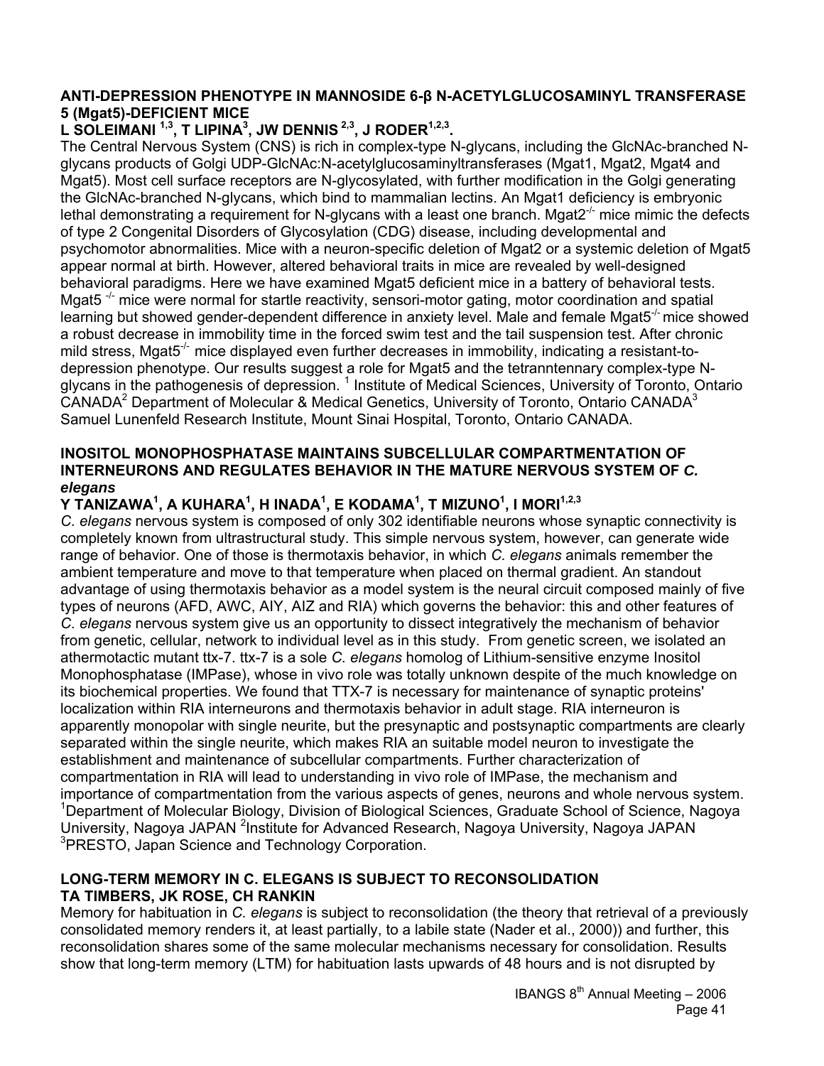### ANTI-DEPRESSION PHENOTYPE IN MANNOSIDE 6-β N-ACETYLGLUCOSAMINYL TRANSFERASE 5 (Mgat5)-DEFICIENT MICE

**L SOLEIMANI [1,3], T LIPINA[3], JW DENNIS [2,3], J RODER[1,2,3].**

The Central Nervous System (CNS) is rich in complex-type N-glycans, including the GlcNAc-branched N-glycans products of Golgi UDP-GlcNAc:N-acetylglucosaminyltransferases (Mgat1, Mgat2, Mgat4 and Mgat5). Most cell surface receptors are N-glycosylated, with further modification in the Golgi generating the GlcNAc-branched N-glycans, which bind to mammalian lectins. An Mgat1 deficiency is embryonic lethal demonstrating a requirement for N-glycans with a least one branch. Mgat2$^{-/-}$ mice mimic the defects of type 2 Congenital Disorders of Glycosylation (CDG) disease, including developmental and psychomotor abnormalities. Mice with a neuron-specific deletion of Mgat2 or a systemic deletion of Mgat5 appear normal at birth. However, altered behavioral traits in mice are revealed by well-designed behavioral paradigms. Here we have examined Mgat5 deficient mice in a battery of behavioral tests. Mgat5 $^{-/-}$ mice were normal for startle reactivity, sensori-motor gating, motor coordination and spatial learning but showed gender-dependent difference in anxiety level. Male and female Mgat5$^{-/-}$ mice showed a robust decrease in immobility time in the forced swim test and the tail suspension test. After chronic mild stress, Mgat5$^{-/-}$ mice displayed even further decreases in immobility, indicating a resistant-to-depression phenotype. Our results suggest a role for Mgat5 and the tetranntennary complex-type N-glycans in the pathogenesis of depression. [1] Institute of Medical Sciences, University of Toronto, Ontario CANADA[2] Department of Molecular & Medical Genetics, University of Toronto, Ontario CANADA[3] Samuel Lunenfeld Research Institute, Mount Sinai Hospital, Toronto, Ontario CANADA.

### INOSITOL MONOPHOSPHATASE MAINTAINS SUBCELLULAR COMPARTMENTATION OF INTERNEURONS AND REGULATES BEHAVIOR IN THE MATURE NERVOUS SYSTEM OF *C. elegans*

**Y TANIZAWA[1], A KUHARA[1], H INADA[1], E KODAMA[1], T MIZUNO[1], I MORI[1,2,3]**

*C. elegans* nervous system is composed of only 302 identifiable neurons whose synaptic connectivity is completely known from ultrastructural study. This simple nervous system, however, can generate wide range of behavior. One of those is thermotaxis behavior, in which *C. elegans* animals remember the ambient temperature and move to that temperature when placed on thermal gradient. An standout advantage of using thermotaxis behavior as a model system is the neural circuit composed mainly of five types of neurons (AFD, AWC, AIY, AIZ and RIA) which governs the behavior: this and other features of *C. elegans* nervous system give us an opportunity to dissect integratively the mechanism of behavior from genetic, cellular, network to individual level as in this study. From genetic screen, we isolated an athermotactic mutant ttx-7. ttx-7 is a sole *C. elegans* homolog of Lithium-sensitive enzyme Inositol Monophosphatase (IMPase), whose in vivo role was totally unknown despite of the much knowledge on its biochemical properties. We found that TTX-7 is necessary for maintenance of synaptic proteins' localization within RIA interneurons and thermotaxis behavior in adult stage. RIA interneuron is apparently monopolar with single neurite, but the presynaptic and postsynaptic compartments are clearly separated within the single neurite, which makes RIA an suitable model neuron to investigate the establishment and maintenance of subcellular compartments. Further characterization of compartmentation in RIA will lead to understanding in vivo role of IMPase, the mechanism and importance of compartmentation from the various aspects of genes, neurons and whole nervous system. [1]Department of Molecular Biology, Division of Biological Sciences, Graduate School of Science, Nagoya University, Nagoya JAPAN [2]Institute for Advanced Research, Nagoya University, Nagoya JAPAN [3]PRESTO, Japan Science and Technology Corporation.

### LONG-TERM MEMORY IN C. ELEGANS IS SUBJECT TO RECONSOLIDATION

**TA TIMBERS, JK ROSE, CH RANKIN**

Memory for habituation in *C. elegans* is subject to reconsolidation (the theory that retrieval of a previously consolidated memory renders it, at least partially, to a labile state (Nader et al., 2000)) and further, this reconsolidation shares some of the same molecular mechanisms necessary for consolidation. Results show that long-term memory (LTM) for habituation lasts upwards of 48 hours and is not disrupted by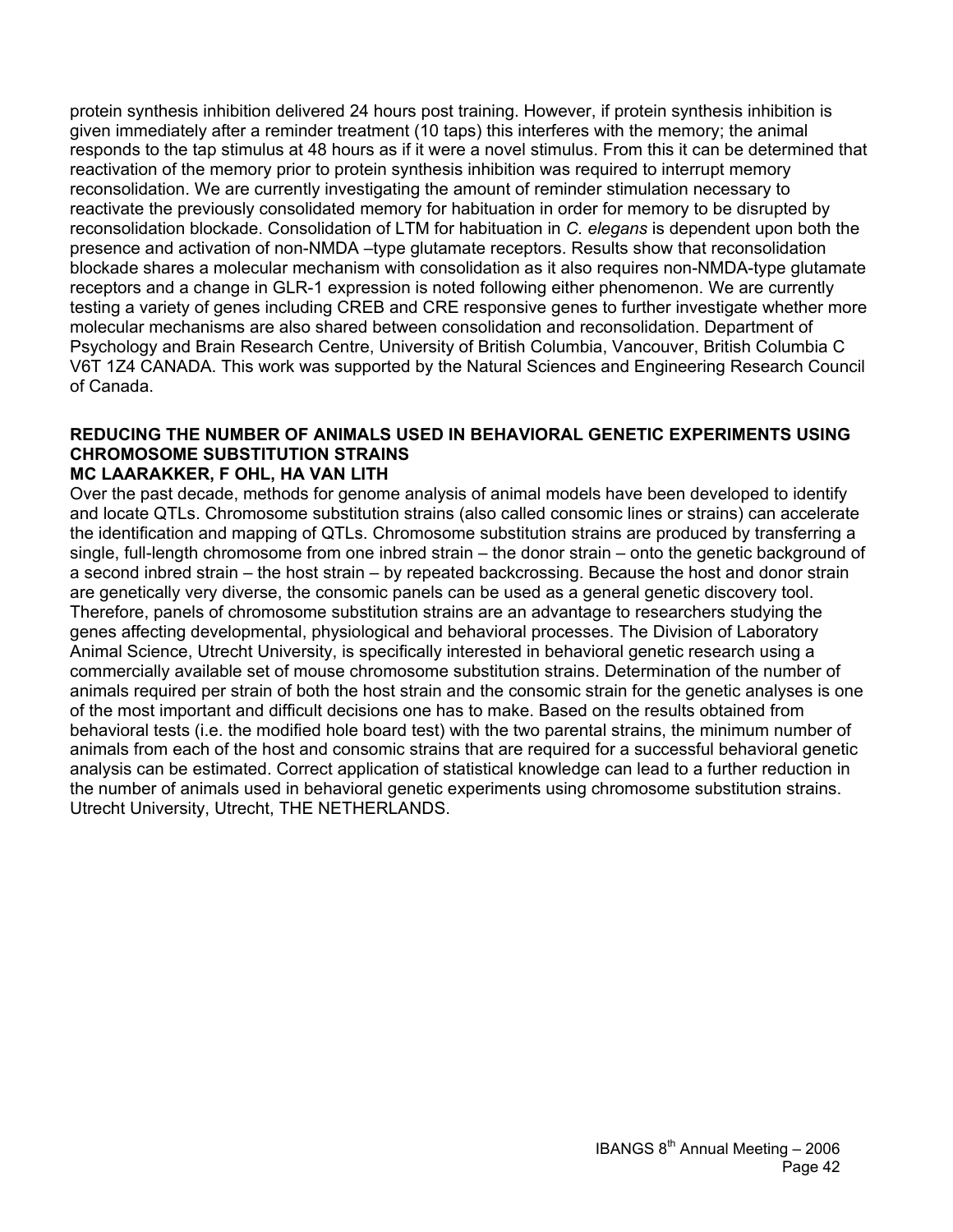protein synthesis inhibition delivered 24 hours post training. However, if protein synthesis inhibition is given immediately after a reminder treatment (10 taps) this interferes with the memory; the animal responds to the tap stimulus at 48 hours as if it were a novel stimulus. From this it can be determined that reactivation of the memory prior to protein synthesis inhibition was required to interrupt memory reconsolidation. We are currently investigating the amount of reminder stimulation necessary to reactivate the previously consolidated memory for habituation in order for memory to be disrupted by reconsolidation blockade. Consolidation of LTM for habituation in *C. elegans* is dependent upon both the presence and activation of non-NMDA –type glutamate receptors. Results show that reconsolidation blockade shares a molecular mechanism with consolidation as it also requires non-NMDA-type glutamate receptors and a change in GLR-1 expression is noted following either phenomenon. We are currently testing a variety of genes including CREB and CRE responsive genes to further investigate whether more molecular mechanisms are also shared between consolidation and reconsolidation. Department of Psychology and Brain Research Centre, University of British Columbia, Vancouver, British Columbia C V6T 1Z4 CANADA. This work was supported by the Natural Sciences and Engineering Research Council of Canada.

**REDUCING THE NUMBER OF ANIMALS USED IN BEHAVIORAL GENETIC EXPERIMENTS USING CHROMOSOME SUBSTITUTION STRAINS**
**MC LAARAKKER, F OHL, HA VAN LITH**

Over the past decade, methods for genome analysis of animal models have been developed to identify and locate QTLs. Chromosome substitution strains (also called consomic lines or strains) can accelerate the identification and mapping of QTLs. Chromosome substitution strains are produced by transferring a single, full-length chromosome from one inbred strain – the donor strain – onto the genetic background of a second inbred strain – the host strain – by repeated backcrossing. Because the host and donor strain are genetically very diverse, the consomic panels can be used as a general genetic discovery tool. Therefore, panels of chromosome substitution strains are an advantage to researchers studying the genes affecting developmental, physiological and behavioral processes. The Division of Laboratory Animal Science, Utrecht University, is specifically interested in behavioral genetic research using a commercially available set of mouse chromosome substitution strains. Determination of the number of animals required per strain of both the host strain and the consomic strain for the genetic analyses is one of the most important and difficult decisions one has to make. Based on the results obtained from behavioral tests (i.e. the modified hole board test) with the two parental strains, the minimum number of animals from each of the host and consomic strains that are required for a successful behavioral genetic analysis can be estimated. Correct application of statistical knowledge can lead to a further reduction in the number of animals used in behavioral genetic experiments using chromosome substitution strains. Utrecht University, Utrecht, THE NETHERLANDS.